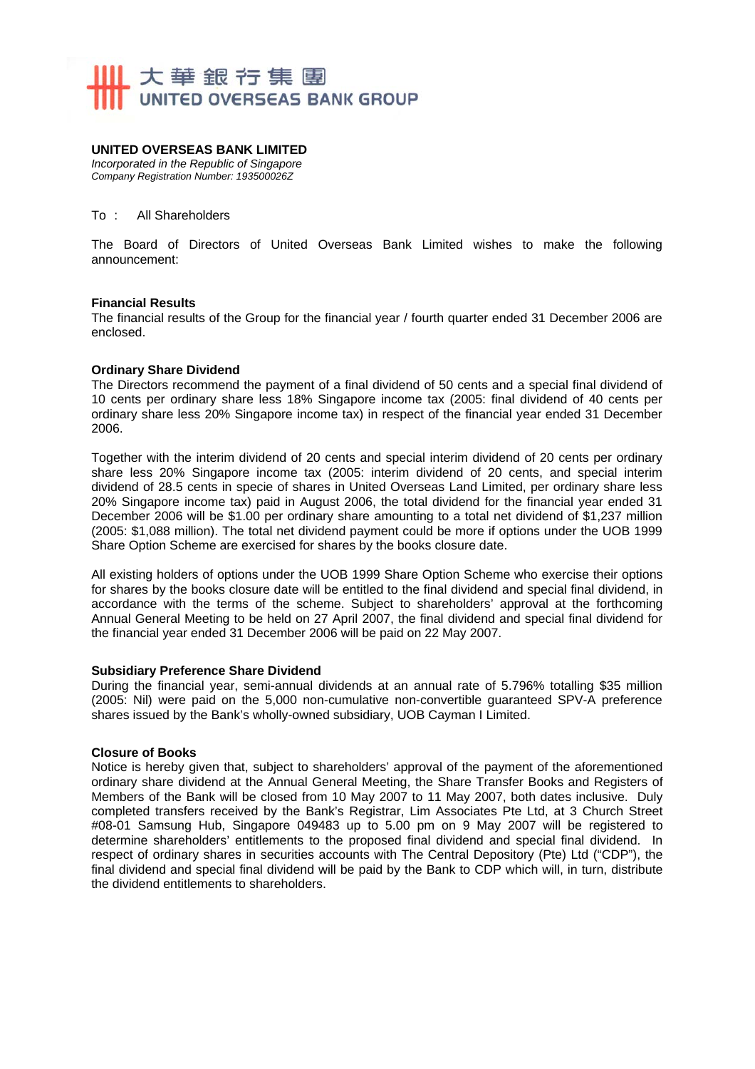大華銀行集團
UNITED OVERSEAS BANK GROUP

**UNITED OVERSEAS BANK LIMITED**
*Incorporated in the Republic of Singapore*
*Company Registration Number: 193500026Z*

To : All Shareholders

The Board of Directors of United Overseas Bank Limited wishes to make the following announcement:

**Financial Results**

The financial results of the Group for the financial year / fourth quarter ended 31 December 2006 are enclosed.

**Ordinary Share Dividend**

The Directors recommend the payment of a final dividend of 50 cents and a special final dividend of 10 cents per ordinary share less 18% Singapore income tax (2005: final dividend of 40 cents per ordinary share less 20% Singapore income tax) in respect of the financial year ended 31 December 2006.

Together with the interim dividend of 20 cents and special interim dividend of 20 cents per ordinary share less 20% Singapore income tax (2005: interim dividend of 20 cents, and special interim dividend of 28.5 cents in specie of shares in United Overseas Land Limited, per ordinary share less 20% Singapore income tax) paid in August 2006, the total dividend for the financial year ended 31 December 2006 will be $1.00 per ordinary share amounting to a total net dividend of $1,237 million (2005: $1,088 million). The total net dividend payment could be more if options under the UOB 1999 Share Option Scheme are exercised for shares by the books closure date.

All existing holders of options under the UOB 1999 Share Option Scheme who exercise their options for shares by the books closure date will be entitled to the final dividend and special final dividend, in accordance with the terms of the scheme. Subject to shareholders' approval at the forthcoming Annual General Meeting to be held on 27 April 2007, the final dividend and special final dividend for the financial year ended 31 December 2006 will be paid on 22 May 2007.

**Subsidiary Preference Share Dividend**

During the financial year, semi-annual dividends at an annual rate of 5.796% totalling $35 million (2005: Nil) were paid on the 5,000 non-cumulative non-convertible guaranteed SPV-A preference shares issued by the Bank's wholly-owned subsidiary, UOB Cayman I Limited.

**Closure of Books**

Notice is hereby given that, subject to shareholders' approval of the payment of the aforementioned ordinary share dividend at the Annual General Meeting, the Share Transfer Books and Registers of Members of the Bank will be closed from 10 May 2007 to 11 May 2007, both dates inclusive. Duly completed transfers received by the Bank's Registrar, Lim Associates Pte Ltd, at 3 Church Street #08-01 Samsung Hub, Singapore 049483 up to 5.00 pm on 9 May 2007 will be registered to determine shareholders' entitlements to the proposed final dividend and special final dividend. In respect of ordinary shares in securities accounts with The Central Depository (Pte) Ltd ("CDP"), the final dividend and special final dividend will be paid by the Bank to CDP which will, in turn, distribute the dividend entitlements to shareholders.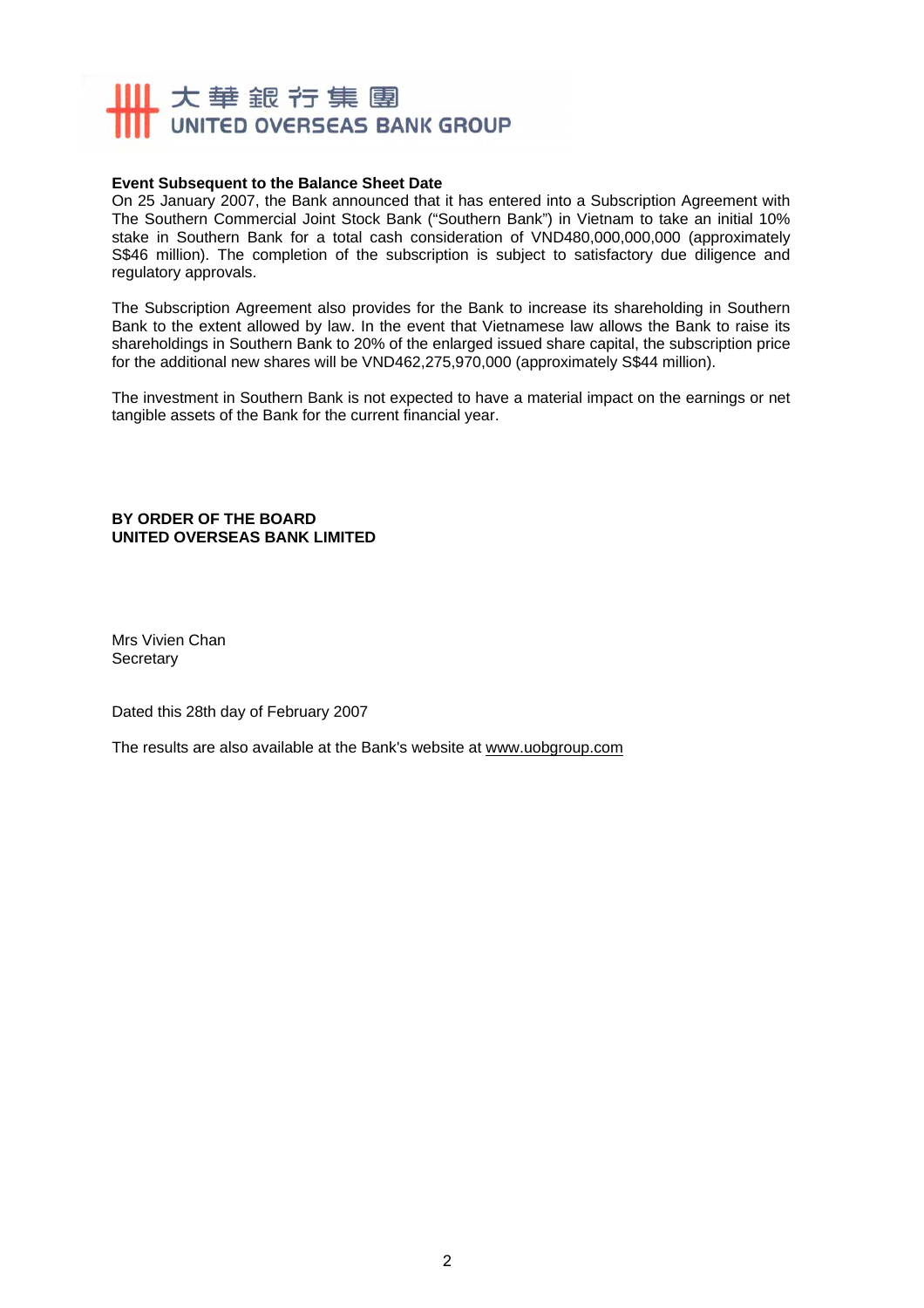**Event Subsequent to the Balance Sheet Date**

On 25 January 2007, the Bank announced that it has entered into a Subscription Agreement with The Southern Commercial Joint Stock Bank ("Southern Bank") in Vietnam to take an initial 10% stake in Southern Bank for a total cash consideration of VND480,000,000,000 (approximately S$46 million). The completion of the subscription is subject to satisfactory due diligence and regulatory approvals.

The Subscription Agreement also provides for the Bank to increase its shareholding in Southern Bank to the extent allowed by law. In the event that Vietnamese law allows the Bank to raise its shareholdings in Southern Bank to 20% of the enlarged issued share capital, the subscription price for the additional new shares will be VND462,275,970,000 (approximately S$44 million).

The investment in Southern Bank is not expected to have a material impact on the earnings or net tangible assets of the Bank for the current financial year.

**BY ORDER OF THE BOARD**
**UNITED OVERSEAS BANK LIMITED**

Mrs Vivien Chan
Secretary

Dated this 28th day of February 2007

The results are also available at the Bank's website at www.uobgroup.com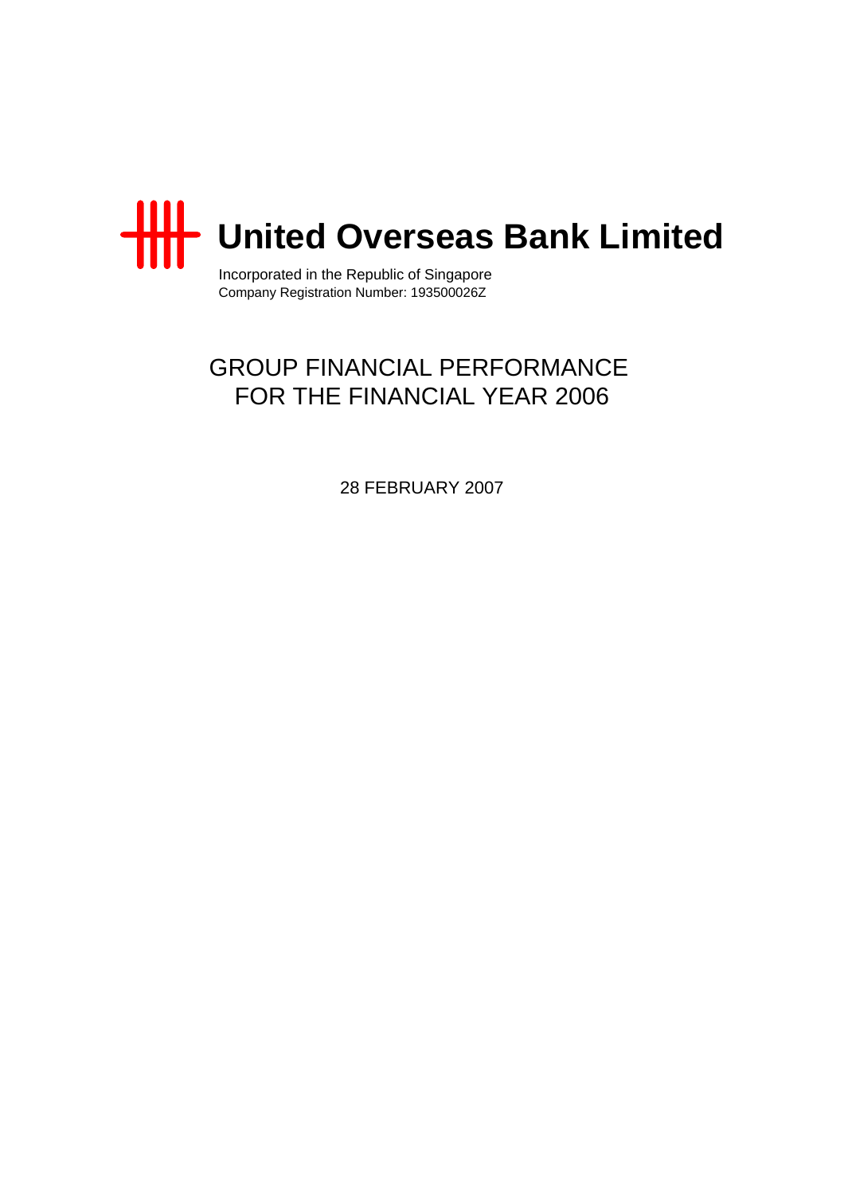# United Overseas Bank Limited

Incorporated in the Republic of Singapore
Company Registration Number: 193500026Z

## GROUP FINANCIAL PERFORMANCE FOR THE FINANCIAL YEAR 2006

28 FEBRUARY 2007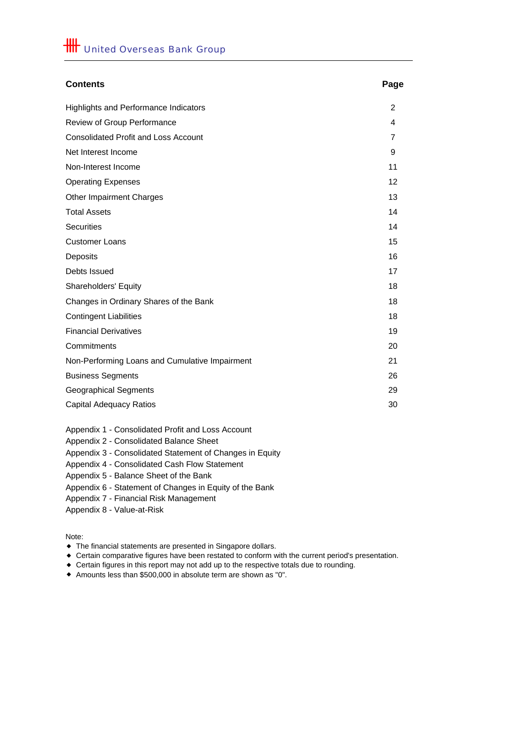United Overseas Bank Group

| Contents | Page |
|---|---|
| Highlights and Performance Indicators | 2 |
| Review of Group Performance | 4 |
| Consolidated Profit and Loss Account | 7 |
| Net Interest Income | 9 |
| Non-Interest Income | 11 |
| Operating Expenses | 12 |
| Other Impairment Charges | 13 |
| Total Assets | 14 |
| Securities | 14 |
| Customer Loans | 15 |
| Deposits | 16 |
| Debts Issued | 17 |
| Shareholders' Equity | 18 |
| Changes in Ordinary Shares of the Bank | 18 |
| Contingent Liabilities | 18 |
| Financial Derivatives | 19 |
| Commitments | 20 |
| Non-Performing Loans and Cumulative Impairment | 21 |
| Business Segments | 26 |
| Geographical Segments | 29 |
| Capital Adequacy Ratios | 30 |

Appendix 1 - Consolidated Profit and Loss Account
Appendix 2 - Consolidated Balance Sheet
Appendix 3 - Consolidated Statement of Changes in Equity
Appendix 4 - Consolidated Cash Flow Statement
Appendix 5 - Balance Sheet of the Bank
Appendix 6 - Statement of Changes in Equity of the Bank
Appendix 7 - Financial Risk Management
Appendix 8 - Value-at-Risk

Note:
- The financial statements are presented in Singapore dollars.
- Certain comparative figures have been restated to conform with the current period's presentation.
- Certain figures in this report may not add up to the respective totals due to rounding.
- Amounts less than $500,000 in absolute term are shown as "0".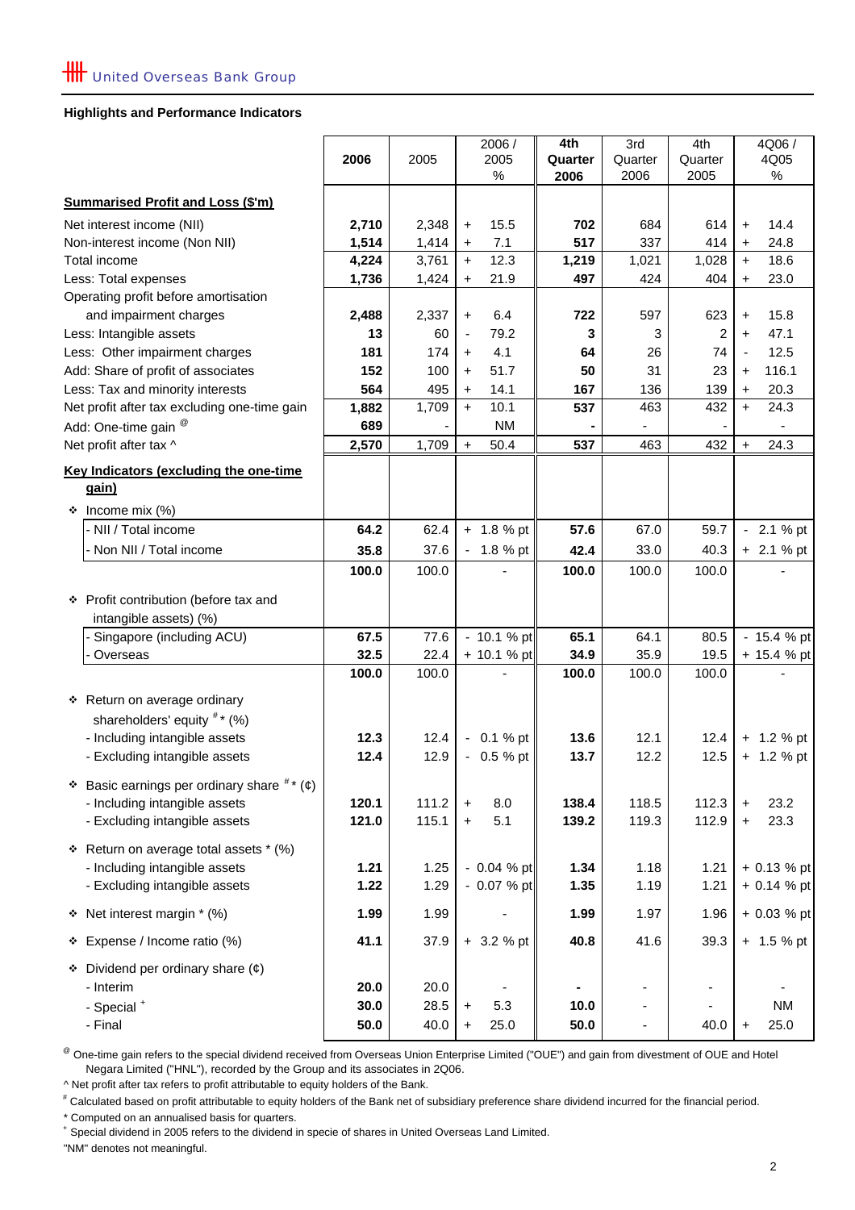## Highlights and Performance Indicators

| | 2006 | 2005 | 2006 / 2005 % | 4th Quarter 2006 | 3rd Quarter 2006 | 4th Quarter 2005 | 4Q06 / 4Q05 % |
|---|---|---|---|---|---|---|---|
| **Summarised Profit and Loss ($'m)** | | | | | | | |
| Net interest income (NII) | **2,710** | 2,348 | + 15.5 | **702** | 684 | 614 | + 14.4 |
| Non-interest income (Non NII) | **1,514** | 1,414 | + 7.1 | **517** | 337 | 414 | + 24.8 |
| Total income | **4,224** | 3,761 | + 12.3 | **1,219** | 1,021 | 1,028 | + 18.6 |
| Less: Total expenses | **1,736** | 1,424 | + 21.9 | **497** | 424 | 404 | + 23.0 |
| Operating profit before amortisation and impairment charges | **2,488** | 2,337 | + 6.4 | **722** | 597 | 623 | + 15.8 |
| Less: Intangible assets | **13** | 60 | - 79.2 | **3** | 3 | 2 | + 47.1 |
| Less: Other impairment charges | **181** | 174 | + 4.1 | **64** | 26 | 74 | - 12.5 |
| Add: Share of profit of associates | **152** | 100 | + 51.7 | **50** | 31 | 23 | + 116.1 |
| Less: Tax and minority interests | **564** | 495 | + 14.1 | **167** | 136 | 139 | + 20.3 |
| Net profit after tax excluding one-time gain | **1,882** | 1,709 | + 10.1 | **537** | 463 | 432 | + 24.3 |
| Add: One-time gain [@] | **689** | - | NM | **-** | - | - | - |
| Net profit after tax ^ | **2,570** | 1,709 | + 50.4 | **537** | 463 | 432 | + 24.3 |
| **Key Indicators (excluding the one-time gain)** | | | | | | | |
| ❖ Income mix (%) | | | | | | | |
| - NII / Total income | **64.2** | 62.4 | + 1.8 % pt | **57.6** | 67.0 | 59.7 | - 2.1 % pt |
| - Non NII / Total income | **35.8** | 37.6 | - 1.8 % pt | **42.4** | 33.0 | 40.3 | + 2.1 % pt |
| | **100.0** | 100.0 | - | **100.0** | 100.0 | 100.0 | - |
| ❖ Profit contribution (before tax and intangible assets) (%) | | | | | | | |
| - Singapore (including ACU) | **67.5** | 77.6 | - 10.1 % pt | **65.1** | 64.1 | 80.5 | - 15.4 % pt |
| - Overseas | **32.5** | 22.4 | + 10.1 % pt | **34.9** | 35.9 | 19.5 | + 15.4 % pt |
| | **100.0** | 100.0 | - | **100.0** | 100.0 | 100.0 | - |
| ❖ Return on average ordinary shareholders' equity [#] * (%) | | | | | | | |
| - Including intangible assets | **12.3** | 12.4 | - 0.1 % pt | **13.6** | 12.1 | 12.4 | + 1.2 % pt |
| - Excluding intangible assets | **12.4** | 12.9 | - 0.5 % pt | **13.7** | 12.2 | 12.5 | + 1.2 % pt |
| ❖ Basic earnings per ordinary share [#] * (¢) | | | | | | | |
| - Including intangible assets | **120.1** | 111.2 | + 8.0 | **138.4** | 118.5 | 112.3 | + 23.2 |
| - Excluding intangible assets | **121.0** | 115.1 | + 5.1 | **139.2** | 119.3 | 112.9 | + 23.3 |
| ❖ Return on average total assets * (%) | | | | | | | |
| - Including intangible assets | **1.21** | 1.25 | - 0.04 % pt | **1.34** | 1.18 | 1.21 | + 0.13 % pt |
| - Excluding intangible assets | **1.22** | 1.29 | - 0.07 % pt | **1.35** | 1.19 | 1.21 | + 0.14 % pt |
| ❖ Net interest margin * (%) | **1.99** | 1.99 | - | **1.99** | 1.97 | 1.96 | + 0.03 % pt |
| ❖ Expense / Income ratio (%) | **41.1** | 37.9 | + 3.2 % pt | **40.8** | 41.6 | 39.3 | + 1.5 % pt |
| ❖ Dividend per ordinary share (¢) | | | | | | | |
| - Interim | **20.0** | 20.0 | - | **-** | - | - | - |
| - Special [+] | **30.0** | 28.5 | + 5.3 | **10.0** | - | - | NM |
| - Final | **50.0** | 40.0 | + 25.0 | **50.0** | - | 40.0 | + 25.0 |

[@] One-time gain refers to the special dividend received from Overseas Union Enterprise Limited ("OUE") and gain from divestment of OUE and Hotel Negara Limited ("HNL"), recorded by the Group and its associates in 2Q06.

^ Net profit after tax refers to profit attributable to equity holders of the Bank.

[#] Calculated based on profit attributable to equity holders of the Bank net of subsidiary preference share dividend incurred for the financial period.

* Computed on an annualised basis for quarters.

[+] Special dividend in 2005 refers to the dividend in specie of shares in United Overseas Land Limited.

"NM" denotes not meaningful.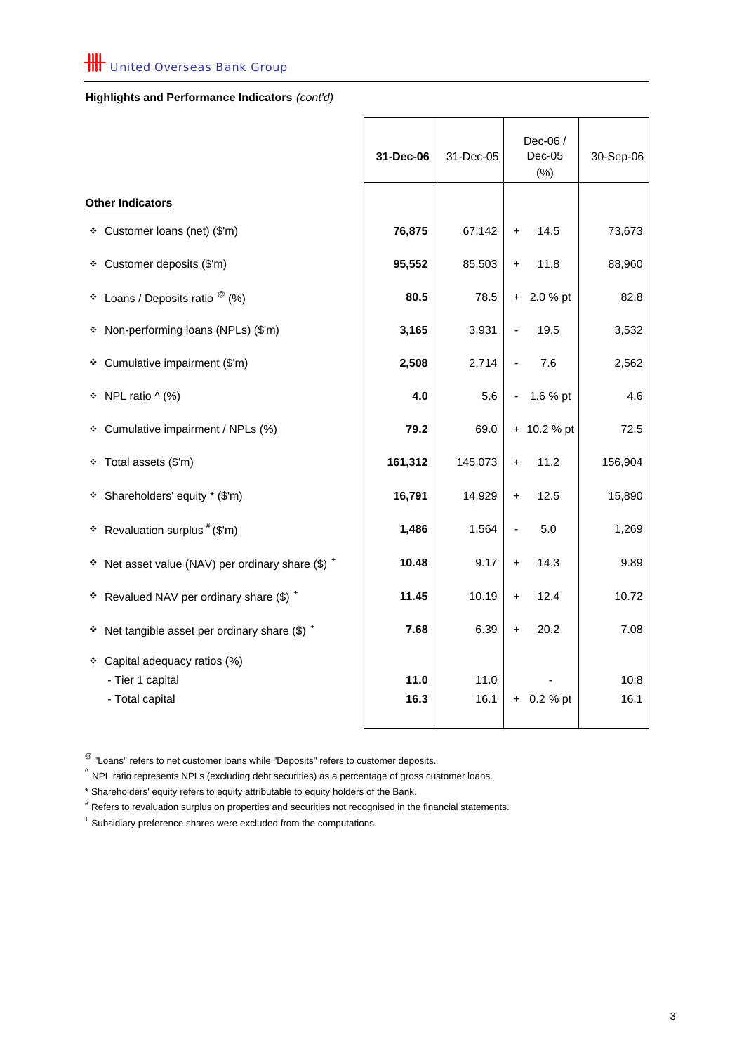**Highlights and Performance Indicators** *(cont'd)*

| | **31-Dec-06** | 31-Dec-05 | Dec-06 / Dec-05 (%) | 30-Sep-06 |
|---|---|---|---|---|
| **Other Indicators** | | | | |
| ❖ Customer loans (net) ($'m) | **76,875** | 67,142 | + 14.5 | 73,673 |
| ❖ Customer deposits ($'m) | **95,552** | 85,503 | + 11.8 | 88,960 |
| ❖ Loans / Deposits ratio [@] (%) | **80.5** | 78.5 | + 2.0 % pt | 82.8 |
| ❖ Non-performing loans (NPLs) ($'m) | **3,165** | 3,931 | - 19.5 | 3,532 |
| ❖ Cumulative impairment ($'m) | **2,508** | 2,714 | - 7.6 | 2,562 |
| ❖ NPL ratio ^ (%) | **4.0** | 5.6 | - 1.6 % pt | 4.6 |
| ❖ Cumulative impairment / NPLs (%) | **79.2** | 69.0 | + 10.2 % pt | 72.5 |
| ❖ Total assets ($'m) | **161,312** | 145,073 | + 11.2 | 156,904 |
| ❖ Shareholders' equity * ($'m) | **16,791** | 14,929 | + 12.5 | 15,890 |
| ❖ Revaluation surplus [#] ($'m) | **1,486** | 1,564 | - 5.0 | 1,269 |
| ❖ Net asset value (NAV) per ordinary share ($) [+] | **10.48** | 9.17 | + 14.3 | 9.89 |
| ❖ Revalued NAV per ordinary share ($) [+] | **11.45** | 10.19 | + 12.4 | 10.72 |
| ❖ Net tangible asset per ordinary share ($) [+] | **7.68** | 6.39 | + 20.2 | 7.08 |
| ❖ Capital adequacy ratios (%) | | | | |
| - Tier 1 capital | **11.0** | 11.0 | - | 10.8 |
| - Total capital | **16.3** | 16.1 | + 0.2 % pt | 16.1 |

[@] "Loans" refers to net customer loans while "Deposits" refers to customer deposits.

^ NPL ratio represents NPLs (excluding debt securities) as a percentage of gross customer loans.

* Shareholders' equity refers to equity attributable to equity holders of the Bank.

[#] Refers to revaluation surplus on properties and securities not recognised in the financial statements.

[+] Subsidiary preference shares were excluded from the computations.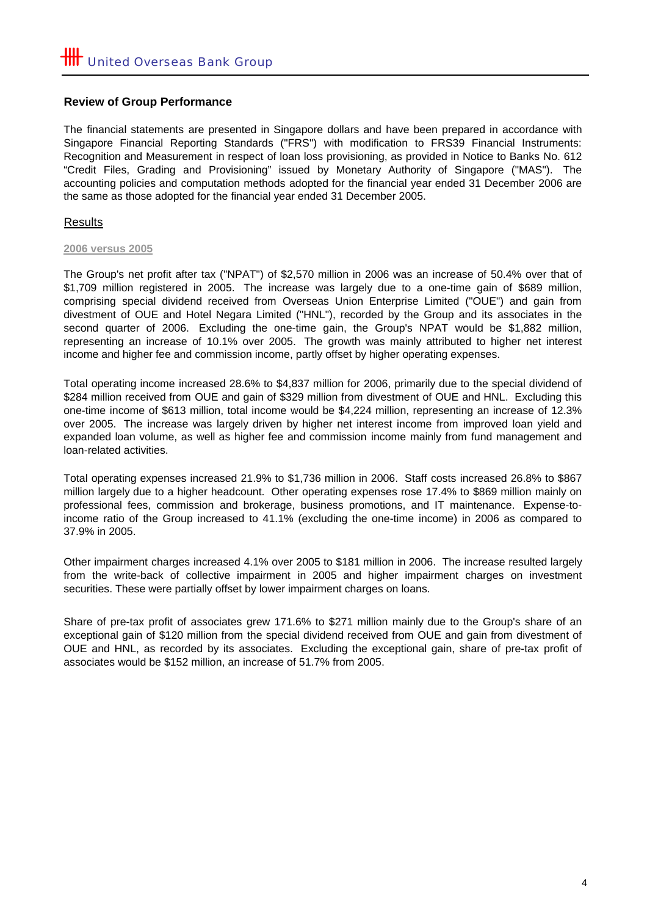## Review of Group Performance

The financial statements are presented in Singapore dollars and have been prepared in accordance with Singapore Financial Reporting Standards ("FRS") with modification to FRS39 Financial Instruments: Recognition and Measurement in respect of loan loss provisioning, as provided in Notice to Banks No. 612 "Credit Files, Grading and Provisioning" issued by Monetary Authority of Singapore ("MAS"). The accounting policies and computation methods adopted for the financial year ended 31 December 2006 are the same as those adopted for the financial year ended 31 December 2005.

### Results

#### 2006 versus 2005

The Group's net profit after tax ("NPAT") of $2,570 million in 2006 was an increase of 50.4% over that of $1,709 million registered in 2005. The increase was largely due to a one-time gain of $689 million, comprising special dividend received from Overseas Union Enterprise Limited ("OUE") and gain from divestment of OUE and Hotel Negara Limited ("HNL"), recorded by the Group and its associates in the second quarter of 2006. Excluding the one-time gain, the Group's NPAT would be $1,882 million, representing an increase of 10.1% over 2005. The growth was mainly attributed to higher net interest income and higher fee and commission income, partly offset by higher operating expenses.

Total operating income increased 28.6% to $4,837 million for 2006, primarily due to the special dividend of $284 million received from OUE and gain of $329 million from divestment of OUE and HNL. Excluding this one-time income of $613 million, total income would be $4,224 million, representing an increase of 12.3% over 2005. The increase was largely driven by higher net interest income from improved loan yield and expanded loan volume, as well as higher fee and commission income mainly from fund management and loan-related activities.

Total operating expenses increased 21.9% to $1,736 million in 2006. Staff costs increased 26.8% to $867 million largely due to a higher headcount. Other operating expenses rose 17.4% to $869 million mainly on professional fees, commission and brokerage, business promotions, and IT maintenance. Expense-to-income ratio of the Group increased to 41.1% (excluding the one-time income) in 2006 as compared to 37.9% in 2005.

Other impairment charges increased 4.1% over 2005 to $181 million in 2006. The increase resulted largely from the write-back of collective impairment in 2005 and higher impairment charges on investment securities. These were partially offset by lower impairment charges on loans.

Share of pre-tax profit of associates grew 171.6% to $271 million mainly due to the Group's share of an exceptional gain of $120 million from the special dividend received from OUE and gain from divestment of OUE and HNL, as recorded by its associates. Excluding the exceptional gain, share of pre-tax profit of associates would be $152 million, an increase of 51.7% from 2005.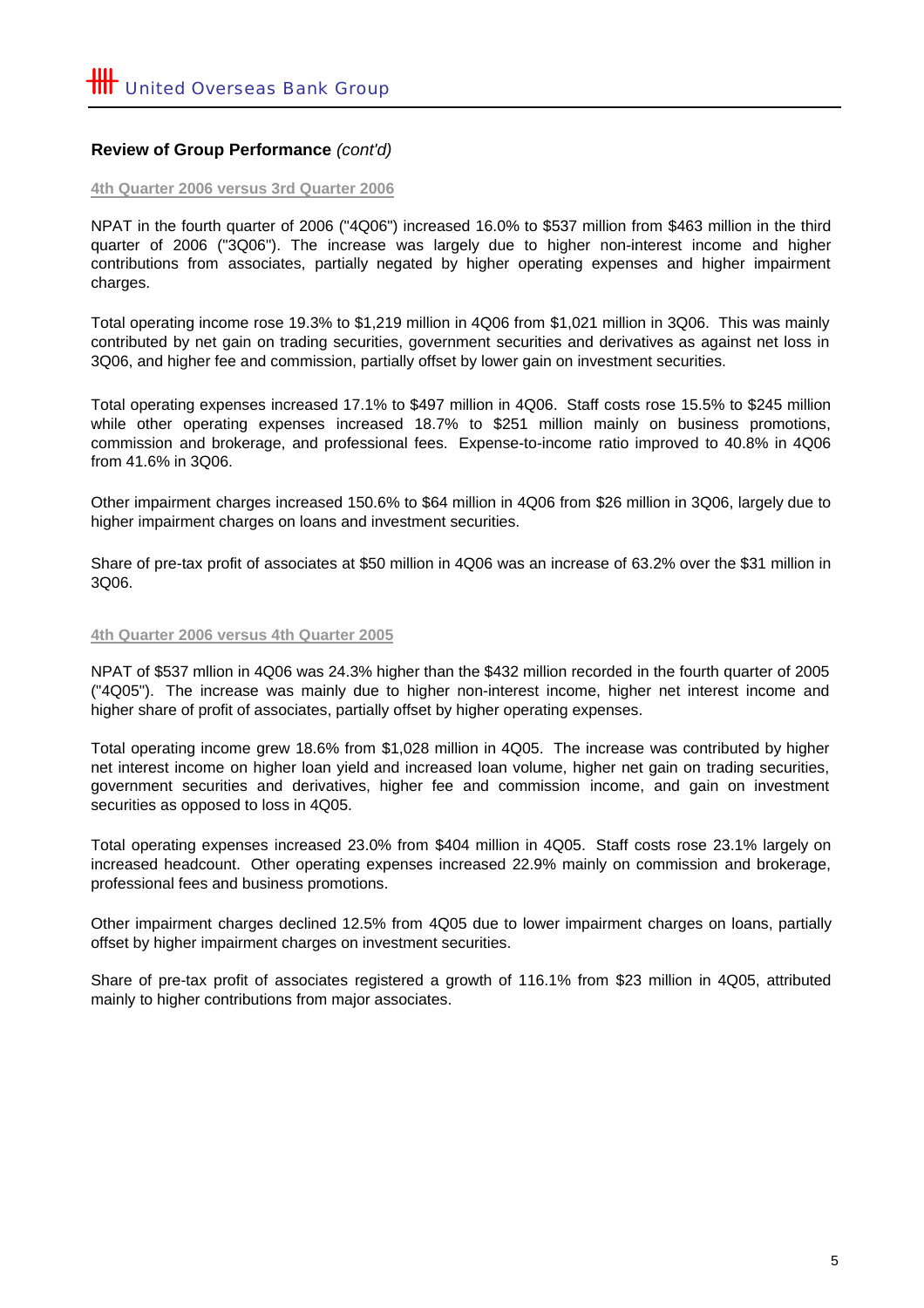## Review of Group Performance *(cont'd)*

### 4th Quarter 2006 versus 3rd Quarter 2006

NPAT in the fourth quarter of 2006 ("4Q06") increased 16.0% to $537 million from $463 million in the third quarter of 2006 ("3Q06"). The increase was largely due to higher non-interest income and higher contributions from associates, partially negated by higher operating expenses and higher impairment charges.

Total operating income rose 19.3% to $1,219 million in 4Q06 from $1,021 million in 3Q06. This was mainly contributed by net gain on trading securities, government securities and derivatives as against net loss in 3Q06, and higher fee and commission, partially offset by lower gain on investment securities.

Total operating expenses increased 17.1% to $497 million in 4Q06. Staff costs rose 15.5% to $245 million while other operating expenses increased 18.7% to $251 million mainly on business promotions, commission and brokerage, and professional fees. Expense-to-income ratio improved to 40.8% in 4Q06 from 41.6% in 3Q06.

Other impairment charges increased 150.6% to $64 million in 4Q06 from $26 million in 3Q06, largely due to higher impairment charges on loans and investment securities.

Share of pre-tax profit of associates at $50 million in 4Q06 was an increase of 63.2% over the $31 million in 3Q06.

### 4th Quarter 2006 versus 4th Quarter 2005

NPAT of $537 mllion in 4Q06 was 24.3% higher than the $432 million recorded in the fourth quarter of 2005 ("4Q05"). The increase was mainly due to higher non-interest income, higher net interest income and higher share of profit of associates, partially offset by higher operating expenses.

Total operating income grew 18.6% from $1,028 million in 4Q05. The increase was contributed by higher net interest income on higher loan yield and increased loan volume, higher net gain on trading securities, government securities and derivatives, higher fee and commission income, and gain on investment securities as opposed to loss in 4Q05.

Total operating expenses increased 23.0% from $404 million in 4Q05. Staff costs rose 23.1% largely on increased headcount. Other operating expenses increased 22.9% mainly on commission and brokerage, professional fees and business promotions.

Other impairment charges declined 12.5% from 4Q05 due to lower impairment charges on loans, partially offset by higher impairment charges on investment securities.

Share of pre-tax profit of associates registered a growth of 116.1% from $23 million in 4Q05, attributed mainly to higher contributions from major associates.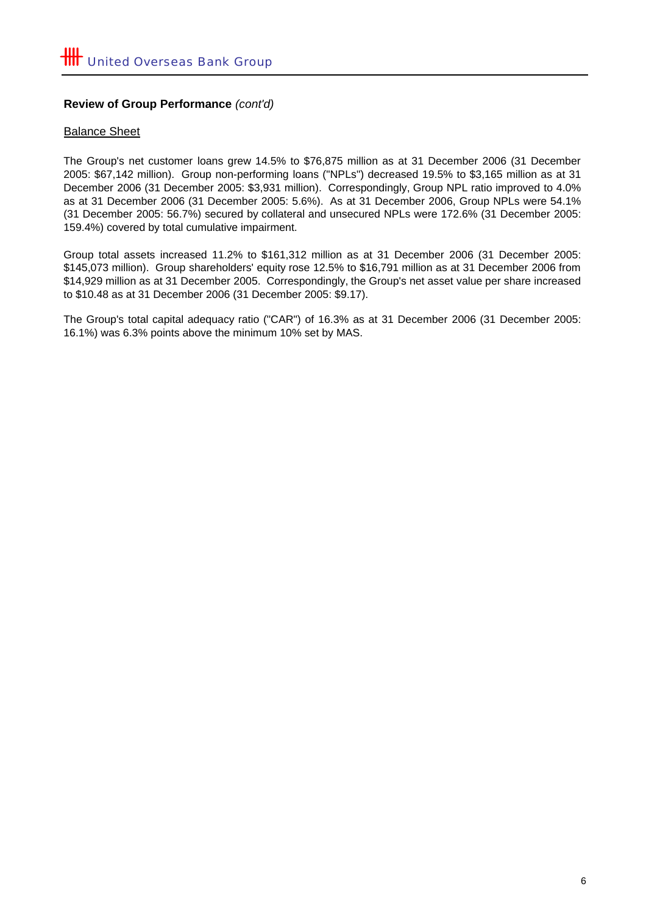**Review of Group Performance** *(cont'd)*

Balance Sheet

The Group's net customer loans grew 14.5% to $76,875 million as at 31 December 2006 (31 December 2005: $67,142 million). Group non-performing loans ("NPLs") decreased 19.5% to $3,165 million as at 31 December 2006 (31 December 2005: $3,931 million). Correspondingly, Group NPL ratio improved to 4.0% as at 31 December 2006 (31 December 2005: 5.6%). As at 31 December 2006, Group NPLs were 54.1% (31 December 2005: 56.7%) secured by collateral and unsecured NPLs were 172.6% (31 December 2005: 159.4%) covered by total cumulative impairment.

Group total assets increased 11.2% to $161,312 million as at 31 December 2006 (31 December 2005: $145,073 million). Group shareholders' equity rose 12.5% to $16,791 million as at 31 December 2006 from $14,929 million as at 31 December 2005. Correspondingly, the Group's net asset value per share increased to $10.48 as at 31 December 2006 (31 December 2005: $9.17).

The Group's total capital adequacy ratio ("CAR") of 16.3% as at 31 December 2006 (31 December 2005: 16.1%) was 6.3% points above the minimum 10% set by MAS.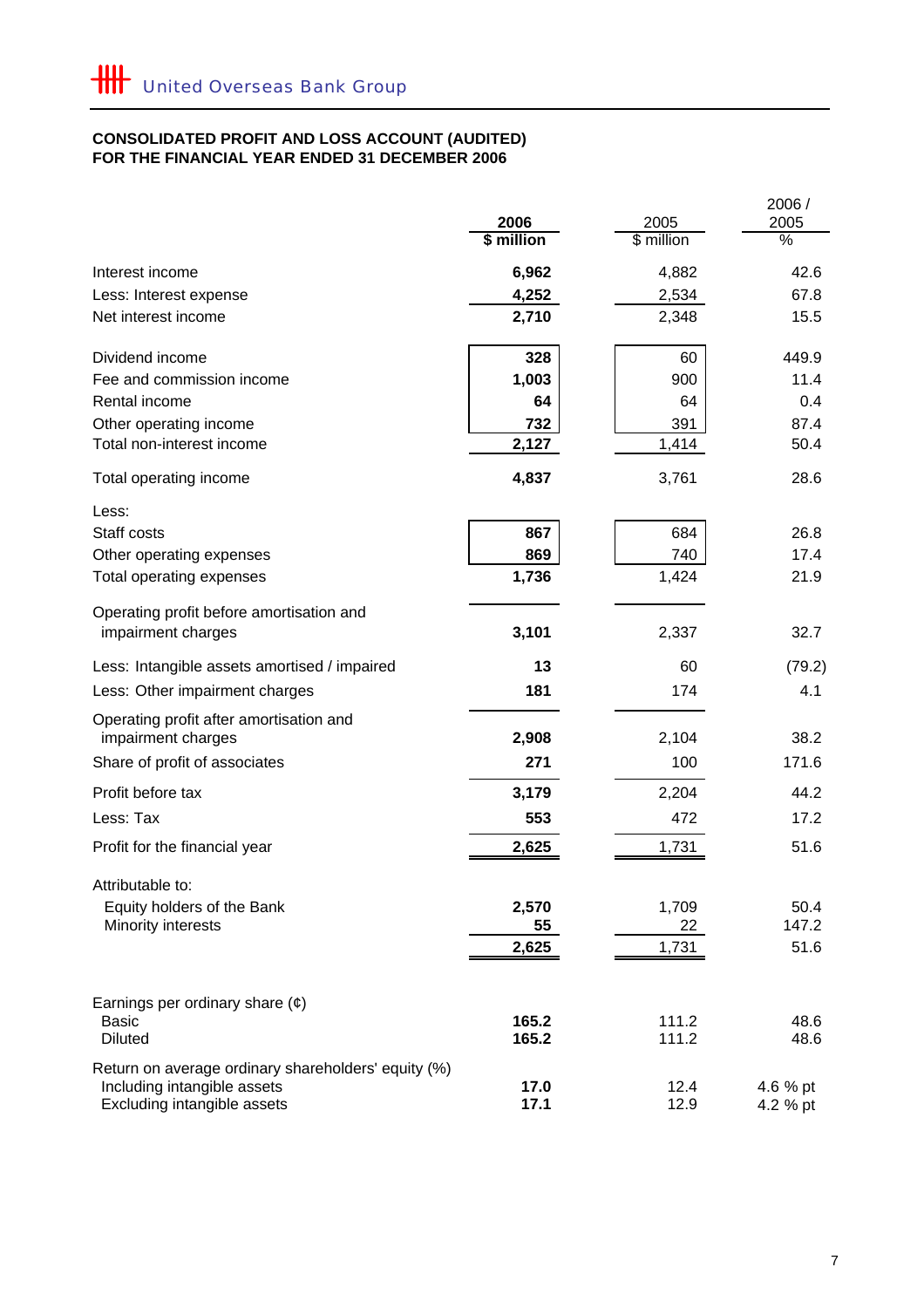United Overseas Bank Group

**CONSOLIDATED PROFIT AND LOSS ACCOUNT (AUDITED)**
**FOR THE FINANCIAL YEAR ENDED 31 DECEMBER 2006**

| | **2006** | 2005 | 2006 / 2005 |
|---|---|---|---|
| | **$ million** | $ million | % |
| Interest income | **6,962** | 4,882 | 42.6 |
| Less: Interest expense | **4,252** | 2,534 | 67.8 |
| Net interest income | **2,710** | 2,348 | 15.5 |
| Dividend income | **328** | 60 | 449.9 |
| Fee and commission income | **1,003** | 900 | 11.4 |
| Rental income | **64** | 64 | 0.4 |
| Other operating income | **732** | 391 | 87.4 |
| Total non-interest income | **2,127** | 1,414 | 50.4 |
| Total operating income | **4,837** | 3,761 | 28.6 |
| Less: | | | |
| Staff costs | **867** | 684 | 26.8 |
| Other operating expenses | **869** | 740 | 17.4 |
| Total operating expenses | **1,736** | 1,424 | 21.9 |
| Operating profit before amortisation and impairment charges | **3,101** | 2,337 | 32.7 |
| Less: Intangible assets amortised / impaired | **13** | 60 | (79.2) |
| Less: Other impairment charges | **181** | 174 | 4.1 |
| Operating profit after amortisation and impairment charges | **2,908** | 2,104 | 38.2 |
| Share of profit of associates | **271** | 100 | 171.6 |
| Profit before tax | **3,179** | 2,204 | 44.2 |
| Less: Tax | **553** | 472 | 17.2 |
| Profit for the financial year | **2,625** | 1,731 | 51.6 |
| Attributable to: | | | |
| Equity holders of the Bank | **2,570** | 1,709 | 50.4 |
| Minority interests | **55** | 22 | 147.2 |
| | **2,625** | 1,731 | 51.6 |
| Earnings per ordinary share (¢) | | | |
| Basic | **165.2** | 111.2 | 48.6 |
| Diluted | **165.2** | 111.2 | 48.6 |
| Return on average ordinary shareholders' equity (%) | | | |
| Including intangible assets | **17.0** | 12.4 | 4.6 % pt |
| Excluding intangible assets | **17.1** | 12.9 | 4.2 % pt |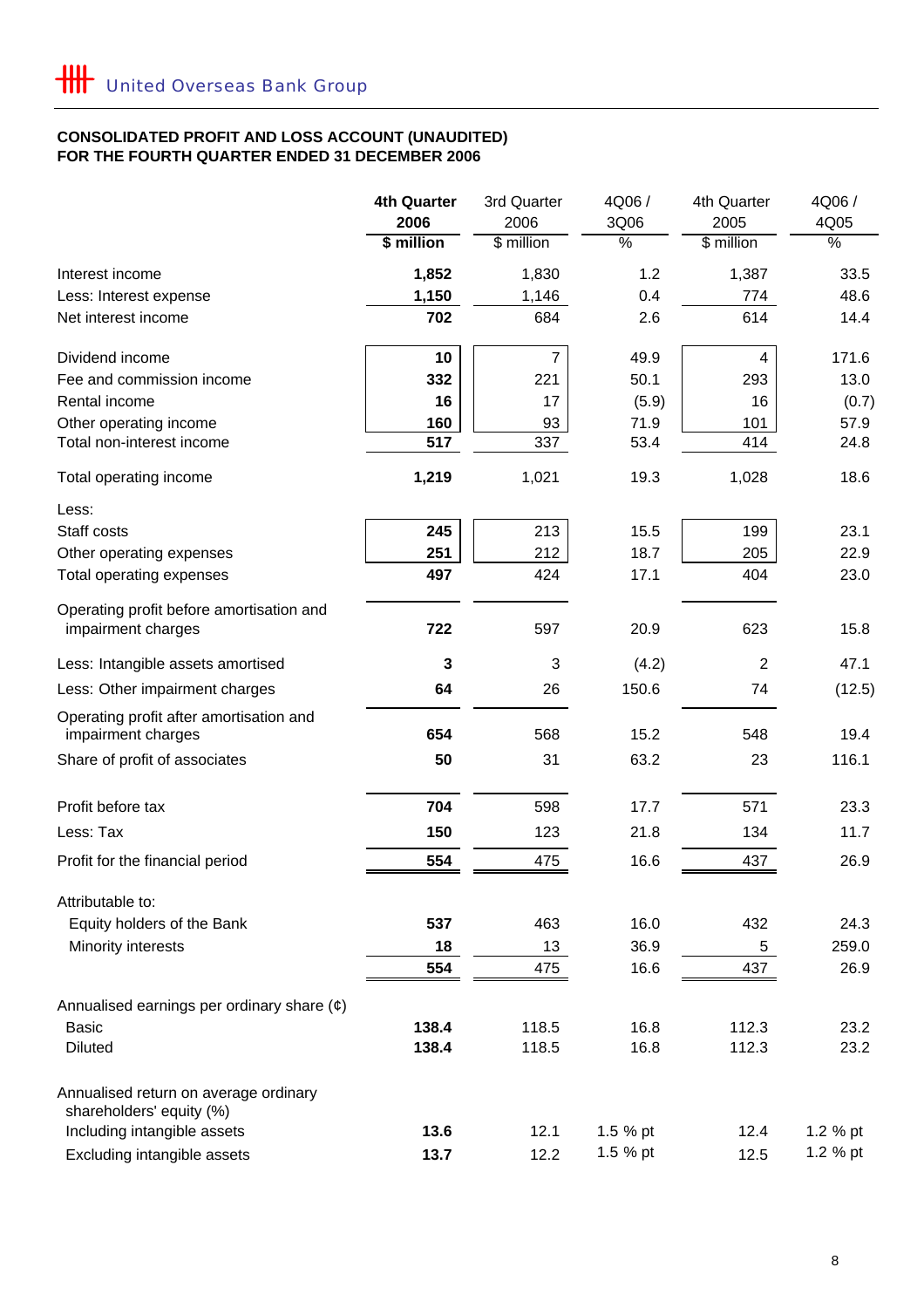United Overseas Bank Group

**CONSOLIDATED PROFIT AND LOSS ACCOUNT (UNAUDITED)**
**FOR THE FOURTH QUARTER ENDED 31 DECEMBER 2006**

| | **4th Quarter 2006** | 3rd Quarter 2006 | 4Q06 / 3Q06 | 4th Quarter 2005 | 4Q06 / 4Q05 |
|---|---|---|---|---|---|
| | **$ million** | $ million | % | $ million | % |
| Interest income | **1,852** | 1,830 | 1.2 | 1,387 | 33.5 |
| Less: Interest expense | **1,150** | 1,146 | 0.4 | 774 | 48.6 |
| Net interest income | **702** | 684 | 2.6 | 614 | 14.4 |
| Dividend income | **10** | 7 | 49.9 | 4 | 171.6 |
| Fee and commission income | **332** | 221 | 50.1 | 293 | 13.0 |
| Rental income | **16** | 17 | (5.9) | 16 | (0.7) |
| Other operating income | **160** | 93 | 71.9 | 101 | 57.9 |
| Total non-interest income | **517** | 337 | 53.4 | 414 | 24.8 |
| Total operating income | **1,219** | 1,021 | 19.3 | 1,028 | 18.6 |
| Less: | | | | | |
| Staff costs | **245** | 213 | 15.5 | 199 | 23.1 |
| Other operating expenses | **251** | 212 | 18.7 | 205 | 22.9 |
| Total operating expenses | **497** | 424 | 17.1 | 404 | 23.0 |
| Operating profit before amortisation and impairment charges | **722** | 597 | 20.9 | 623 | 15.8 |
| Less: Intangible assets amortised | **3** | 3 | (4.2) | 2 | 47.1 |
| Less: Other impairment charges | **64** | 26 | 150.6 | 74 | (12.5) |
| Operating profit after amortisation and impairment charges | **654** | 568 | 15.2 | 548 | 19.4 |
| Share of profit of associates | **50** | 31 | 63.2 | 23 | 116.1 |
| Profit before tax | **704** | 598 | 17.7 | 571 | 23.3 |
| Less: Tax | **150** | 123 | 21.8 | 134 | 11.7 |
| Profit for the financial period | **554** | 475 | 16.6 | 437 | 26.9 |
| Attributable to: | | | | | |
| Equity holders of the Bank | **537** | 463 | 16.0 | 432 | 24.3 |
| Minority interests | **18** | 13 | 36.9 | 5 | 259.0 |
| | **554** | 475 | 16.6 | 437 | 26.9 |
| Annualised earnings per ordinary share (¢) | | | | | |
| Basic | **138.4** | 118.5 | 16.8 | 112.3 | 23.2 |
| Diluted | **138.4** | 118.5 | 16.8 | 112.3 | 23.2 |
| Annualised return on average ordinary shareholders' equity (%) | | | | | |
| Including intangible assets | **13.6** | 12.1 | 1.5 % pt | 12.4 | 1.2 % pt |
| Excluding intangible assets | **13.7** | 12.2 | 1.5 % pt | 12.5 | 1.2 % pt |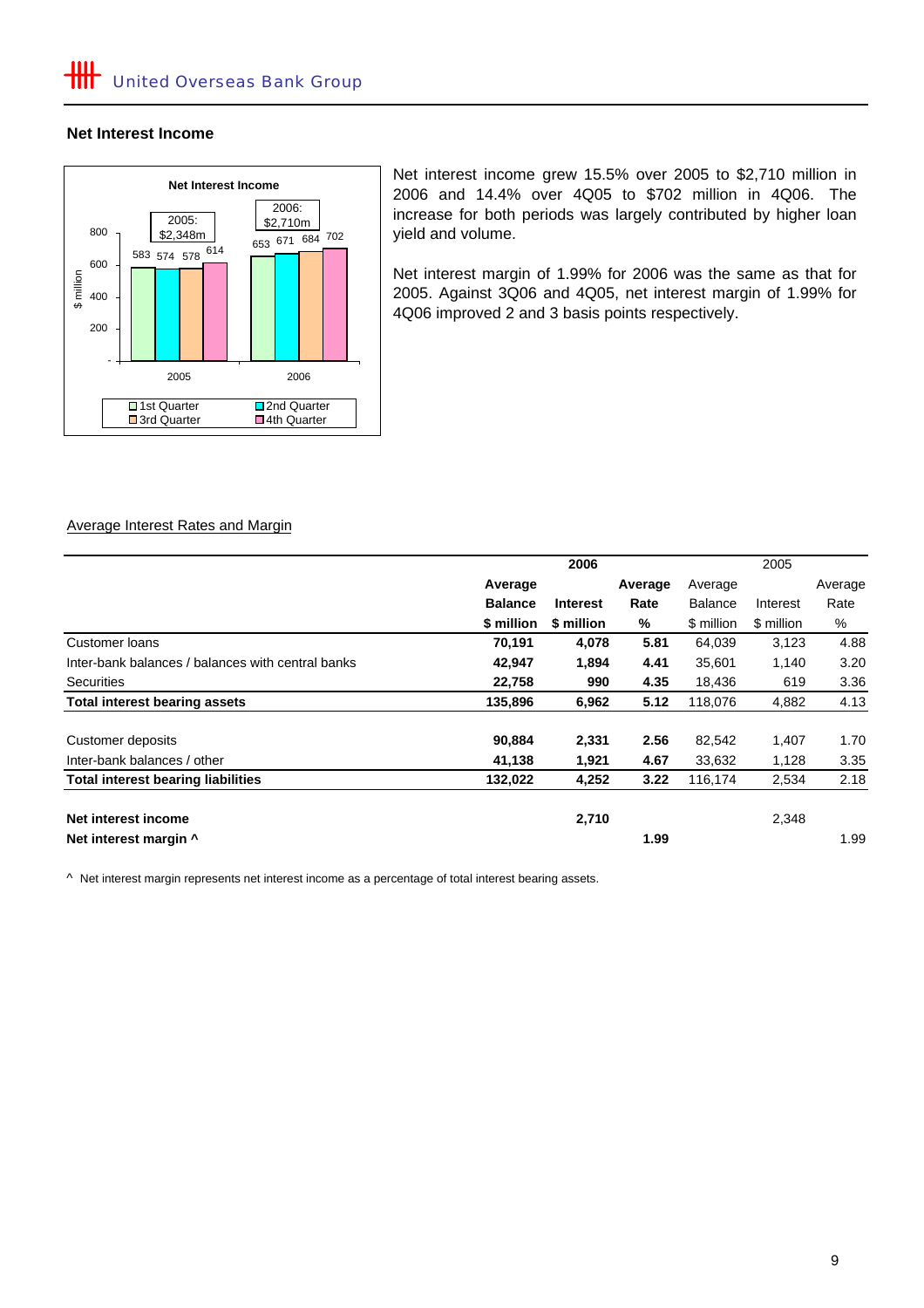## Net Interest Income

**Net Interest Income**

| $ million | 1st Quarter | 2nd Quarter | 3rd Quarter | 4th Quarter | Total |
|---|---|---|---|---|---|
| 2005 | 583 | 574 | 578 | 614 | $2,348m |
| 2006 | 653 | 671 | 684 | 702 | $2,710m |

Net interest income grew 15.5% over 2005 to $2,710 million in 2006 and 14.4% over 4Q05 to $702 million in 4Q06. The increase for both periods was largely contributed by higher loan yield and volume.

Net interest margin of 1.99% for 2006 was the same as that for 2005. Against 3Q06 and 4Q05, net interest margin of 1.99% for 4Q06 improved 2 and 3 basis points respectively.

### Average Interest Rates and Margin

| | **2006** | | | 2005 | | |
|---|---|---|---|---|---|---|
| | **Average Balance $ million** | **Interest $ million** | **Average Rate %** | Average Balance $ million | Interest $ million | Average Rate % |
| Customer loans | **70,191** | **4,078** | **5.81** | 64,039 | 3,123 | 4.88 |
| Inter-bank balances / balances with central banks | **42,947** | **1,894** | **4.41** | 35,601 | 1,140 | 3.20 |
| Securities | **22,758** | **990** | **4.35** | 18,436 | 619 | 3.36 |
| **Total interest bearing assets** | **135,896** | **6,962** | **5.12** | 118,076 | 4,882 | 4.13 |
| | | | | | | |
| Customer deposits | **90,884** | **2,331** | **2.56** | 82,542 | 1,407 | 1.70 |
| Inter-bank balances / other | **41,138** | **1,921** | **4.67** | 33,632 | 1,128 | 3.35 |
| **Total interest bearing liabilities** | **132,022** | **4,252** | **3.22** | 116,174 | 2,534 | 2.18 |
| | | | | | | |
| **Net interest income** | | **2,710** | | | 2,348 | |
| **Net interest margin ^** | | | **1.99** | | | 1.99 |

^ Net interest margin represents net interest income as a percentage of total interest bearing assets.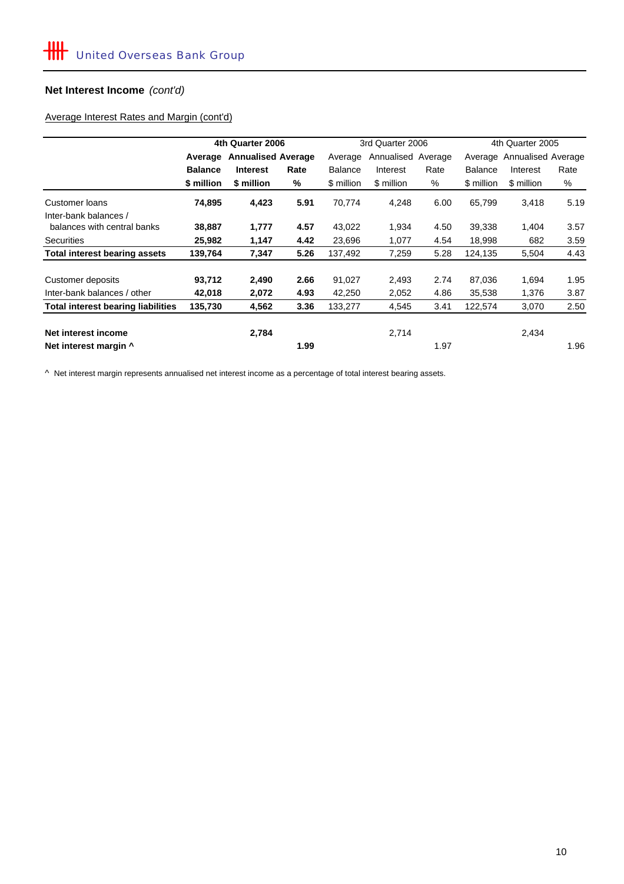## Net Interest Income *(cont'd)*

Average Interest Rates and Margin (cont'd)

| | **4th Quarter 2006** | | | 3rd Quarter 2006 | | | 4th Quarter 2005 | | |
|---|---|---|---|---|---|---|---|---|---|
| | **Average Balance** | **Annualised Interest** | **Average Rate** | Average Balance | Annualised Interest | Average Rate | Average Balance | Annualised Interest | Average Rate |
| | **$ million** | **$ million** | **%** | $ million | $ million | % | $ million | $ million | % |
| Customer loans | **74,895** | **4,423** | **5.91** | 70,774 | 4,248 | 6.00 | 65,799 | 3,418 | 5.19 |
| Inter-bank balances / balances with central banks | **38,887** | **1,777** | **4.57** | 43,022 | 1,934 | 4.50 | 39,338 | 1,404 | 3.57 |
| Securities | **25,982** | **1,147** | **4.42** | 23,696 | 1,077 | 4.54 | 18,998 | 682 | 3.59 |
| **Total interest bearing assets** | **139,764** | **7,347** | **5.26** | 137,492 | 7,259 | 5.28 | 124,135 | 5,504 | 4.43 |
| | | | | | | | | | |
| Customer deposits | **93,712** | **2,490** | **2.66** | 91,027 | 2,493 | 2.74 | 87,036 | 1,694 | 1.95 |
| Inter-bank balances / other | **42,018** | **2,072** | **4.93** | 42,250 | 2,052 | 4.86 | 35,538 | 1,376 | 3.87 |
| **Total interest bearing liabilities** | **135,730** | **4,562** | **3.36** | 133,277 | 4,545 | 3.41 | 122,574 | 3,070 | 2.50 |
| | | | | | | | | | |
| **Net interest income** | | **2,784** | | | 2,714 | | | 2,434 | |
| **Net interest margin ^** | | | **1.99** | | | 1.97 | | | 1.96 |

^ Net interest margin represents annualised net interest income as a percentage of total interest bearing assets.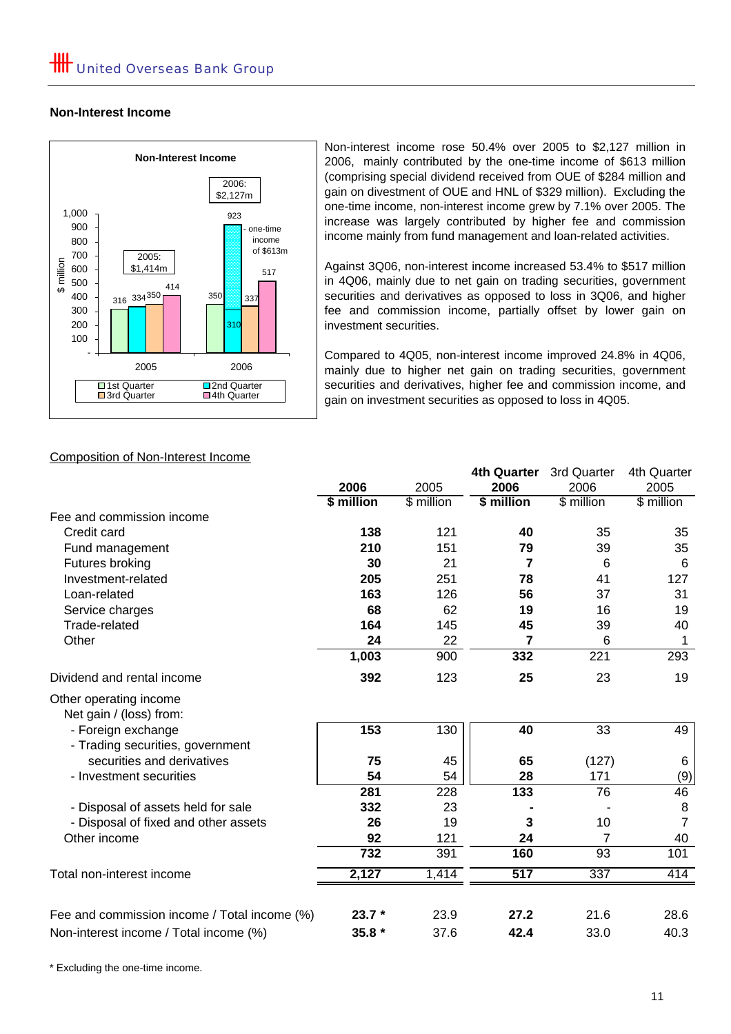## Non-Interest Income

**Non-Interest Income**

| | 1st Quarter | 2nd Quarter | 3rd Quarter | 4th Quarter | Total |
|---|---|---|---|---|---|
| 2005 | 316 | 334 | 350 | 414 | $1,414m |
| 2006 | 350 | 923 (310 + one-time income of $613m) | 337 | 517 | $2,127m |

Non-interest income rose 50.4% over 2005 to $2,127 million in 2006, mainly contributed by the one-time income of $613 million (comprising special dividend received from OUE of $284 million and gain on divestment of OUE and HNL of $329 million). Excluding the one-time income, non-interest income grew by 7.1% over 2005. The increase was largely contributed by higher fee and commission income mainly from fund management and loan-related activities.

Against 3Q06, non-interest income increased 53.4% to $517 million in 4Q06, mainly due to net gain on trading securities, government securities and derivatives as opposed to loss in 3Q06, and higher fee and commission income, partially offset by lower gain on investment securities.

Compared to 4Q05, non-interest income improved 24.8% in 4Q06, mainly due to higher net gain on trading securities, government securities and derivatives, higher fee and commission income, and gain on investment securities as opposed to loss in 4Q05.

Composition of Non-Interest Income

| | **2006** | 2005 | **4th Quarter 2006** | 3rd Quarter 2006 | 4th Quarter 2005 |
|---|---|---|---|---|---|
| | **$ million** | $ million | **$ million** | $ million | $ million |
| Fee and commission income | | | | | |
| Credit card | **138** | 121 | **40** | 35 | 35 |
| Fund management | **210** | 151 | **79** | 39 | 35 |
| Futures broking | **30** | 21 | **7** | 6 | 6 |
| Investment-related | **205** | 251 | **78** | 41 | 127 |
| Loan-related | **163** | 126 | **56** | 37 | 31 |
| Service charges | **68** | 62 | **19** | 16 | 19 |
| Trade-related | **164** | 145 | **45** | 39 | 40 |
| Other | **24** | 22 | **7** | 6 | 1 |
| | **1,003** | 900 | **332** | 221 | 293 |
| Dividend and rental income | **392** | 123 | **25** | 23 | 19 |
| Other operating income | | | | | |
| Net gain / (loss) from: | | | | | |
| - Foreign exchange | **153** | 130 | **40** | 33 | 49 |
| - Trading securities, government securities and derivatives | **75** | 45 | **65** | (127) | 6 |
| - Investment securities | **54** | 54 | **28** | 171 | (9) |
| | **281** | 228 | **133** | 76 | 46 |
| - Disposal of assets held for sale | **332** | 23 | **-** | - | 8 |
| - Disposal of fixed and other assets | **26** | 19 | **3** | 10 | 7 |
| Other income | **92** | 121 | **24** | 7 | 40 |
| | **732** | 391 | **160** | 93 | 101 |
| Total non-interest income | **2,127** | 1,414 | **517** | 337 | 414 |
| Fee and commission income / Total income (%) | **23.7 *** | 23.9 | **27.2** | 21.6 | 28.6 |
| Non-interest income / Total income (%) | **35.8 *** | 37.6 | **42.4** | 33.0 | 40.3 |

* Excluding the one-time income.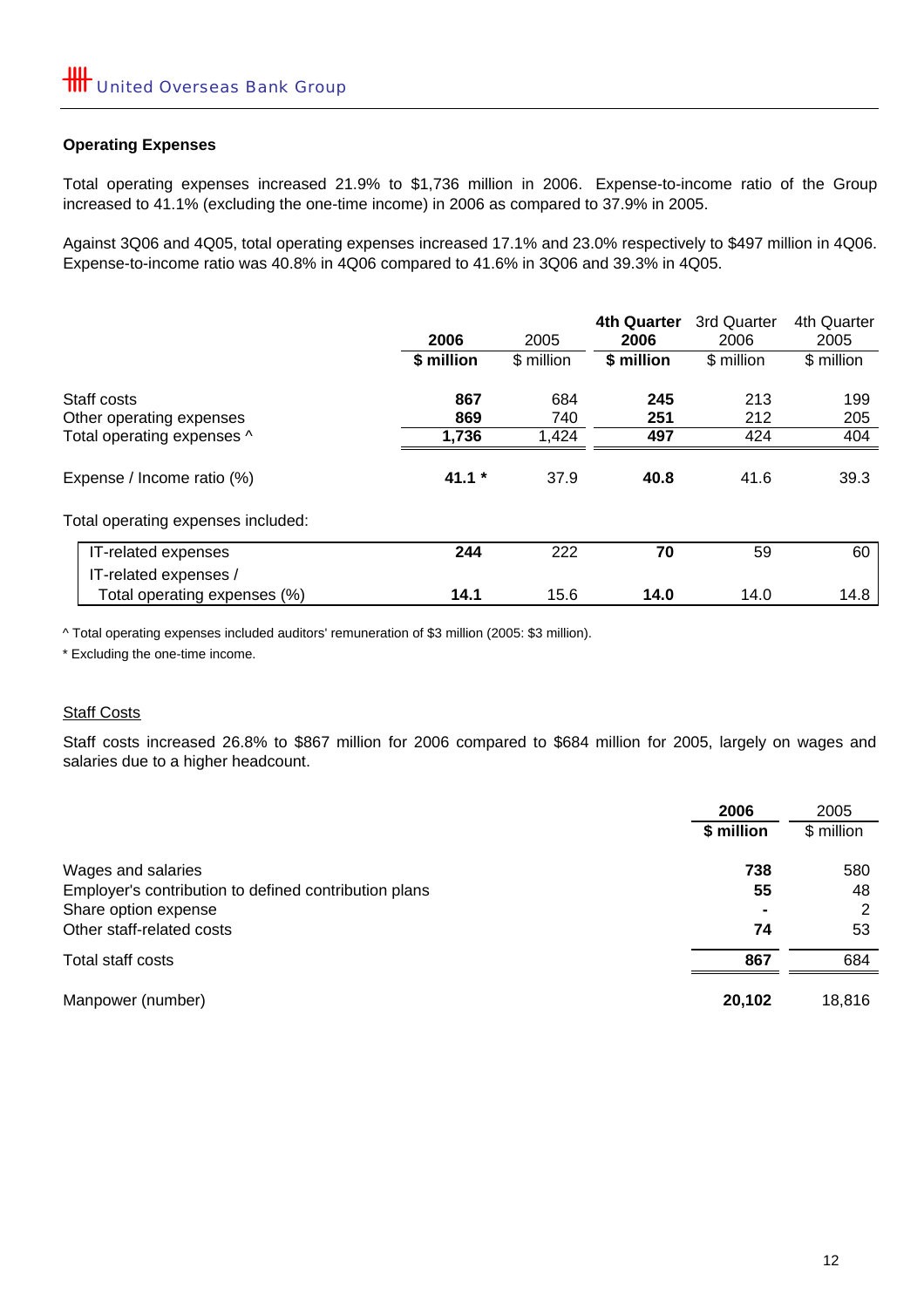### Operating Expenses

Total operating expenses increased 21.9% to $1,736 million in 2006. Expense-to-income ratio of the Group increased to 41.1% (excluding the one-time income) in 2006 as compared to 37.9% in 2005.

Against 3Q06 and 4Q05, total operating expenses increased 17.1% and 23.0% respectively to $497 million in 4Q06. Expense-to-income ratio was 40.8% in 4Q06 compared to 41.6% in 3Q06 and 39.3% in 4Q05.

| | **2006** | 2005 | **4th Quarter 2006** | 3rd Quarter 2006 | 4th Quarter 2005 |
|---|---|---|---|---|---|
| | **$ million** | $ million | **$ million** | $ million | $ million |
| Staff costs | **867** | 684 | **245** | 213 | 199 |
| Other operating expenses | **869** | 740 | **251** | 212 | 205 |
| Total operating expenses ^ | **1,736** | 1,424 | **497** | 424 | 404 |
| Expense / Income ratio (%) | **41.1 *** | 37.9 | **40.8** | 41.6 | 39.3 |
| Total operating expenses included: | | | | | |
| IT-related expenses | **244** | 222 | **70** | 59 | 60 |
| IT-related expenses / Total operating expenses (%) | **14.1** | 15.6 | **14.0** | 14.0 | 14.8 |

^ Total operating expenses included auditors' remuneration of $3 million (2005: $3 million).

* Excluding the one-time income.

#### Staff Costs

Staff costs increased 26.8% to $867 million for 2006 compared to $684 million for 2005, largely on wages and salaries due to a higher headcount.

| | **2006** | 2005 |
|---|---|---|
| | **$ million** | $ million |
| Wages and salaries | **738** | 580 |
| Employer's contribution to defined contribution plans | **55** | 48 |
| Share option expense | **-** | 2 |
| Other staff-related costs | **74** | 53 |
| Total staff costs | **867** | 684 |
| Manpower (number) | **20,102** | 18,816 |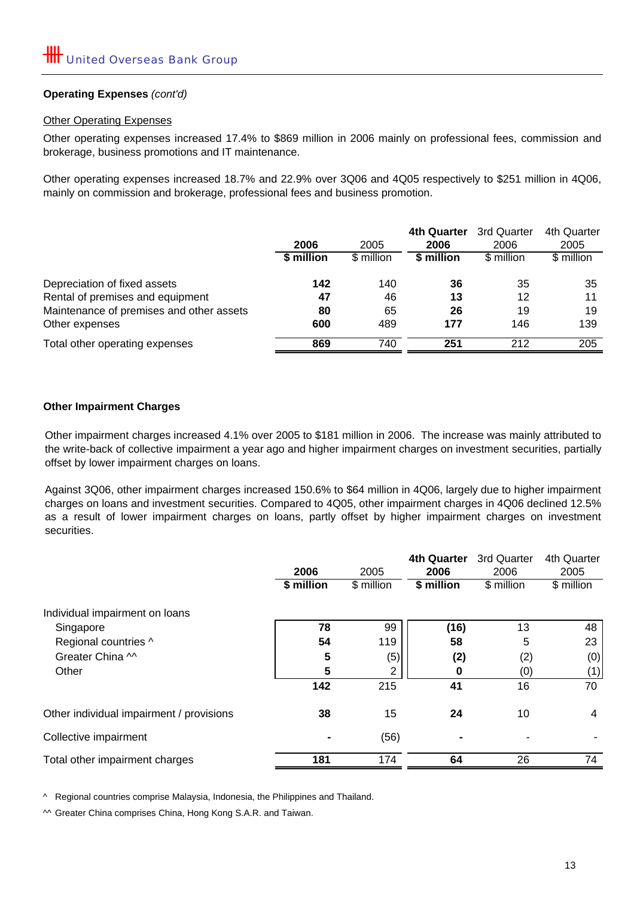**Operating Expenses** *(cont'd)*

Other Operating Expenses

Other operating expenses increased 17.4% to $869 million in 2006 mainly on professional fees, commission and brokerage, business promotions and IT maintenance.

Other operating expenses increased 18.7% and 22.9% over 3Q06 and 4Q05 respectively to $251 million in 4Q06, mainly on commission and brokerage, professional fees and business promotion.

| | **2006** | 2005 | **4th Quarter 2006** | 3rd Quarter 2006 | 4th Quarter 2005 |
|---|---|---|---|---|---|
| | **$ million** | $ million | **$ million** | $ million | $ million |
| Depreciation of fixed assets | **142** | 140 | **36** | 35 | 35 |
| Rental of premises and equipment | **47** | 46 | **13** | 12 | 11 |
| Maintenance of premises and other assets | **80** | 65 | **26** | 19 | 19 |
| Other expenses | **600** | 489 | **177** | 146 | 139 |
| Total other operating expenses | **869** | 740 | **251** | 212 | 205 |

**Other Impairment Charges**

Other impairment charges increased 4.1% over 2005 to $181 million in 2006. The increase was mainly attributed to the write-back of collective impairment a year ago and higher impairment charges on investment securities, partially offset by lower impairment charges on loans.

Against 3Q06, other impairment charges increased 150.6% to $64 million in 4Q06, largely due to higher impairment charges on loans and investment securities. Compared to 4Q05, other impairment charges in 4Q06 declined 12.5% as a result of lower impairment charges on loans, partly offset by higher impairment charges on investment securities.

| | **2006** | 2005 | **4th Quarter 2006** | 3rd Quarter 2006 | 4th Quarter 2005 |
|---|---|---|---|---|---|
| | **$ million** | $ million | **$ million** | $ million | $ million |
| Individual impairment on loans | | | | | |
| Singapore | **78** | 99 | **(16)** | 13 | 48 |
| Regional countries ^ | **54** | 119 | **58** | 5 | 23 |
| Greater China ^^ | **5** | (5) | **(2)** | (2) | (0) |
| Other | **5** | 2 | **0** | (0) | (1) |
| | **142** | 215 | **41** | 16 | 70 |
| Other individual impairment / provisions | **38** | 15 | **24** | 10 | 4 |
| Collective impairment | **-** | (56) | **-** | - | - |
| Total other impairment charges | **181** | 174 | **64** | 26 | 74 |

^ Regional countries comprise Malaysia, Indonesia, the Philippines and Thailand.

^^ Greater China comprises China, Hong Kong S.A.R. and Taiwan.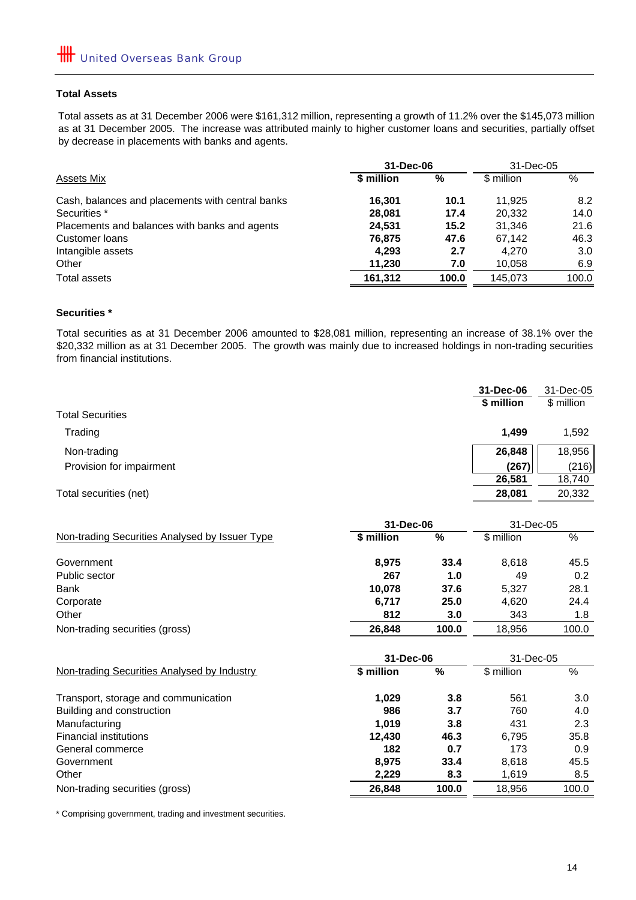## Total Assets

Total assets as at 31 December 2006 were $161,312 million, representing a growth of 11.2% over the $145,073 million as at 31 December 2005. The increase was attributed mainly to higher customer loans and securities, partially offset by decrease in placements with banks and agents.

| Assets Mix | 31-Dec-06 | | 31-Dec-05 | |
|---|---|---|---|---|
| | **$ million** | **%** | $ million | % |
| Cash, balances and placements with central banks | **16,301** | **10.1** | 11,925 | 8.2 |
| Securities * | **28,081** | **17.4** | 20,332 | 14.0 |
| Placements and balances with banks and agents | **24,531** | **15.2** | 31,346 | 21.6 |
| Customer loans | **76,875** | **47.6** | 67,142 | 46.3 |
| Intangible assets | **4,293** | **2.7** | 4,270 | 3.0 |
| Other | **11,230** | **7.0** | 10,058 | 6.9 |
| Total assets | **161,312** | **100.0** | 145,073 | 100.0 |

## Securities *

Total securities as at 31 December 2006 amounted to $28,081 million, representing an increase of 38.1% over the $20,332 million as at 31 December 2005. The growth was mainly due to increased holdings in non-trading securities from financial institutions.

| | 31-Dec-06 | 31-Dec-05 |
|---|---|---|
| | **$ million** | $ million |
| Total Securities | | |
| Trading | **1,499** | 1,592 |
| Non-trading | **26,848** | 18,956 |
| Provision for impairment | **(267)** | (216) |
| | **26,581** | 18,740 |
| Total securities (net) | **28,081** | 20,332 |

| Non-trading Securities Analysed by Issuer Type | 31-Dec-06 | | 31-Dec-05 | |
|---|---|---|---|---|
| | **$ million** | **%** | $ million | % |
| Government | **8,975** | **33.4** | 8,618 | 45.5 |
| Public sector | **267** | **1.0** | 49 | 0.2 |
| Bank | **10,078** | **37.6** | 5,327 | 28.1 |
| Corporate | **6,717** | **25.0** | 4,620 | 24.4 |
| Other | **812** | **3.0** | 343 | 1.8 |
| Non-trading securities (gross) | **26,848** | **100.0** | 18,956 | 100.0 |

| Non-trading Securities Analysed by Industry | 31-Dec-06 | | 31-Dec-05 | |
|---|---|---|---|---|
| | **$ million** | **%** | $ million | % |
| Transport, storage and communication | **1,029** | **3.8** | 561 | 3.0 |
| Building and construction | **986** | **3.7** | 760 | 4.0 |
| Manufacturing | **1,019** | **3.8** | 431 | 2.3 |
| Financial institutions | **12,430** | **46.3** | 6,795 | 35.8 |
| General commerce | **182** | **0.7** | 173 | 0.9 |
| Government | **8,975** | **33.4** | 8,618 | 45.5 |
| Other | **2,229** | **8.3** | 1,619 | 8.5 |
| Non-trading securities (gross) | **26,848** | **100.0** | 18,956 | 100.0 |

* Comprising government, trading and investment securities.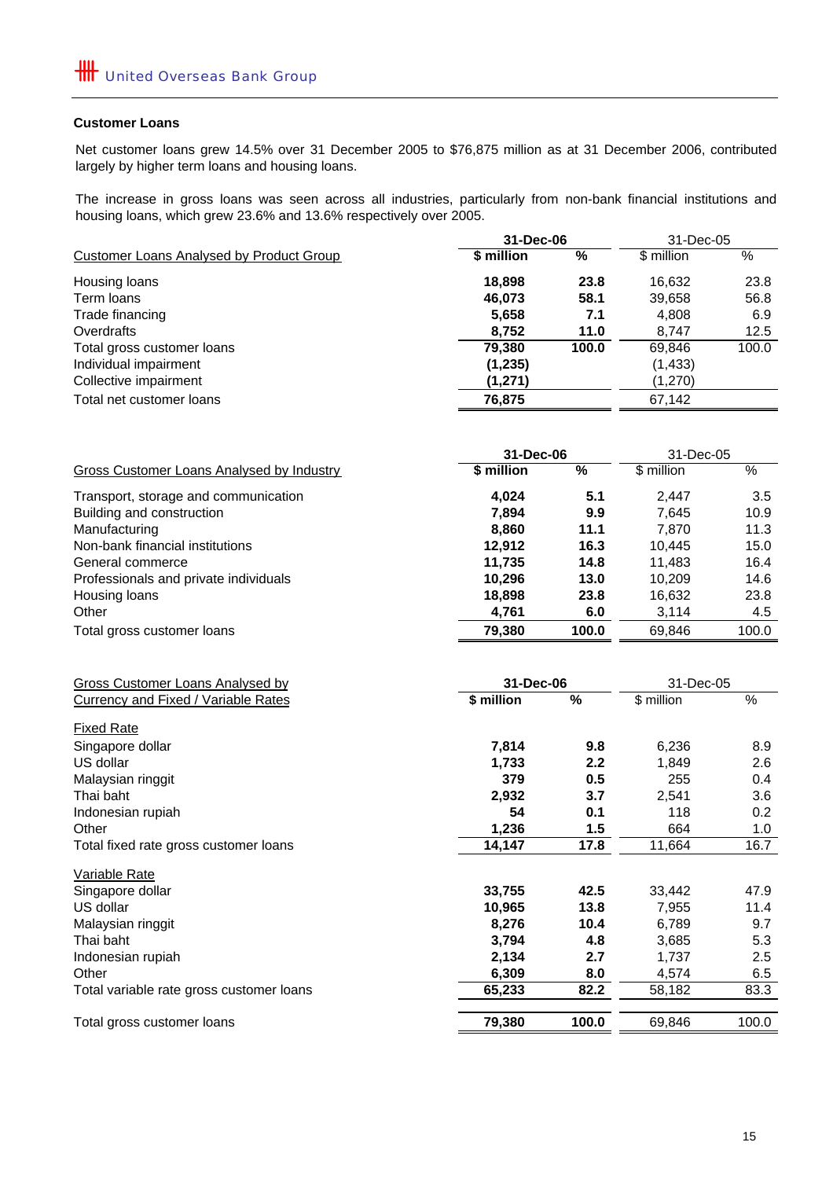## Customer Loans

Net customer loans grew 14.5% over 31 December 2005 to $76,875 million as at 31 December 2006, contributed largely by higher term loans and housing loans.

The increase in gross loans was seen across all industries, particularly from non-bank financial institutions and housing loans, which grew 23.6% and 13.6% respectively over 2005.

| Customer Loans Analysed by Product Group | 31-Dec-06 | | 31-Dec-05 | |
|---|---|---|---|---|
| | **$ million** | **%** | $ million | % |
| Housing loans | **18,898** | **23.8** | 16,632 | 23.8 |
| Term loans | **46,073** | **58.1** | 39,658 | 56.8 |
| Trade financing | **5,658** | **7.1** | 4,808 | 6.9 |
| Overdrafts | **8,752** | **11.0** | 8,747 | 12.5 |
| Total gross customer loans | **79,380** | **100.0** | 69,846 | 100.0 |
| Individual impairment | **(1,235)** | | (1,433) | |
| Collective impairment | **(1,271)** | | (1,270) | |
| Total net customer loans | **76,875** | | 67,142 | |

| Gross Customer Loans Analysed by Industry | 31-Dec-06 | | 31-Dec-05 | |
|---|---|---|---|---|
| | **$ million** | **%** | $ million | % |
| Transport, storage and communication | **4,024** | **5.1** | 2,447 | 3.5 |
| Building and construction | **7,894** | **9.9** | 7,645 | 10.9 |
| Manufacturing | **8,860** | **11.1** | 7,870 | 11.3 |
| Non-bank financial institutions | **12,912** | **16.3** | 10,445 | 15.0 |
| General commerce | **11,735** | **14.8** | 11,483 | 16.4 |
| Professionals and private individuals | **10,296** | **13.0** | 10,209 | 14.6 |
| Housing loans | **18,898** | **23.8** | 16,632 | 23.8 |
| Other | **4,761** | **6.0** | 3,114 | 4.5 |
| Total gross customer loans | **79,380** | **100.0** | 69,846 | 100.0 |

| Gross Customer Loans Analysed by Currency and Fixed / Variable Rates | 31-Dec-06 | | 31-Dec-05 | |
|---|---|---|---|---|
| | **$ million** | **%** | $ million | % |
| Fixed Rate | | | | |
| Singapore dollar | **7,814** | **9.8** | 6,236 | 8.9 |
| US dollar | **1,733** | **2.2** | 1,849 | 2.6 |
| Malaysian ringgit | **379** | **0.5** | 255 | 0.4 |
| Thai baht | **2,932** | **3.7** | 2,541 | 3.6 |
| Indonesian rupiah | **54** | **0.1** | 118 | 0.2 |
| Other | **1,236** | **1.5** | 664 | 1.0 |
| Total fixed rate gross customer loans | **14,147** | **17.8** | 11,664 | 16.7 |
| Variable Rate | | | | |
| Singapore dollar | **33,755** | **42.5** | 33,442 | 47.9 |
| US dollar | **10,965** | **13.8** | 7,955 | 11.4 |
| Malaysian ringgit | **8,276** | **10.4** | 6,789 | 9.7 |
| Thai baht | **3,794** | **4.8** | 3,685 | 5.3 |
| Indonesian rupiah | **2,134** | **2.7** | 1,737 | 2.5 |
| Other | **6,309** | **8.0** | 4,574 | 6.5 |
| Total variable rate gross customer loans | **65,233** | **82.2** | 58,182 | 83.3 |
| Total gross customer loans | **79,380** | **100.0** | 69,846 | 100.0 |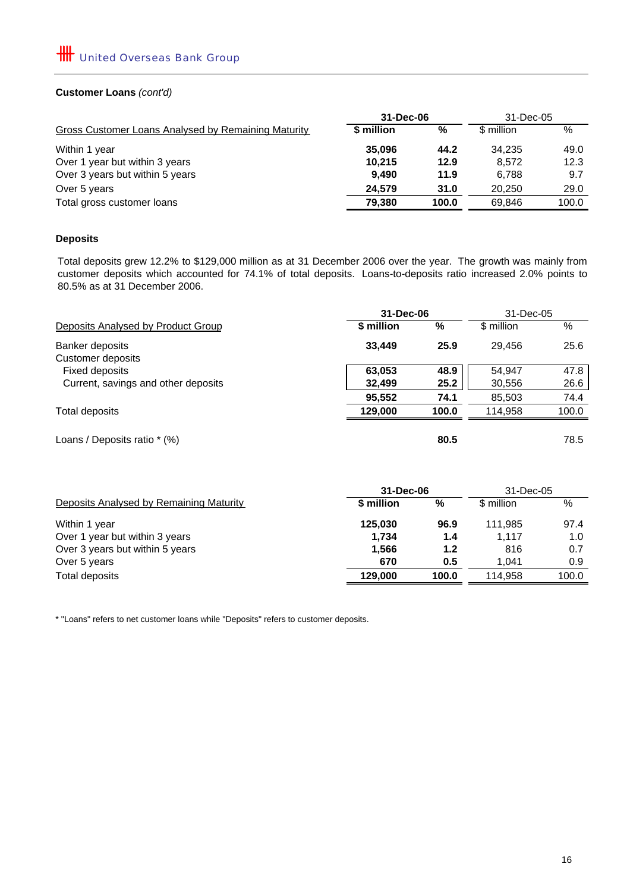**Customer Loans** *(cont'd)*

| Gross Customer Loans Analysed by Remaining Maturity | 31-Dec-06 | | 31-Dec-05 | |
|---|---|---|---|---|
| | **$ million** | **%** | $ million | % |
| Within 1 year | **35,096** | **44.2** | 34,235 | 49.0 |
| Over 1 year but within 3 years | **10,215** | **12.9** | 8,572 | 12.3 |
| Over 3 years but within 5 years | **9,490** | **11.9** | 6,788 | 9.7 |
| Over 5 years | **24,579** | **31.0** | 20,250 | 29.0 |
| Total gross customer loans | **79,380** | **100.0** | 69,846 | 100.0 |

**Deposits**

Total deposits grew 12.2% to $129,000 million as at 31 December 2006 over the year. The growth was mainly from customer deposits which accounted for 74.1% of total deposits. Loans-to-deposits ratio increased 2.0% points to 80.5% as at 31 December 2006.

| Deposits Analysed by Product Group | 31-Dec-06 | | 31-Dec-05 | |
|---|---|---|---|---|
| | **$ million** | **%** | $ million | % |
| Banker deposits | **33,449** | **25.9** | 29,456 | 25.6 |
| Customer deposits | | | | |
| Fixed deposits | **63,053** | **48.9** | 54,947 | 47.8 |
| Current, savings and other deposits | **32,499** | **25.2** | 30,556 | 26.6 |
| | **95,552** | **74.1** | 85,503 | 74.4 |
| Total deposits | **129,000** | **100.0** | 114,958 | 100.0 |
| Loans / Deposits ratio * (%) | | **80.5** | | 78.5 |

| Deposits Analysed by Remaining Maturity | 31-Dec-06 | | 31-Dec-05 | |
|---|---|---|---|---|
| | **$ million** | **%** | $ million | % |
| Within 1 year | **125,030** | **96.9** | 111,985 | 97.4 |
| Over 1 year but within 3 years | **1,734** | **1.4** | 1,117 | 1.0 |
| Over 3 years but within 5 years | **1,566** | **1.2** | 816 | 0.7 |
| Over 5 years | **670** | **0.5** | 1,041 | 0.9 |
| Total deposits | **129,000** | **100.0** | 114,958 | 100.0 |

* "Loans" refers to net customer loans while "Deposits" refers to customer deposits.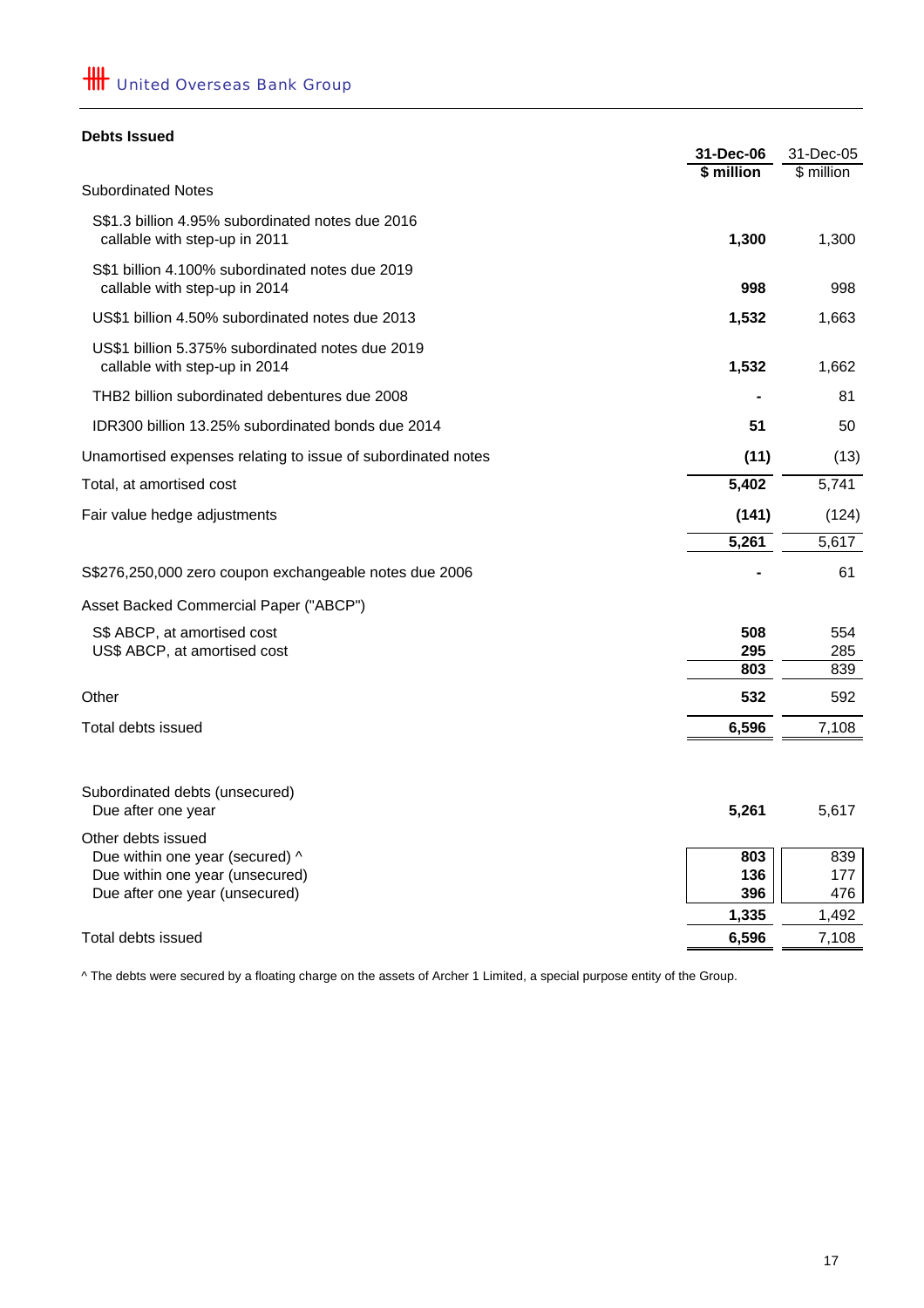## Debts Issued

| | 31-Dec-06<br>$ million | 31-Dec-05<br>$ million |
|---|---|---|
| Subordinated Notes | | |
| S$1.3 billion 4.95% subordinated notes due 2016 callable with step-up in 2011 | **1,300** | 1,300 |
| S$1 billion 4.100% subordinated notes due 2019 callable with step-up in 2014 | **998** | 998 |
| US$1 billion 4.50% subordinated notes due 2013 | **1,532** | 1,663 |
| US$1 billion 5.375% subordinated notes due 2019 callable with step-up in 2014 | **1,532** | 1,662 |
| THB2 billion subordinated debentures due 2008 | **-** | 81 |
| IDR300 billion 13.25% subordinated bonds due 2014 | **51** | 50 |
| Unamortised expenses relating to issue of subordinated notes | **(11)** | (13) |
| Total, at amortised cost | **5,402** | 5,741 |
| Fair value hedge adjustments | **(141)** | (124) |
| | **5,261** | 5,617 |
| S$276,250,000 zero coupon exchangeable notes due 2006 | **-** | 61 |
| Asset Backed Commercial Paper ("ABCP") | | |
| S$ ABCP, at amortised cost | **508** | 554 |
| US$ ABCP, at amortised cost | **295** | 285 |
| | **803** | 839 |
| Other | **532** | 592 |
| Total debts issued | **6,596** | 7,108 |
| | | |
| Subordinated debts (unsecured) | | |
| Due after one year | **5,261** | 5,617 |
| Other debts issued | | |
| Due within one year (secured) ^ | **803** | 839 |
| Due within one year (unsecured) | **136** | 177 |
| Due after one year (unsecured) | **396** | 476 |
| | **1,335** | 1,492 |
| Total debts issued | **6,596** | 7,108 |

^ The debts were secured by a floating charge on the assets of Archer 1 Limited, a special purpose entity of the Group.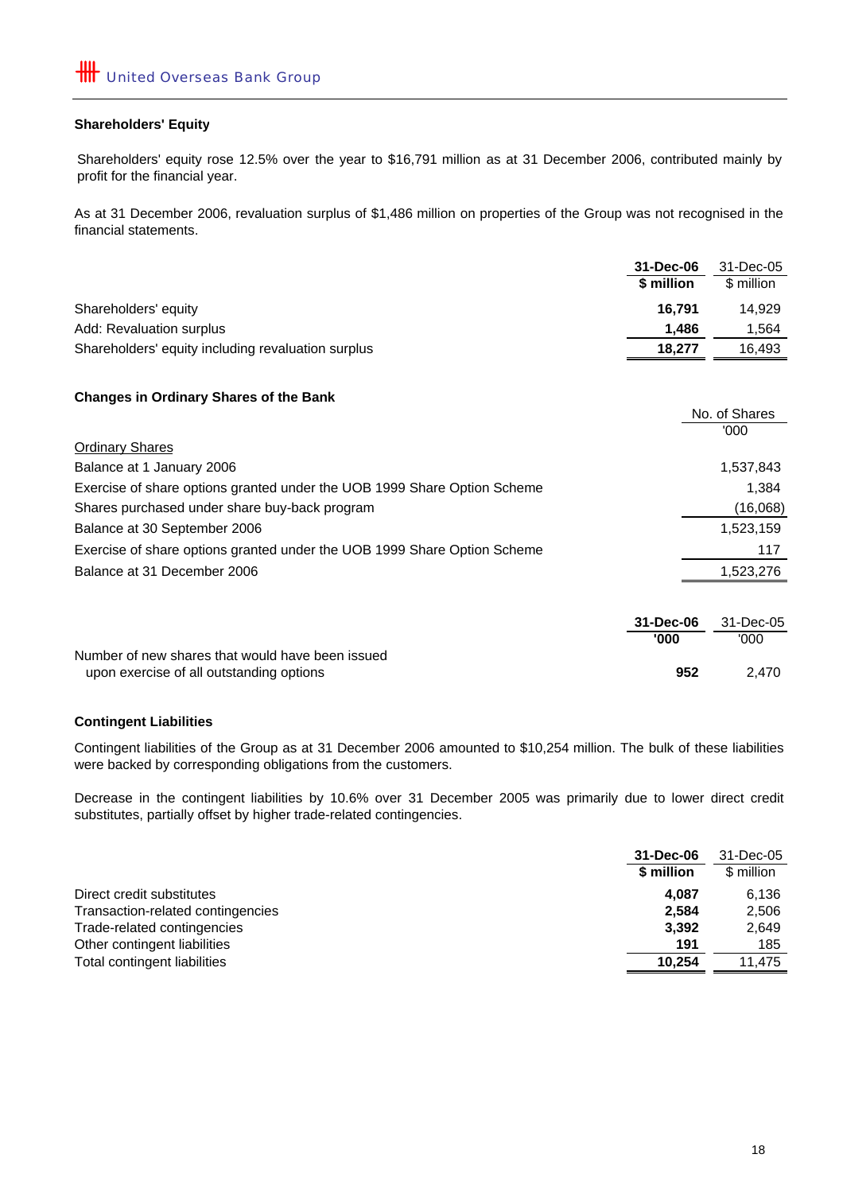## Shareholders' Equity

Shareholders' equity rose 12.5% over the year to $16,791 million as at 31 December 2006, contributed mainly by profit for the financial year.

As at 31 December 2006, revaluation surplus of $1,486 million on properties of the Group was not recognised in the financial statements.

| | **31-Dec-06** | 31-Dec-05 |
|---|---|---|
| | **$ million** | $ million |
| Shareholders' equity | **16,791** | 14,929 |
| Add: Revaluation surplus | **1,486** | 1,564 |
| Shareholders' equity including revaluation surplus | **18,277** | 16,493 |

## Changes in Ordinary Shares of the Bank

| | No. of Shares |
|---|---|
| | '000 |
| Ordinary Shares | |
| Balance at 1 January 2006 | 1,537,843 |
| Exercise of share options granted under the UOB 1999 Share Option Scheme | 1,384 |
| Shares purchased under share buy-back program | (16,068) |
| Balance at 30 September 2006 | 1,523,159 |
| Exercise of share options granted under the UOB 1999 Share Option Scheme | 117 |
| Balance at 31 December 2006 | 1,523,276 |

| | **31-Dec-06** | 31-Dec-05 |
|---|---|---|
| | **'000** | '000 |
| Number of new shares that would have been issued upon exercise of all outstanding options | **952** | 2,470 |

## Contingent Liabilities

Contingent liabilities of the Group as at 31 December 2006 amounted to $10,254 million. The bulk of these liabilities were backed by corresponding obligations from the customers.

Decrease in the contingent liabilities by 10.6% over 31 December 2005 was primarily due to lower direct credit substitutes, partially offset by higher trade-related contingencies.

| | **31-Dec-06** | 31-Dec-05 |
|---|---|---|
| | **$ million** | $ million |
| Direct credit substitutes | **4,087** | 6,136 |
| Transaction-related contingencies | **2,584** | 2,506 |
| Trade-related contingencies | **3,392** | 2,649 |
| Other contingent liabilities | **191** | 185 |
| Total contingent liabilities | **10,254** | 11,475 |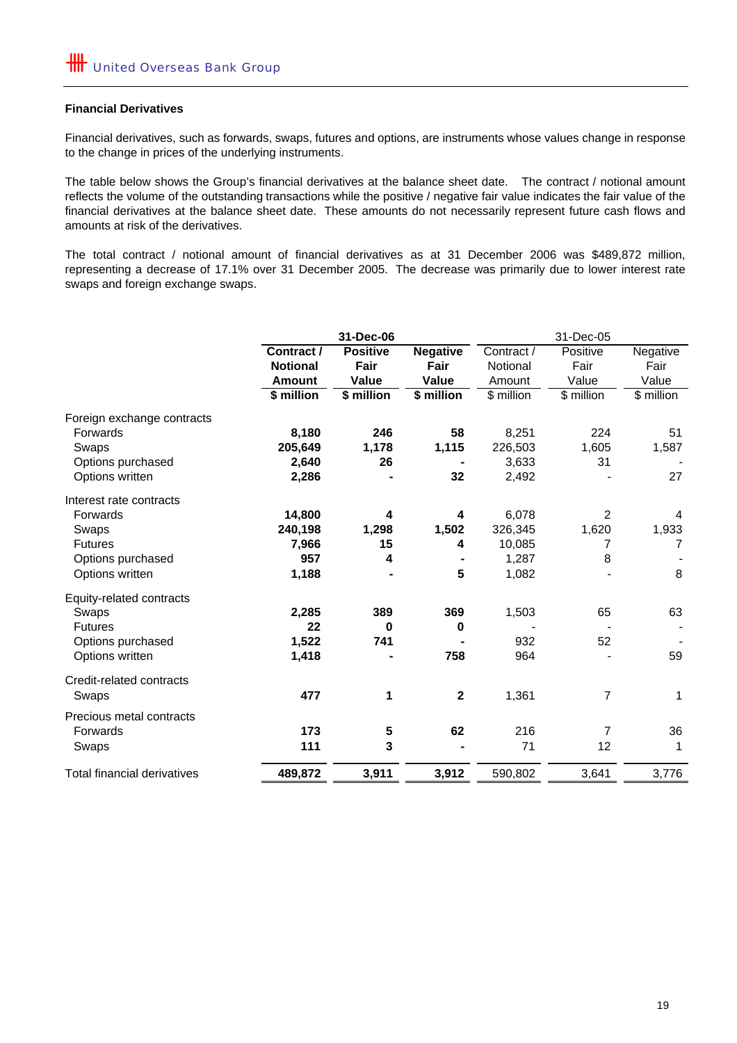## Financial Derivatives

Financial derivatives, such as forwards, swaps, futures and options, are instruments whose values change in response to the change in prices of the underlying instruments.

The table below shows the Group's financial derivatives at the balance sheet date. The contract / notional amount reflects the volume of the outstanding transactions while the positive / negative fair value indicates the fair value of the financial derivatives at the balance sheet date. These amounts do not necessarily represent future cash flows and amounts at risk of the derivatives.

The total contract / notional amount of financial derivatives as at 31 December 2006 was $489,872 million, representing a decrease of 17.1% over 31 December 2005. The decrease was primarily due to lower interest rate swaps and foreign exchange swaps.

| | **31-Dec-06** | | | 31-Dec-05 | | |
|---|---|---|---|---|---|---|
| | **Contract / Notional Amount** | **Positive Fair Value** | **Negative Fair Value** | Contract / Notional Amount | Positive Fair Value | Negative Fair Value |
| | **$ million** | **$ million** | **$ million** | $ million | $ million | $ million |
| Foreign exchange contracts | | | | | | |
| Forwards | **8,180** | **246** | **58** | 8,251 | 224 | 51 |
| Swaps | **205,649** | **1,178** | **1,115** | 226,503 | 1,605 | 1,587 |
| Options purchased | **2,640** | **26** | **-** | 3,633 | 31 | - |
| Options written | **2,286** | **-** | **32** | 2,492 | - | 27 |
| Interest rate contracts | | | | | | |
| Forwards | **14,800** | **4** | **4** | 6,078 | 2 | 4 |
| Swaps | **240,198** | **1,298** | **1,502** | 326,345 | 1,620 | 1,933 |
| Futures | **7,966** | **15** | **4** | 10,085 | 7 | 7 |
| Options purchased | **957** | **4** | **-** | 1,287 | 8 | - |
| Options written | **1,188** | **-** | **5** | 1,082 | - | 8 |
| Equity-related contracts | | | | | | |
| Swaps | **2,285** | **389** | **369** | 1,503 | 65 | 63 |
| Futures | **22** | **0** | **0** | - | - | - |
| Options purchased | **1,522** | **741** | **-** | 932 | 52 | - |
| Options written | **1,418** | **-** | **758** | 964 | - | 59 |
| Credit-related contracts | | | | | | |
| Swaps | **477** | **1** | **2** | 1,361 | 7 | 1 |
| Precious metal contracts | | | | | | |
| Forwards | **173** | **5** | **62** | 216 | 7 | 36 |
| Swaps | **111** | **3** | **-** | 71 | 12 | 1 |
| Total financial derivatives | **489,872** | **3,911** | **3,912** | 590,802 | 3,641 | 3,776 |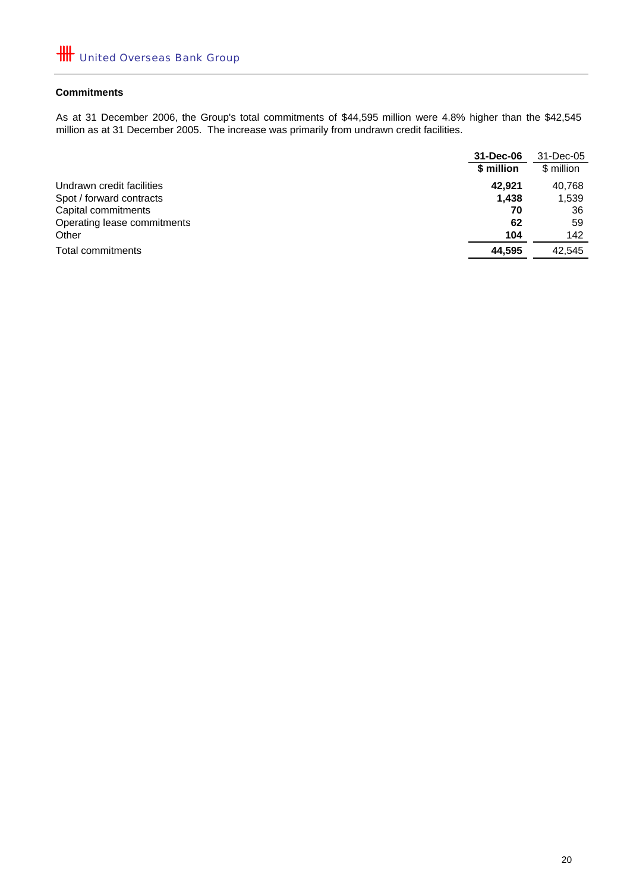### Commitments

As at 31 December 2006, the Group's total commitments of $44,595 million were 4.8% higher than the $42,545 million as at 31 December 2005. The increase was primarily from undrawn credit facilities.

| | **31-Dec-06** | 31-Dec-05 |
|---|---|---|
| | **$ million** | $ million |
| Undrawn credit facilities | **42,921** | 40,768 |
| Spot / forward contracts | **1,438** | 1,539 |
| Capital commitments | **70** | 36 |
| Operating lease commitments | **62** | 59 |
| Other | **104** | 142 |
| Total commitments | **44,595** | 42,545 |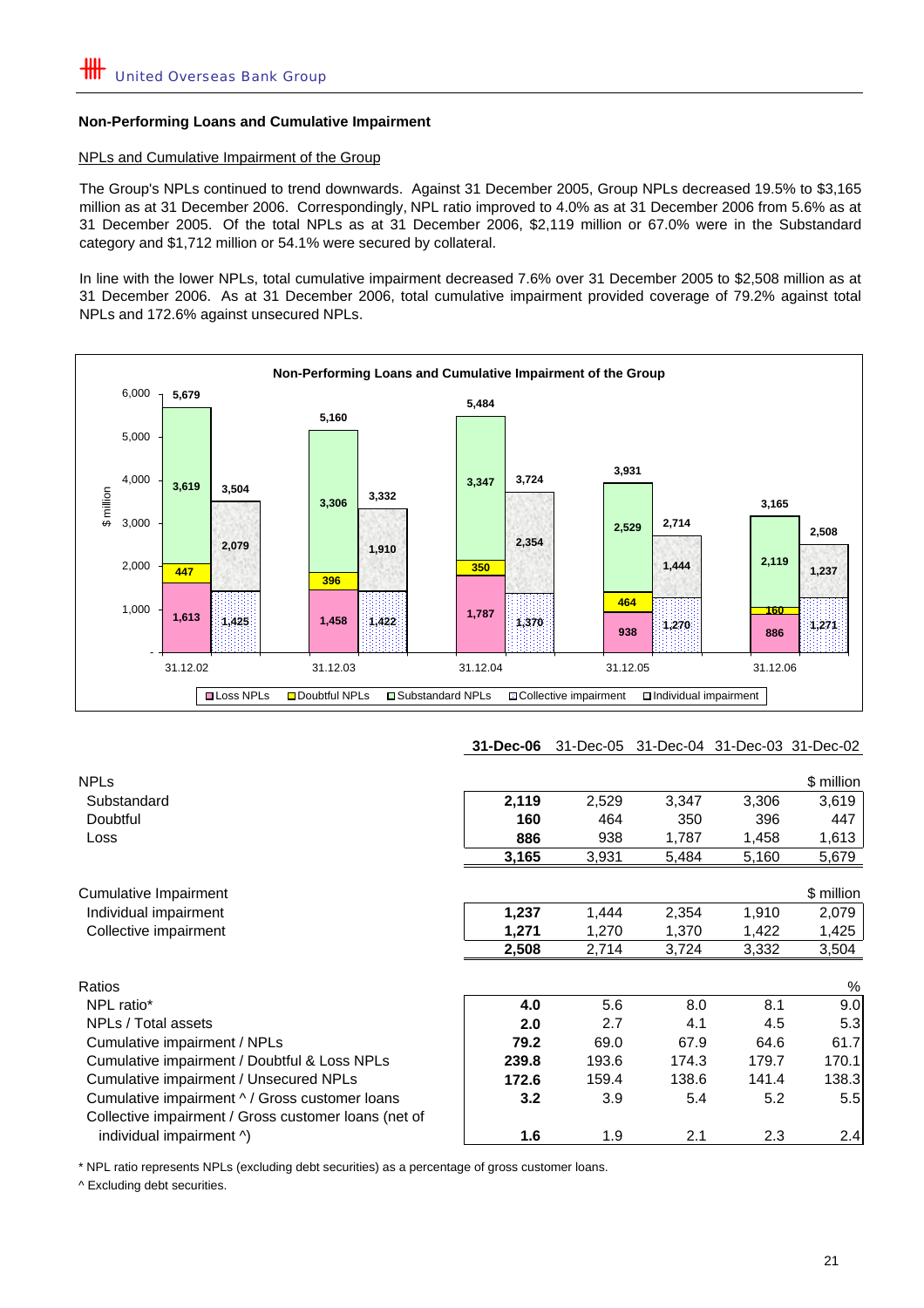## Non-Performing Loans and Cumulative Impairment

### NPLs and Cumulative Impairment of the Group

The Group's NPLs continued to trend downwards. Against 31 December 2005, Group NPLs decreased 19.5% to $3,165 million as at 31 December 2006. Correspondingly, NPL ratio improved to 4.0% as at 31 December 2006 from 5.6% as at 31 December 2005. Of the total NPLs as at 31 December 2006, $2,119 million or 67.0% were in the Substandard category and $1,712 million or 54.1% were secured by collateral.

In line with the lower NPLs, total cumulative impairment decreased 7.6% over 31 December 2005 to $2,508 million as at 31 December 2006. As at 31 December 2006, total cumulative impairment provided coverage of 79.2% against total NPLs and 172.6% against unsecured NPLs.

**Non-Performing Loans and Cumulative Impairment of the Group**

| $ million | 31.12.02 | 31.12.03 | 31.12.04 | 31.12.05 | 31.12.06 |
|---|---|---|---|---|---|
| Loss NPLs | 1,613 | 1,458 | 1,787 | 938 | 886 |
| Doubtful NPLs | 447 | 396 | 350 | 464 | 160 |
| Substandard NPLs | 3,619 | 3,306 | 3,347 | 2,529 | 2,119 |
| Total NPLs | 5,679 | 5,160 | 5,484 | 3,931 | 3,165 |
| Collective impairment | 1,425 | 1,422 | 1,370 | 1,270 | 1,271 |
| Individual impairment | 2,079 | 1,910 | 2,354 | 1,444 | 1,237 |
| Total cumulative impairment | 3,504 | 3,332 | 3,724 | 2,714 | 2,508 |

| | **31-Dec-06** | 31-Dec-05 | 31-Dec-04 | 31-Dec-03 | 31-Dec-02 |
|---|---|---|---|---|---|
| **NPLs** | | | | | $ million |
| Substandard | **2,119** | 2,529 | 3,347 | 3,306 | 3,619 |
| Doubtful | **160** | 464 | 350 | 396 | 447 |
| Loss | **886** | 938 | 1,787 | 1,458 | 1,613 |
| | **3,165** | 3,931 | 5,484 | 5,160 | 5,679 |
| **Cumulative Impairment** | | | | | $ million |
| Individual impairment | **1,237** | 1,444 | 2,354 | 1,910 | 2,079 |
| Collective impairment | **1,271** | 1,270 | 1,370 | 1,422 | 1,425 |
| | **2,508** | 2,714 | 3,724 | 3,332 | 3,504 |
| **Ratios** | | | | | % |
| NPL ratio* | **4.0** | 5.6 | 8.0 | 8.1 | 9.0 |
| NPLs / Total assets | **2.0** | 2.7 | 4.1 | 4.5 | 5.3 |
| Cumulative impairment / NPLs | **79.2** | 69.0 | 67.9 | 64.6 | 61.7 |
| Cumulative impairment / Doubtful & Loss NPLs | **239.8** | 193.6 | 174.3 | 179.7 | 170.1 |
| Cumulative impairment / Unsecured NPLs | **172.6** | 159.4 | 138.6 | 141.4 | 138.3 |
| Cumulative impairment ^ / Gross customer loans | **3.2** | 3.9 | 5.4 | 5.2 | 5.5 |
| Collective impairment / Gross customer loans (net of individual impairment ^) | **1.6** | 1.9 | 2.1 | 2.3 | 2.4 |

\* NPL ratio represents NPLs (excluding debt securities) as a percentage of gross customer loans.

^ Excluding debt securities.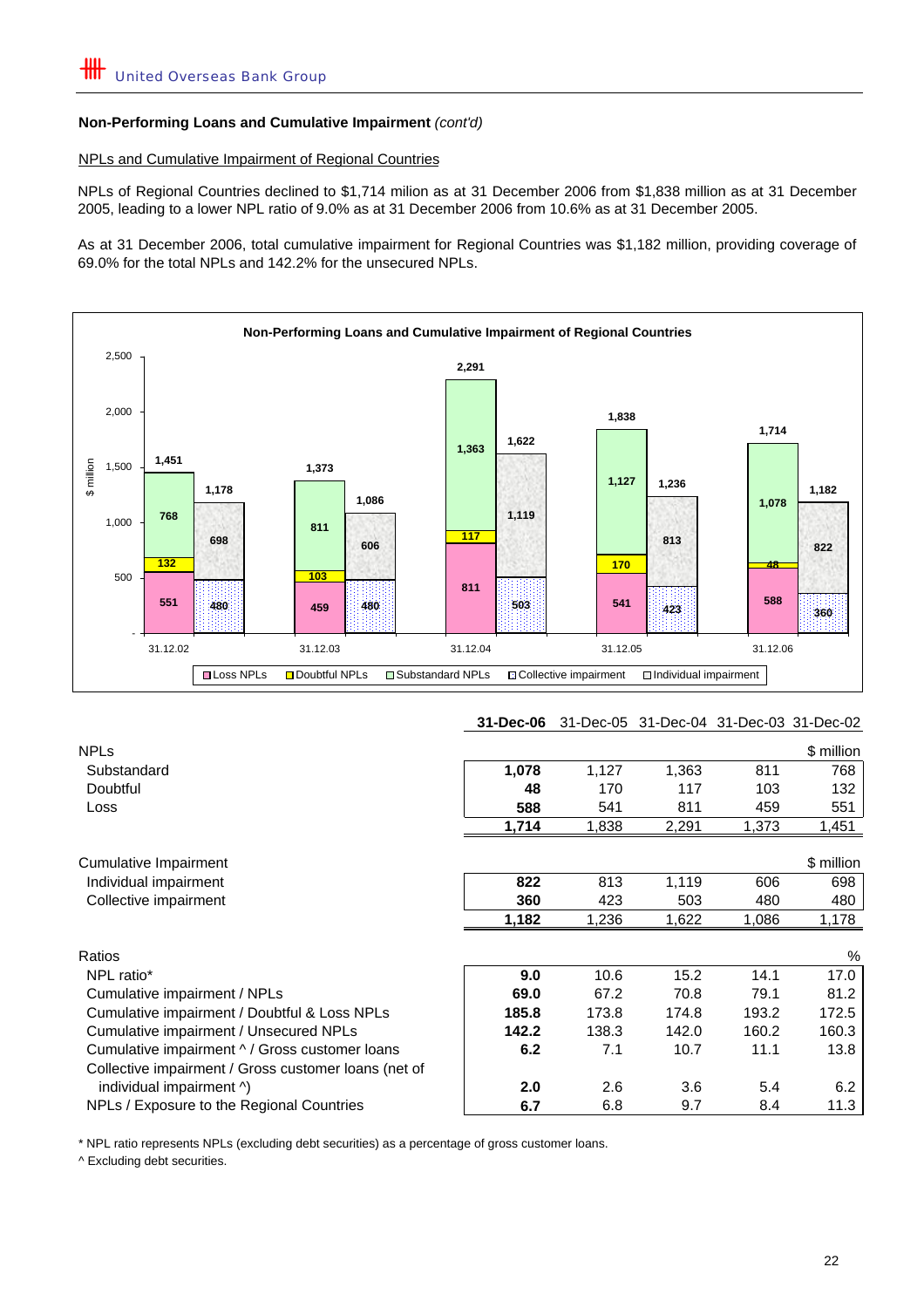United Overseas Bank Group

**Non-Performing Loans and Cumulative Impairment** *(cont'd)*

NPLs and Cumulative Impairment of Regional Countries

NPLs of Regional Countries declined to $1,714 milion as at 31 December 2006 from $1,838 million as at 31 December 2005, leading to a lower NPL ratio of 9.0% as at 31 December 2006 from 10.6% as at 31 December 2005.

As at 31 December 2006, total cumulative impairment for Regional Countries was $1,182 million, providing coverage of 69.0% for the total NPLs and 142.2% for the unsecured NPLs.

**Non-Performing Loans and Cumulative Impairment of Regional Countries**

| $ million | 31.12.02 | 31.12.03 | 31.12.04 | 31.12.05 | 31.12.06 |
|---|---|---|---|---|---|
| Loss NPLs | 551 | 459 | 811 | 541 | 588 |
| Doubtful NPLs | 132 | 103 | 117 | 170 | 48 |
| Substandard NPLs | 768 | 811 | 1,363 | 1,127 | 1,078 |
| Total NPLs | 1,451 | 1,373 | 2,291 | 1,838 | 1,714 |
| Collective impairment | 480 | 480 | 503 | 423 | 360 |
| Individual impairment | 698 | 606 | 1,119 | 813 | 822 |
| Total cumulative impairment | 1,178 | 1,086 | 1,622 | 1,236 | 1,182 |

| | **31-Dec-06** | 31-Dec-05 | 31-Dec-04 | 31-Dec-03 | 31-Dec-02 |
|---|---|---|---|---|---|
| **NPLs** | | | | | $ million |
| Substandard | **1,078** | 1,127 | 1,363 | 811 | 768 |
| Doubtful | **48** | 170 | 117 | 103 | 132 |
| Loss | **588** | 541 | 811 | 459 | 551 |
| | **1,714** | 1,838 | 2,291 | 1,373 | 1,451 |
| **Cumulative Impairment** | | | | | $ million |
| Individual impairment | **822** | 813 | 1,119 | 606 | 698 |
| Collective impairment | **360** | 423 | 503 | 480 | 480 |
| | **1,182** | 1,236 | 1,622 | 1,086 | 1,178 |
| **Ratios** | | | | | % |
| NPL ratio* | **9.0** | 10.6 | 15.2 | 14.1 | 17.0 |
| Cumulative impairment / NPLs | **69.0** | 67.2 | 70.8 | 79.1 | 81.2 |
| Cumulative impairment / Doubtful & Loss NPLs | **185.8** | 173.8 | 174.8 | 193.2 | 172.5 |
| Cumulative impairment / Unsecured NPLs | **142.2** | 138.3 | 142.0 | 160.2 | 160.3 |
| Cumulative impairment ^ / Gross customer loans | **6.2** | 7.1 | 10.7 | 11.1 | 13.8 |
| Collective impairment / Gross customer loans (net of individual impairment ^) | **2.0** | 2.6 | 3.6 | 5.4 | 6.2 |
| NPLs / Exposure to the Regional Countries | **6.7** | 6.8 | 9.7 | 8.4 | 11.3 |

\* NPL ratio represents NPLs (excluding debt securities) as a percentage of gross customer loans.

^ Excluding debt securities.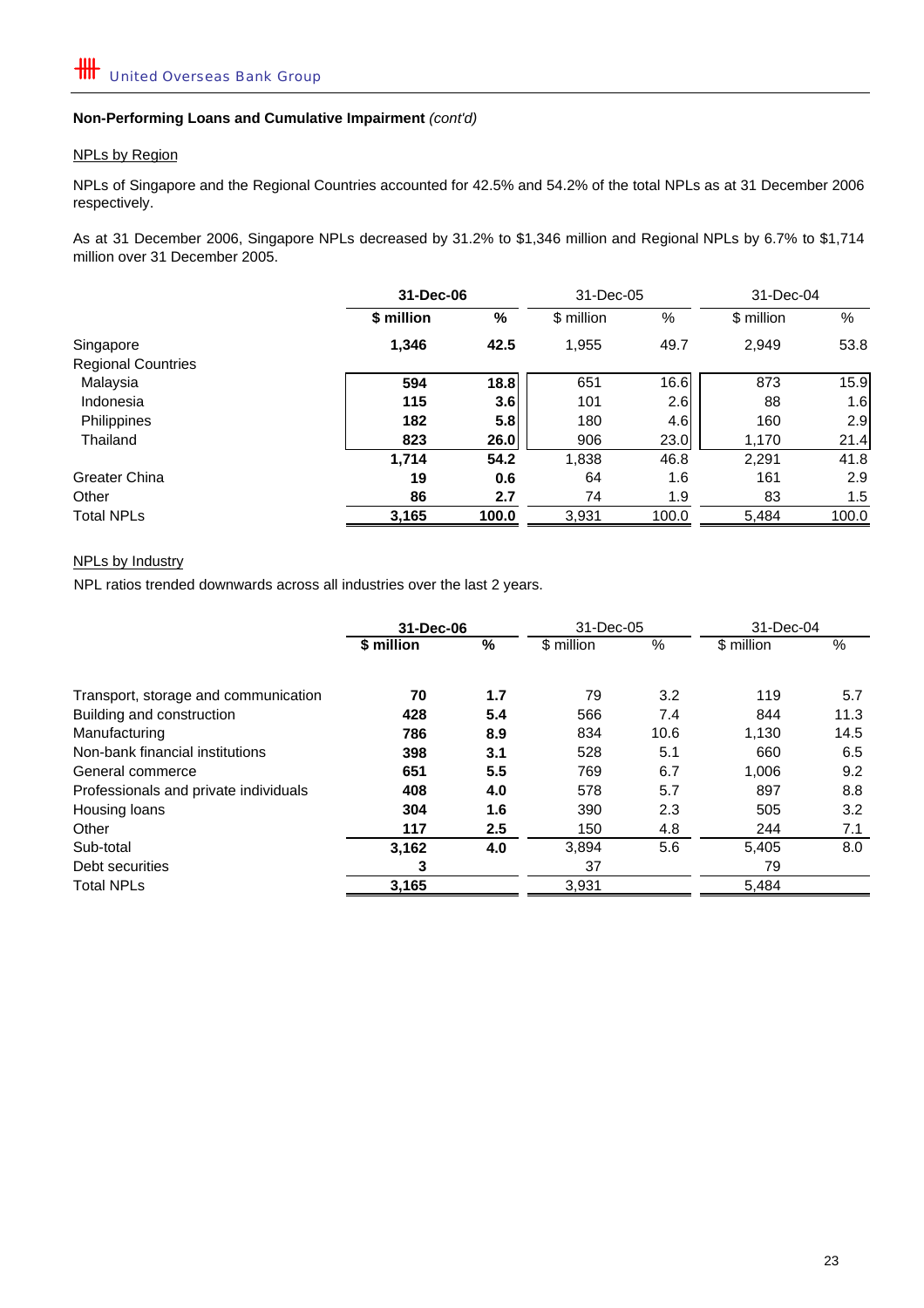**Non-Performing Loans and Cumulative Impairment** *(cont'd)*

NPLs by Region

NPLs of Singapore and the Regional Countries accounted for 42.5% and 54.2% of the total NPLs as at 31 December 2006 respectively.

As at 31 December 2006, Singapore NPLs decreased by 31.2% to $1,346 million and Regional NPLs by 6.7% to $1,714 million over 31 December 2005.

| | **31-Dec-06** | | 31-Dec-05 | | 31-Dec-04 | |
|---|---|---|---|---|---|---|
| | **$ million** | **%** | $ million | % | $ million | % |
| Singapore | **1,346** | **42.5** | 1,955 | 49.7 | 2,949 | 53.8 |
| Regional Countries | | | | | | |
| Malaysia | **594** | **18.8** | 651 | 16.6 | 873 | 15.9 |
| Indonesia | **115** | **3.6** | 101 | 2.6 | 88 | 1.6 |
| Philippines | **182** | **5.8** | 180 | 4.6 | 160 | 2.9 |
| Thailand | **823** | **26.0** | 906 | 23.0 | 1,170 | 21.4 |
| | **1,714** | **54.2** | 1,838 | 46.8 | 2,291 | 41.8 |
| Greater China | **19** | **0.6** | 64 | 1.6 | 161 | 2.9 |
| Other | **86** | **2.7** | 74 | 1.9 | 83 | 1.5 |
| Total NPLs | **3,165** | **100.0** | 3,931 | 100.0 | 5,484 | 100.0 |

NPLs by Industry

NPL ratios trended downwards across all industries over the last 2 years.

| | **31-Dec-06** | | 31-Dec-05 | | 31-Dec-04 | |
|---|---|---|---|---|---|---|
| | **$ million** | **%** | $ million | % | $ million | % |
| Transport, storage and communication | **70** | **1.7** | 79 | 3.2 | 119 | 5.7 |
| Building and construction | **428** | **5.4** | 566 | 7.4 | 844 | 11.3 |
| Manufacturing | **786** | **8.9** | 834 | 10.6 | 1,130 | 14.5 |
| Non-bank financial institutions | **398** | **3.1** | 528 | 5.1 | 660 | 6.5 |
| General commerce | **651** | **5.5** | 769 | 6.7 | 1,006 | 9.2 |
| Professionals and private individuals | **408** | **4.0** | 578 | 5.7 | 897 | 8.8 |
| Housing loans | **304** | **1.6** | 390 | 2.3 | 505 | 3.2 |
| Other | **117** | **2.5** | 150 | 4.8 | 244 | 7.1 |
| Sub-total | **3,162** | **4.0** | 3,894 | 5.6 | 5,405 | 8.0 |
| Debt securities | **3** | | 37 | | 79 | |
| Total NPLs | **3,165** | | 3,931 | | 5,484 | |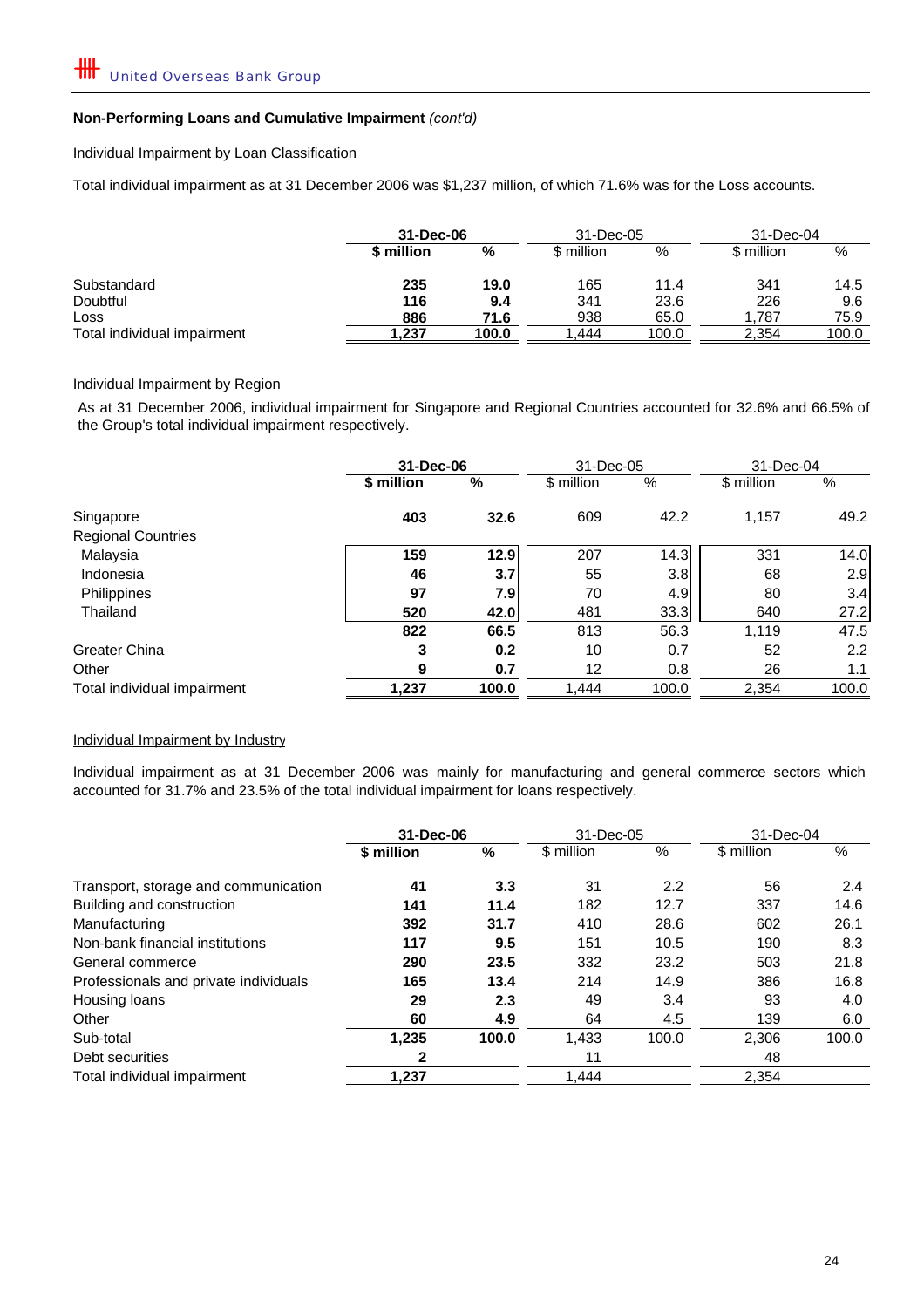## Non-Performing Loans and Cumulative Impairment *(cont'd)*

### Individual Impairment by Loan Classification

Total individual impairment as at 31 December 2006 was $1,237 million, of which 71.6% was for the Loss accounts.

| | **31-Dec-06** | | 31-Dec-05 | | 31-Dec-04 | |
|---|---|---|---|---|---|---|
| | **$ million** | **%** | $ million | % | $ million | % |
| Substandard | **235** | **19.0** | 165 | 11.4 | 341 | 14.5 |
| Doubtful | **116** | **9.4** | 341 | 23.6 | 226 | 9.6 |
| Loss | **886** | **71.6** | 938 | 65.0 | 1,787 | 75.9 |
| Total individual impairment | **1,237** | **100.0** | 1,444 | 100.0 | 2,354 | 100.0 |

### Individual Impairment by Region

As at 31 December 2006, individual impairment for Singapore and Regional Countries accounted for 32.6% and 66.5% of the Group's total individual impairment respectively.

| | **31-Dec-06** | | 31-Dec-05 | | 31-Dec-04 | |
|---|---|---|---|---|---|---|
| | **$ million** | **%** | $ million | % | $ million | % |
| Singapore | **403** | **32.6** | 609 | 42.2 | 1,157 | 49.2 |
| Regional Countries | | | | | | |
| Malaysia | **159** | **12.9** | 207 | 14.3 | 331 | 14.0 |
| Indonesia | **46** | **3.7** | 55 | 3.8 | 68 | 2.9 |
| Philippines | **97** | **7.9** | 70 | 4.9 | 80 | 3.4 |
| Thailand | **520** | **42.0** | 481 | 33.3 | 640 | 27.2 |
| | **822** | **66.5** | 813 | 56.3 | 1,119 | 47.5 |
| Greater China | **3** | **0.2** | 10 | 0.7 | 52 | 2.2 |
| Other | **9** | **0.7** | 12 | 0.8 | 26 | 1.1 |
| Total individual impairment | **1,237** | **100.0** | 1,444 | 100.0 | 2,354 | 100.0 |

### Individual Impairment by Industry

Individual impairment as at 31 December 2006 was mainly for manufacturing and general commerce sectors which accounted for 31.7% and 23.5% of the total individual impairment for loans respectively.

| | **31-Dec-06** | | 31-Dec-05 | | 31-Dec-04 | |
|---|---|---|---|---|---|---|
| | **$ million** | **%** | $ million | % | $ million | % |
| Transport, storage and communication | **41** | **3.3** | 31 | 2.2 | 56 | 2.4 |
| Building and construction | **141** | **11.4** | 182 | 12.7 | 337 | 14.6 |
| Manufacturing | **392** | **31.7** | 410 | 28.6 | 602 | 26.1 |
| Non-bank financial institutions | **117** | **9.5** | 151 | 10.5 | 190 | 8.3 |
| General commerce | **290** | **23.5** | 332 | 23.2 | 503 | 21.8 |
| Professionals and private individuals | **165** | **13.4** | 214 | 14.9 | 386 | 16.8 |
| Housing loans | **29** | **2.3** | 49 | 3.4 | 93 | 4.0 |
| Other | **60** | **4.9** | 64 | 4.5 | 139 | 6.0 |
| Sub-total | **1,235** | **100.0** | 1,433 | 100.0 | 2,306 | 100.0 |
| Debt securities | **2** | | 11 | | 48 | |
| Total individual impairment | **1,237** | | 1,444 | | 2,354 | |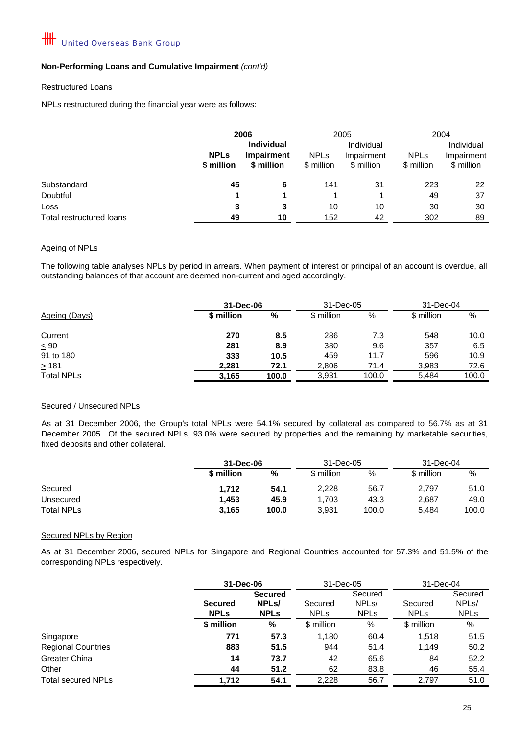**Non-Performing Loans and Cumulative Impairment** *(cont'd)*

Restructured Loans

NPLs restructured during the financial year were as follows:

| | **2006** | | 2005 | | 2004 | |
|---|---|---|---|---|---|---|
| | **NPLs $ million** | **Individual Impairment $ million** | NPLs $ million | Individual Impairment $ million | NPLs $ million | Individual Impairment $ million |
| Substandard | **45** | **6** | 141 | 31 | 223 | 22 |
| Doubtful | **1** | **1** | 1 | 1 | 49 | 37 |
| Loss | **3** | **3** | 10 | 10 | 30 | 30 |
| Total restructured loans | **49** | **10** | 152 | 42 | 302 | 89 |

Ageing of NPLs

The following table analyses NPLs by period in arrears. When payment of interest or principal of an account is overdue, all outstanding balances of that account are deemed non-current and aged accordingly.

| | **31-Dec-06** | | 31-Dec-05 | | 31-Dec-04 | |
|---|---|---|---|---|---|---|
| Ageing (Days) | **$ million** | **%** | $ million | % | $ million | % |
| Current | **270** | **8.5** | 286 | 7.3 | 548 | 10.0 |
| ≤ 90 | **281** | **8.9** | 380 | 9.6 | 357 | 6.5 |
| 91 to 180 | **333** | **10.5** | 459 | 11.7 | 596 | 10.9 |
| ≥ 181 | **2,281** | **72.1** | 2,806 | 71.4 | 3,983 | 72.6 |
| Total NPLs | **3,165** | **100.0** | 3,931 | 100.0 | 5,484 | 100.0 |

Secured / Unsecured NPLs

As at 31 December 2006, the Group's total NPLs were 54.1% secured by collateral as compared to 56.7% as at 31 December 2005. Of the secured NPLs, 93.0% were secured by properties and the remaining by marketable securities, fixed deposits and other collateral.

| | **31-Dec-06** | | 31-Dec-05 | | 31-Dec-04 | |
|---|---|---|---|---|---|---|
| | **$ million** | **%** | $ million | % | $ million | % |
| Secured | **1,712** | **54.1** | 2,228 | 56.7 | 2,797 | 51.0 |
| Unsecured | **1,453** | **45.9** | 1,703 | 43.3 | 2,687 | 49.0 |
| Total NPLs | **3,165** | **100.0** | 3,931 | 100.0 | 5,484 | 100.0 |

Secured NPLs by Region

As at 31 December 2006, secured NPLs for Singapore and Regional Countries accounted for 57.3% and 51.5% of the corresponding NPLs respectively.

| | **31-Dec-06** | | 31-Dec-05 | | 31-Dec-04 | |
|---|---|---|---|---|---|---|
| | **Secured NPLs** | **Secured NPLs/ NPLs** | Secured NPLs | Secured NPLs/ NPLs | Secured NPLs | Secured NPLs/ NPLs |
| | **$ million** | **%** | $ million | % | $ million | % |
| Singapore | **771** | **57.3** | 1,180 | 60.4 | 1,518 | 51.5 |
| Regional Countries | **883** | **51.5** | 944 | 51.4 | 1,149 | 50.2 |
| Greater China | **14** | **73.7** | 42 | 65.6 | 84 | 52.2 |
| Other | **44** | **51.2** | 62 | 83.8 | 46 | 55.4 |
| Total secured NPLs | **1,712** | **54.1** | 2,228 | 56.7 | 2,797 | 51.0 |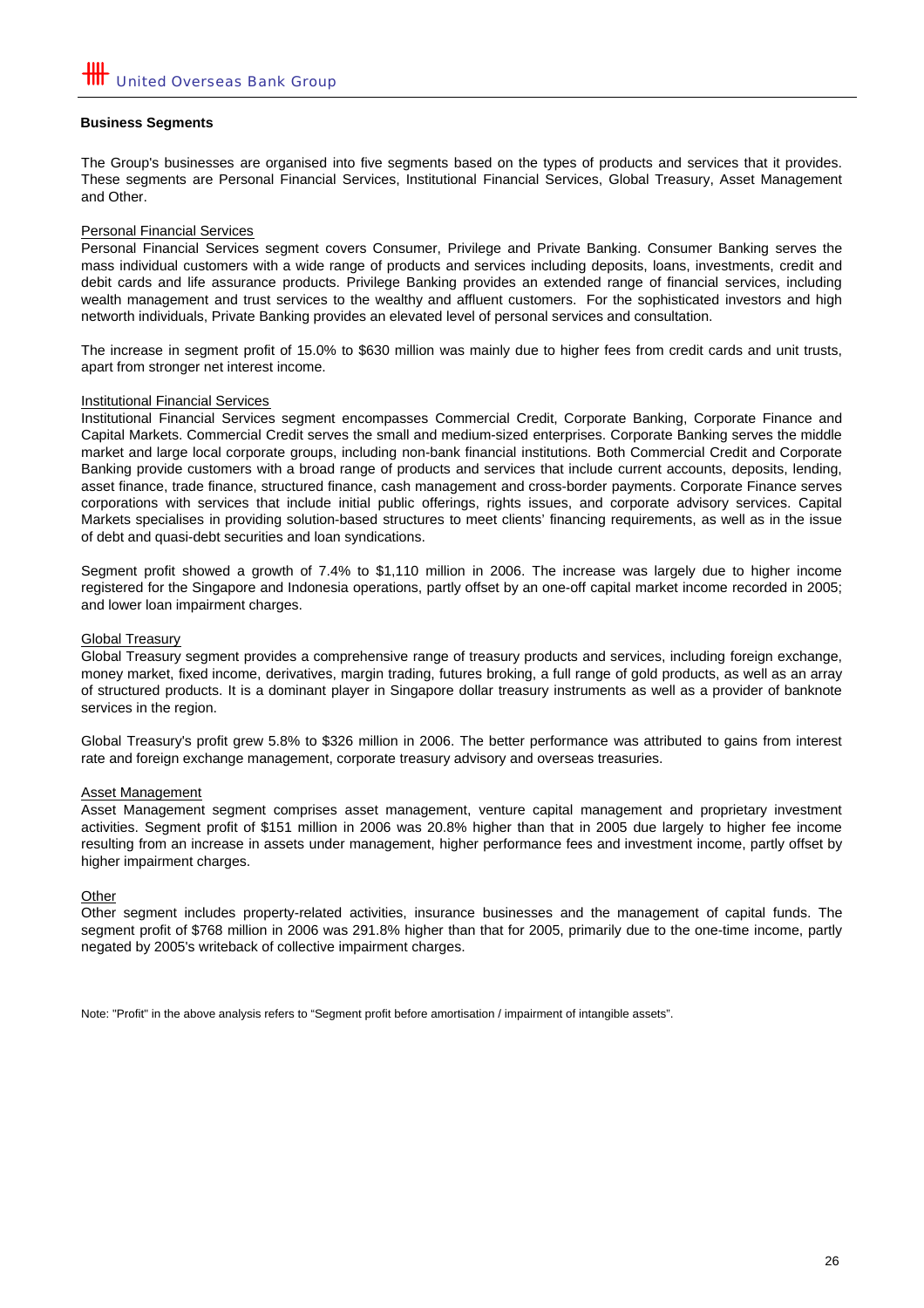## Business Segments

The Group's businesses are organised into five segments based on the types of products and services that it provides. These segments are Personal Financial Services, Institutional Financial Services, Global Treasury, Asset Management and Other.

### Personal Financial Services

Personal Financial Services segment covers Consumer, Privilege and Private Banking. Consumer Banking serves the mass individual customers with a wide range of products and services including deposits, loans, investments, credit and debit cards and life assurance products. Privilege Banking provides an extended range of financial services, including wealth management and trust services to the wealthy and affluent customers. For the sophisticated investors and high networth individuals, Private Banking provides an elevated level of personal services and consultation.

The increase in segment profit of 15.0% to $630 million was mainly due to higher fees from credit cards and unit trusts, apart from stronger net interest income.

### Institutional Financial Services

Institutional Financial Services segment encompasses Commercial Credit, Corporate Banking, Corporate Finance and Capital Markets. Commercial Credit serves the small and medium-sized enterprises. Corporate Banking serves the middle market and large local corporate groups, including non-bank financial institutions. Both Commercial Credit and Corporate Banking provide customers with a broad range of products and services that include current accounts, deposits, lending, asset finance, trade finance, structured finance, cash management and cross-border payments. Corporate Finance serves corporations with services that include initial public offerings, rights issues, and corporate advisory services. Capital Markets specialises in providing solution-based structures to meet clients' financing requirements, as well as in the issue of debt and quasi-debt securities and loan syndications.

Segment profit showed a growth of 7.4% to $1,110 million in 2006. The increase was largely due to higher income registered for the Singapore and Indonesia operations, partly offset by an one-off capital market income recorded in 2005; and lower loan impairment charges.

### Global Treasury

Global Treasury segment provides a comprehensive range of treasury products and services, including foreign exchange, money market, fixed income, derivatives, margin trading, futures broking, a full range of gold products, as well as an array of structured products. It is a dominant player in Singapore dollar treasury instruments as well as a provider of banknote services in the region.

Global Treasury's profit grew 5.8% to $326 million in 2006. The better performance was attributed to gains from interest rate and foreign exchange management, corporate treasury advisory and overseas treasuries.

### Asset Management

Asset Management segment comprises asset management, venture capital management and proprietary investment activities. Segment profit of $151 million in 2006 was 20.8% higher than that in 2005 due largely to higher fee income resulting from an increase in assets under management, higher performance fees and investment income, partly offset by higher impairment charges.

### Other

Other segment includes property-related activities, insurance businesses and the management of capital funds. The segment profit of $768 million in 2006 was 291.8% higher than that for 2005, primarily due to the one-time income, partly negated by 2005's writeback of collective impairment charges.

Note: "Profit" in the above analysis refers to "Segment profit before amortisation / impairment of intangible assets".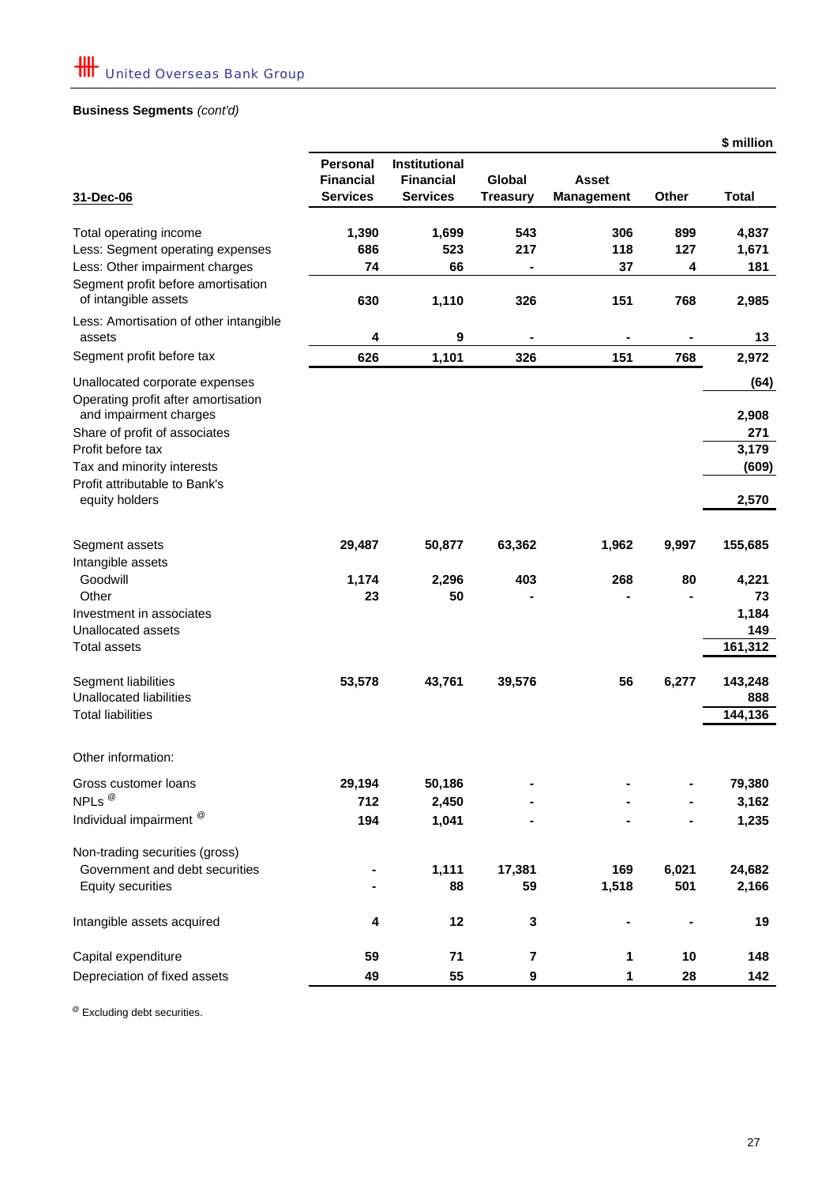**Business Segments** *(cont'd)*

$ million

| 31-Dec-06 | Personal Financial Services | Institutional Financial Services | Global Treasury | Asset Management | Other | Total |
|---|---|---|---|---|---|---|
| Total operating income | 1,390 | 1,699 | 543 | 306 | 899 | 4,837 |
| Less: Segment operating expenses | 686 | 523 | 217 | 118 | 127 | 1,671 |
| Less: Other impairment charges | 74 | 66 | - | 37 | 4 | 181 |
| Segment profit before amortisation of intangible assets | 630 | 1,110 | 326 | 151 | 768 | 2,985 |
| Less: Amortisation of other intangible assets | 4 | 9 | - | - | - | 13 |
| Segment profit before tax | 626 | 1,101 | 326 | 151 | 768 | 2,972 |
| Unallocated corporate expenses | | | | | | (64) |
| Operating profit after amortisation and impairment charges | | | | | | 2,908 |
| Share of profit of associates | | | | | | 271 |
| Profit before tax | | | | | | 3,179 |
| Tax and minority interests | | | | | | (609) |
| Profit attributable to Bank's equity holders | | | | | | 2,570 |
| | | | | | | |
| Segment assets | 29,487 | 50,877 | 63,362 | 1,962 | 9,997 | 155,685 |
| Intangible assets | | | | | | |
| Goodwill | 1,174 | 2,296 | 403 | 268 | 80 | 4,221 |
| Other | 23 | 50 | - | - | - | 73 |
| Investment in associates | | | | | | 1,184 |
| Unallocated assets | | | | | | 149 |
| Total assets | | | | | | 161,312 |
| | | | | | | |
| Segment liabilities | 53,578 | 43,761 | 39,576 | 56 | 6,277 | 143,248 |
| Unallocated liabilities | | | | | | 888 |
| Total liabilities | | | | | | 144,136 |
| | | | | | | |
| Other information: | | | | | | |
| Gross customer loans | 29,194 | 50,186 | - | - | - | 79,380 |
| NPLs @ | 712 | 2,450 | - | - | - | 3,162 |
| Individual impairment @ | 194 | 1,041 | - | - | - | 1,235 |
| | | | | | | |
| Non-trading securities (gross) | | | | | | |
| Government and debt securities | - | 1,111 | 17,381 | 169 | 6,021 | 24,682 |
| Equity securities | - | 88 | 59 | 1,518 | 501 | 2,166 |
| | | | | | | |
| Intangible assets acquired | 4 | 12 | 3 | - | - | 19 |
| | | | | | | |
| Capital expenditure | 59 | 71 | 7 | 1 | 10 | 148 |
| Depreciation of fixed assets | 49 | 55 | 9 | 1 | 28 | 142 |

@ Excluding debt securities.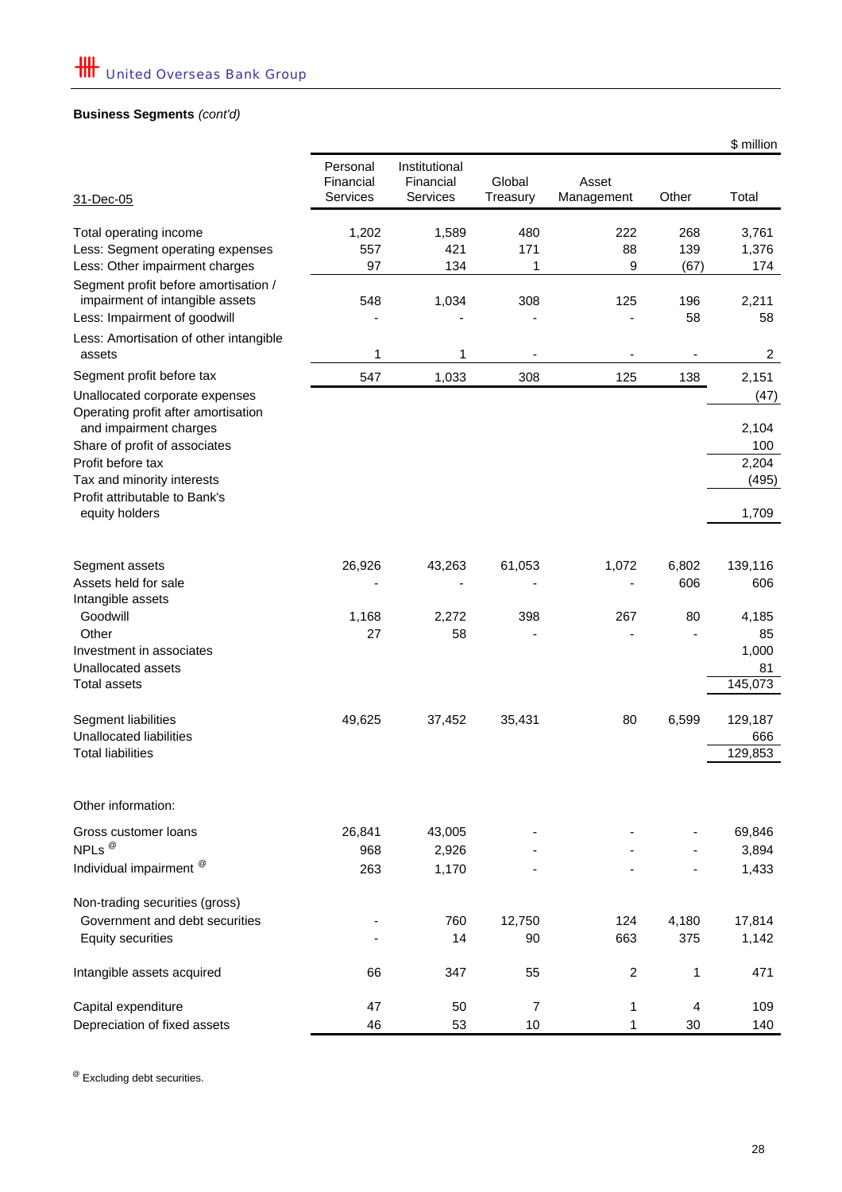**Business Segments** *(cont'd)*

$ million

| 31-Dec-05 | Personal Financial Services | Institutional Financial Services | Global Treasury | Asset Management | Other | Total |
|---|---|---|---|---|---|---|
| Total operating income | 1,202 | 1,589 | 480 | 222 | 268 | 3,761 |
| Less: Segment operating expenses | 557 | 421 | 171 | 88 | 139 | 1,376 |
| Less: Other impairment charges | 97 | 134 | 1 | 9 | (67) | 174 |
| Segment profit before amortisation / impairment of intangible assets | 548 | 1,034 | 308 | 125 | 196 | 2,211 |
| Less: Impairment of goodwill | - | - | - | - | 58 | 58 |
| Less: Amortisation of other intangible assets | 1 | 1 | - | - | - | 2 |
| Segment profit before tax | 547 | 1,033 | 308 | 125 | 138 | 2,151 |
| Unallocated corporate expenses | | | | | | (47) |
| Operating profit after amortisation and impairment charges | | | | | | 2,104 |
| Share of profit of associates | | | | | | 100 |
| Profit before tax | | | | | | 2,204 |
| Tax and minority interests | | | | | | (495) |
| Profit attributable to Bank's equity holders | | | | | | 1,709 |
| | | | | | | |
| Segment assets | 26,926 | 43,263 | 61,053 | 1,072 | 6,802 | 139,116 |
| Assets held for sale | - | - | - | - | 606 | 606 |
| Intangible assets | | | | | | |
| Goodwill | 1,168 | 2,272 | 398 | 267 | 80 | 4,185 |
| Other | 27 | 58 | - | - | - | 85 |
| Investment in associates | | | | | | 1,000 |
| Unallocated assets | | | | | | 81 |
| Total assets | | | | | | 145,073 |
| | | | | | | |
| Segment liabilities | 49,625 | 37,452 | 35,431 | 80 | 6,599 | 129,187 |
| Unallocated liabilities | | | | | | 666 |
| Total liabilities | | | | | | 129,853 |
| | | | | | | |
| Other information: | | | | | | |
| Gross customer loans | 26,841 | 43,005 | - | - | - | 69,846 |
| NPLs @ | 968 | 2,926 | - | - | - | 3,894 |
| Individual impairment @ | 263 | 1,170 | - | - | - | 1,433 |
| | | | | | | |
| Non-trading securities (gross) | | | | | | |
| Government and debt securities | - | 760 | 12,750 | 124 | 4,180 | 17,814 |
| Equity securities | - | 14 | 90 | 663 | 375 | 1,142 |
| | | | | | | |
| Intangible assets acquired | 66 | 347 | 55 | 2 | 1 | 471 |
| | | | | | | |
| Capital expenditure | 47 | 50 | 7 | 1 | 4 | 109 |
| Depreciation of fixed assets | 46 | 53 | 10 | 1 | 30 | 140 |

@ Excluding debt securities.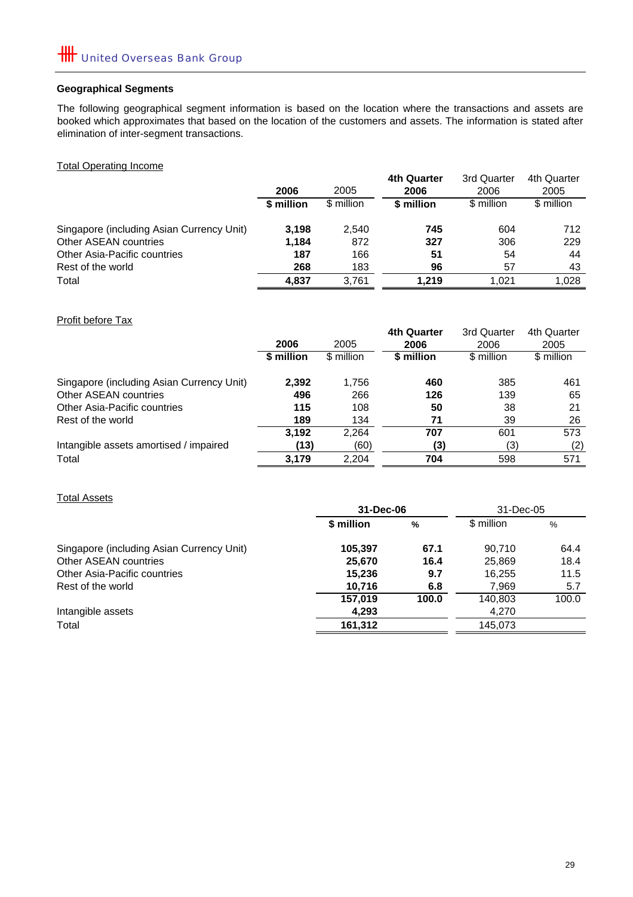## Geographical Segments

The following geographical segment information is based on the location where the transactions and assets are booked which approximates that based on the location of the customers and assets. The information is stated after elimination of inter-segment transactions.

Total Operating Income

| | **2006** | 2005 | **4th Quarter 2006** | 3rd Quarter 2006 | 4th Quarter 2005 |
|---|---|---|---|---|---|
| | **$ million** | $ million | **$ million** | $ million | $ million |
| Singapore (including Asian Currency Unit) | **3,198** | 2,540 | **745** | 604 | 712 |
| Other ASEAN countries | **1,184** | 872 | **327** | 306 | 229 |
| Other Asia-Pacific countries | **187** | 166 | **51** | 54 | 44 |
| Rest of the world | **268** | 183 | **96** | 57 | 43 |
| Total | **4,837** | 3,761 | **1,219** | 1,021 | 1,028 |

Profit before Tax

| | **2006** | 2005 | **4th Quarter 2006** | 3rd Quarter 2006 | 4th Quarter 2005 |
|---|---|---|---|---|---|
| | **$ million** | $ million | **$ million** | $ million | $ million |
| Singapore (including Asian Currency Unit) | **2,392** | 1,756 | **460** | 385 | 461 |
| Other ASEAN countries | **496** | 266 | **126** | 139 | 65 |
| Other Asia-Pacific countries | **115** | 108 | **50** | 38 | 21 |
| Rest of the world | **189** | 134 | **71** | 39 | 26 |
| | **3,192** | 2,264 | **707** | 601 | 573 |
| Intangible assets amortised / impaired | **(13)** | (60) | **(3)** | (3) | (2) |
| Total | **3,179** | 2,204 | **704** | 598 | 571 |

Total Assets

| | **31-Dec-06** | | 31-Dec-05 | |
|---|---|---|---|---|
| | **$ million** | **%** | $ million | % |
| Singapore (including Asian Currency Unit) | **105,397** | **67.1** | 90,710 | 64.4 |
| Other ASEAN countries | **25,670** | **16.4** | 25,869 | 18.4 |
| Other Asia-Pacific countries | **15,236** | **9.7** | 16,255 | 11.5 |
| Rest of the world | **10,716** | **6.8** | 7,969 | 5.7 |
| | **157,019** | **100.0** | 140,803 | 100.0 |
| Intangible assets | **4,293** | | 4,270 | |
| Total | **161,312** | | 145,073 | |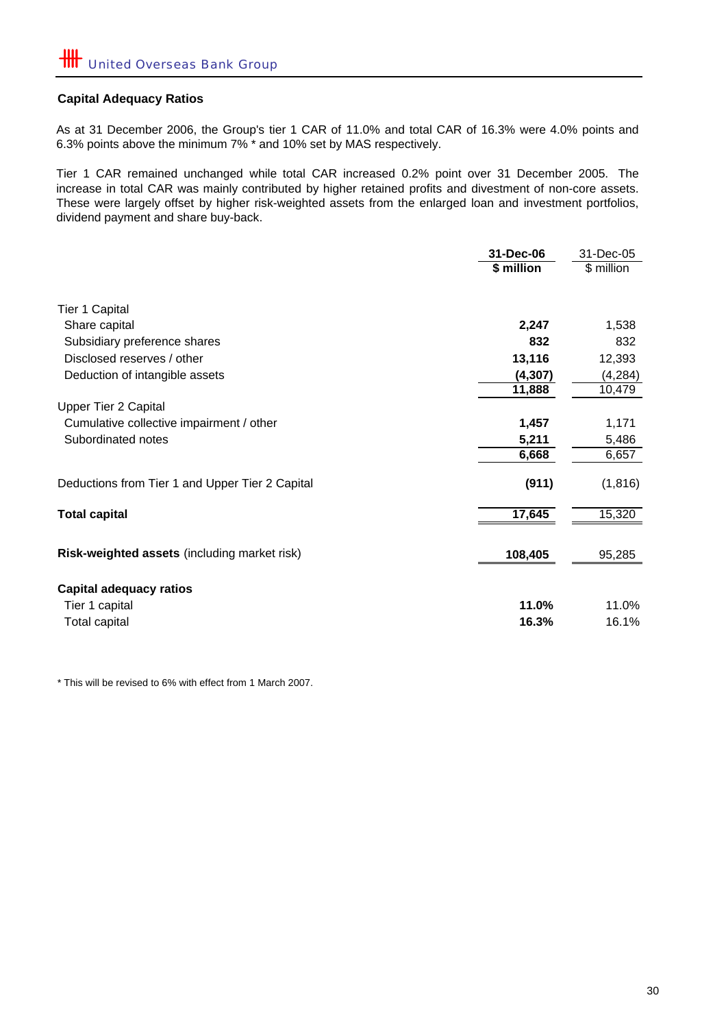## Capital Adequacy Ratios

As at 31 December 2006, the Group's tier 1 CAR of 11.0% and total CAR of 16.3% were 4.0% points and 6.3% points above the minimum 7% * and 10% set by MAS respectively.

Tier 1 CAR remained unchanged while total CAR increased 0.2% point over 31 December 2005. The increase in total CAR was mainly contributed by higher retained profits and divestment of non-core assets. These were largely offset by higher risk-weighted assets from the enlarged loan and investment portfolios, dividend payment and share buy-back.

| | **31-Dec-06** | 31-Dec-05 |
|---|---|---|
| | **$ million** | $ million |
| Tier 1 Capital | | |
| Share capital | **2,247** | 1,538 |
| Subsidiary preference shares | **832** | 832 |
| Disclosed reserves / other | **13,116** | 12,393 |
| Deduction of intangible assets | **(4,307)** | (4,284) |
| | **11,888** | 10,479 |
| Upper Tier 2 Capital | | |
| Cumulative collective impairment / other | **1,457** | 1,171 |
| Subordinated notes | **5,211** | 5,486 |
| | **6,668** | 6,657 |
| Deductions from Tier 1 and Upper Tier 2 Capital | **(911)** | (1,816) |
| **Total capital** | **17,645** | 15,320 |
| **Risk-weighted assets** (including market risk) | **108,405** | 95,285 |
| **Capital adequacy ratios** | | |
| Tier 1 capital | **11.0%** | 11.0% |
| Total capital | **16.3%** | 16.1% |

\* This will be revised to 6% with effect from 1 March 2007.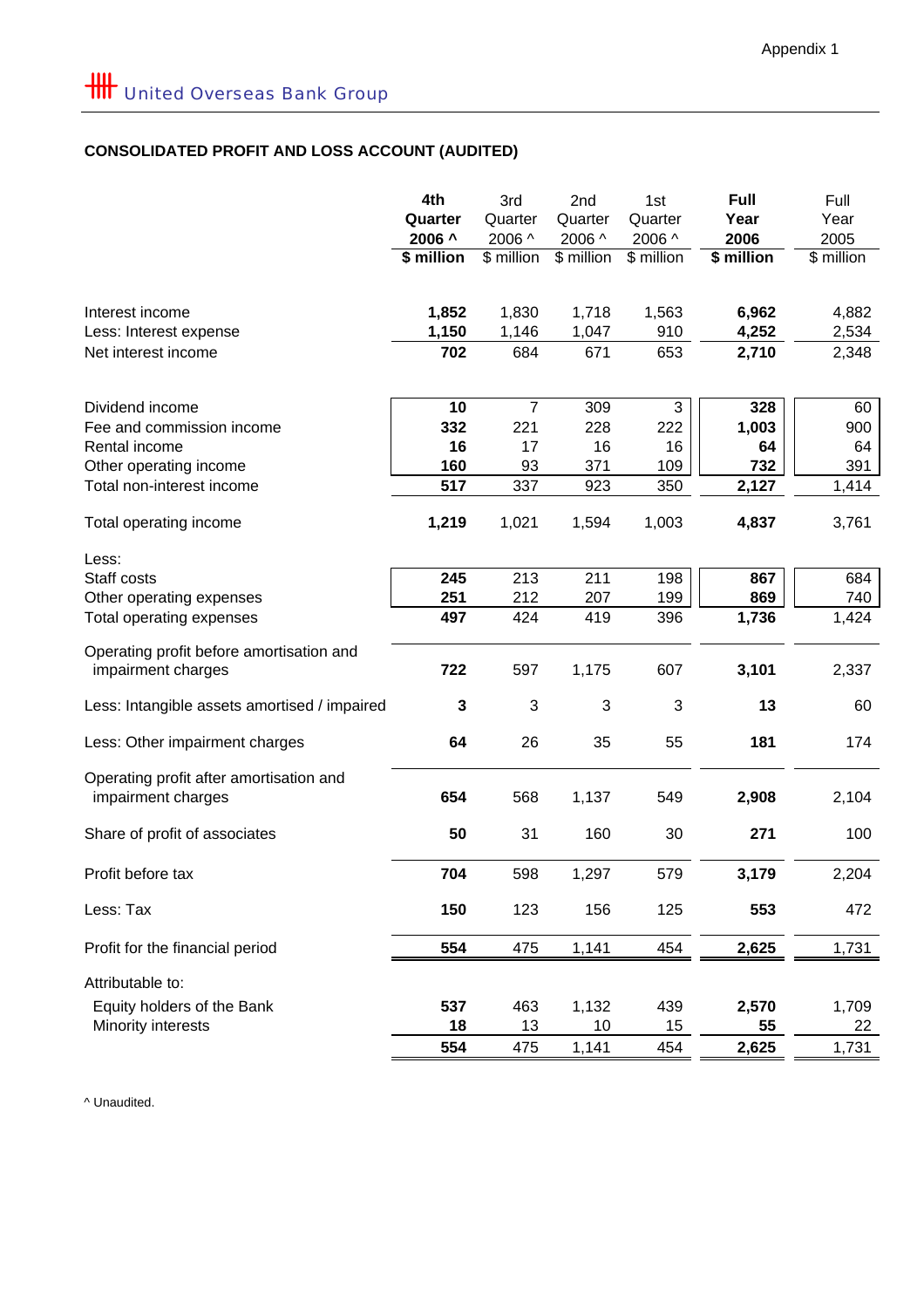Appendix 1

United Overseas Bank Group

## CONSOLIDATED PROFIT AND LOSS ACCOUNT (AUDITED)

| | 4th Quarter 2006 ^ | 3rd Quarter 2006 ^ | 2nd Quarter 2006 ^ | 1st Quarter 2006 ^ | Full Year 2006 | Full Year 2005 |
|---|---|---|---|---|---|---|
| | $ million | $ million | $ million | $ million | $ million | $ million |
| Interest income | 1,852 | 1,830 | 1,718 | 1,563 | 6,962 | 4,882 |
| Less: Interest expense | 1,150 | 1,146 | 1,047 | 910 | 4,252 | 2,534 |
| Net interest income | 702 | 684 | 671 | 653 | 2,710 | 2,348 |
| Dividend income | 10 | 7 | 309 | 3 | 328 | 60 |
| Fee and commission income | 332 | 221 | 228 | 222 | 1,003 | 900 |
| Rental income | 16 | 17 | 16 | 16 | 64 | 64 |
| Other operating income | 160 | 93 | 371 | 109 | 732 | 391 |
| Total non-interest income | 517 | 337 | 923 | 350 | 2,127 | 1,414 |
| Total operating income | 1,219 | 1,021 | 1,594 | 1,003 | 4,837 | 3,761 |
| Less: | | | | | | |
| Staff costs | 245 | 213 | 211 | 198 | 867 | 684 |
| Other operating expenses | 251 | 212 | 207 | 199 | 869 | 740 |
| Total operating expenses | 497 | 424 | 419 | 396 | 1,736 | 1,424 |
| Operating profit before amortisation and impairment charges | 722 | 597 | 1,175 | 607 | 3,101 | 2,337 |
| Less: Intangible assets amortised / impaired | 3 | 3 | 3 | 3 | 13 | 60 |
| Less: Other impairment charges | 64 | 26 | 35 | 55 | 181 | 174 |
| Operating profit after amortisation and impairment charges | 654 | 568 | 1,137 | 549 | 2,908 | 2,104 |
| Share of profit of associates | 50 | 31 | 160 | 30 | 271 | 100 |
| Profit before tax | 704 | 598 | 1,297 | 579 | 3,179 | 2,204 |
| Less: Tax | 150 | 123 | 156 | 125 | 553 | 472 |
| Profit for the financial period | 554 | 475 | 1,141 | 454 | 2,625 | 1,731 |
| Attributable to: | | | | | | |
| Equity holders of the Bank | 537 | 463 | 1,132 | 439 | 2,570 | 1,709 |
| Minority interests | 18 | 13 | 10 | 15 | 55 | 22 |
| | 554 | 475 | 1,141 | 454 | 2,625 | 1,731 |

^ Unaudited.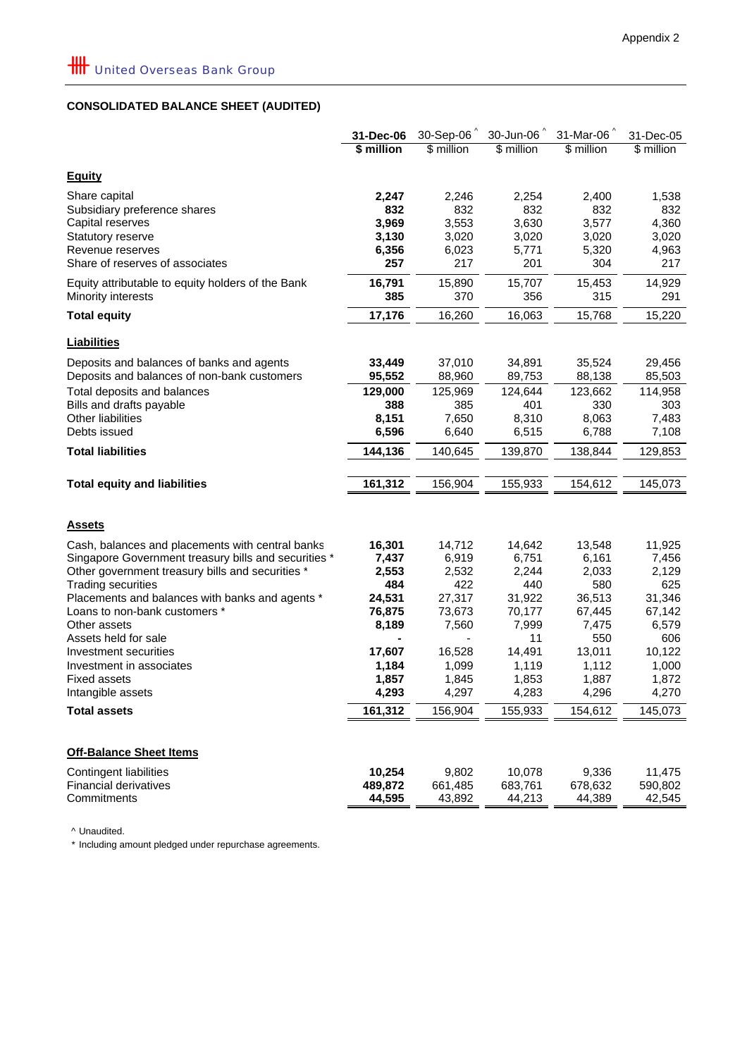Appendix 2

United Overseas Bank Group

## CONSOLIDATED BALANCE SHEET (AUDITED)

| | **31-Dec-06** | 30-Sep-06 ^ | 30-Jun-06 ^ | 31-Mar-06 ^ | 31-Dec-05 |
|---|---|---|---|---|---|
| | **$ million** | $ million | $ million | $ million | $ million |
| **Equity** | | | | | |
| Share capital | **2,247** | 2,246 | 2,254 | 2,400 | 1,538 |
| Subsidiary preference shares | **832** | 832 | 832 | 832 | 832 |
| Capital reserves | **3,969** | 3,553 | 3,630 | 3,577 | 4,360 |
| Statutory reserve | **3,130** | 3,020 | 3,020 | 3,020 | 3,020 |
| Revenue reserves | **6,356** | 6,023 | 5,771 | 5,320 | 4,963 |
| Share of reserves of associates | **257** | 217 | 201 | 304 | 217 |
| Equity attributable to equity holders of the Bank | **16,791** | 15,890 | 15,707 | 15,453 | 14,929 |
| Minority interests | **385** | 370 | 356 | 315 | 291 |
| **Total equity** | **17,176** | 16,260 | 16,063 | 15,768 | 15,220 |
| **Liabilities** | | | | | |
| Deposits and balances of banks and agents | **33,449** | 37,010 | 34,891 | 35,524 | 29,456 |
| Deposits and balances of non-bank customers | **95,552** | 88,960 | 89,753 | 88,138 | 85,503 |
| Total deposits and balances | **129,000** | 125,969 | 124,644 | 123,662 | 114,958 |
| Bills and drafts payable | **388** | 385 | 401 | 330 | 303 |
| Other liabilities | **8,151** | 7,650 | 8,310 | 8,063 | 7,483 |
| Debts issued | **6,596** | 6,640 | 6,515 | 6,788 | 7,108 |
| **Total liabilities** | **144,136** | 140,645 | 139,870 | 138,844 | 129,853 |
| **Total equity and liabilities** | **161,312** | 156,904 | 155,933 | 154,612 | 145,073 |
| **Assets** | | | | | |
| Cash, balances and placements with central banks | **16,301** | 14,712 | 14,642 | 13,548 | 11,925 |
| Singapore Government treasury bills and securities * | **7,437** | 6,919 | 6,751 | 6,161 | 7,456 |
| Other government treasury bills and securities * | **2,553** | 2,532 | 2,244 | 2,033 | 2,129 |
| Trading securities | **484** | 422 | 440 | 580 | 625 |
| Placements and balances with banks and agents * | **24,531** | 27,317 | 31,922 | 36,513 | 31,346 |
| Loans to non-bank customers * | **76,875** | 73,673 | 70,177 | 67,445 | 67,142 |
| Other assets | **8,189** | 7,560 | 7,999 | 7,475 | 6,579 |
| Assets held for sale | **-** | - | 11 | 550 | 606 |
| Investment securities | **17,607** | 16,528 | 14,491 | 13,011 | 10,122 |
| Investment in associates | **1,184** | 1,099 | 1,119 | 1,112 | 1,000 |
| Fixed assets | **1,857** | 1,845 | 1,853 | 1,887 | 1,872 |
| Intangible assets | **4,293** | 4,297 | 4,283 | 4,296 | 4,270 |
| **Total assets** | **161,312** | 156,904 | 155,933 | 154,612 | 145,073 |
| **Off-Balance Sheet Items** | | | | | |
| Contingent liabilities | **10,254** | 9,802 | 10,078 | 9,336 | 11,475 |
| Financial derivatives | **489,872** | 661,485 | 683,761 | 678,632 | 590,802 |
| Commitments | **44,595** | 43,892 | 44,213 | 44,389 | 42,545 |

^ Unaudited.

* Including amount pledged under repurchase agreements.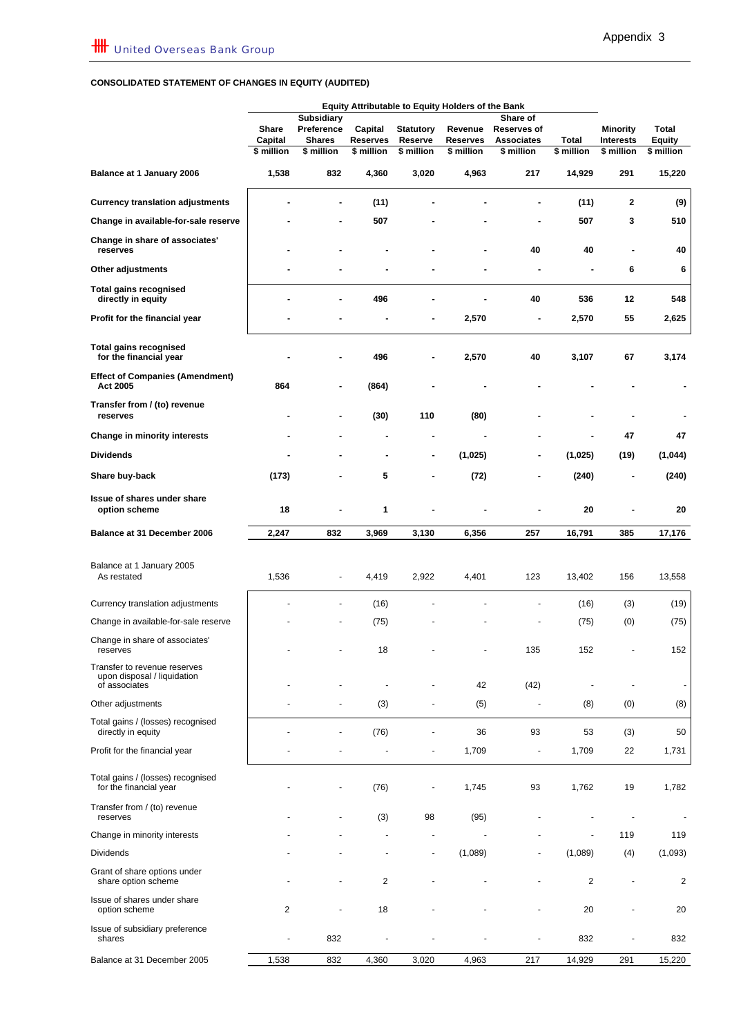## CONSOLIDATED STATEMENT OF CHANGES IN EQUITY (AUDITED)

| | Equity Attributable to Equity Holders of the Bank | | | | | | | | |
|---|---|---|---|---|---|---|---|---|---|
| | Share Capital | Subsidiary Preference Shares | Capital Reserves | Statutory Reserve | Revenue Reserves | Share of Reserves of Associates | Total | Minority Interests | Total Equity |
| | $ million | $ million | $ million | $ million | $ million | $ million | $ million | $ million | $ million |
| **Balance at 1 January 2006** | **1,538** | **832** | **4,360** | **3,020** | **4,963** | **217** | **14,929** | **291** | **15,220** |
| **Currency translation adjustments** | **-** | **-** | **(11)** | **-** | **-** | **-** | **(11)** | **2** | **(9)** |
| **Change in available-for-sale reserve** | **-** | **-** | **507** | **-** | **-** | **-** | **507** | **3** | **510** |
| **Change in share of associates' reserves** | **-** | **-** | **-** | **-** | **-** | **40** | **40** | **-** | **40** |
| **Other adjustments** | **-** | **-** | **-** | **-** | **-** | **-** | **-** | **6** | **6** |
| **Total gains recognised directly in equity** | **-** | **-** | **496** | **-** | **-** | **40** | **536** | **12** | **548** |
| **Profit for the financial year** | **-** | **-** | **-** | **-** | **2,570** | **-** | **2,570** | **55** | **2,625** |
| **Total gains recognised for the financial year** | **-** | **-** | **496** | **-** | **2,570** | **40** | **3,107** | **67** | **3,174** |
| **Effect of Companies (Amendment) Act 2005** | **864** | **-** | **(864)** | **-** | **-** | **-** | **-** | **-** | **-** |
| **Transfer from / (to) revenue reserves** | **-** | **-** | **(30)** | **110** | **(80)** | **-** | **-** | **-** | **-** |
| **Change in minority interests** | **-** | **-** | **-** | **-** | **-** | **-** | **-** | **47** | **47** |
| **Dividends** | **-** | **-** | **-** | **-** | **(1,025)** | **-** | **(1,025)** | **(19)** | **(1,044)** |
| **Share buy-back** | **(173)** | **-** | **5** | **-** | **(72)** | **-** | **(240)** | **-** | **(240)** |
| **Issue of shares under share option scheme** | **18** | **-** | **1** | **-** | **-** | **-** | **20** | **-** | **20** |
| **Balance at 31 December 2006** | **2,247** | **832** | **3,969** | **3,130** | **6,356** | **257** | **16,791** | **385** | **17,176** |
| Balance at 1 January 2005 As restated | 1,536 | - | 4,419 | 2,922 | 4,401 | 123 | 13,402 | 156 | 13,558 |
| Currency translation adjustments | - | - | (16) | - | - | - | (16) | (3) | (19) |
| Change in available-for-sale reserve | - | - | (75) | - | - | - | (75) | (0) | (75) |
| Change in share of associates' reserves | - | - | 18 | - | - | 135 | 152 | - | 152 |
| Transfer to revenue reserves upon disposal / liquidation of associates | - | - | - | - | 42 | (42) | - | - | - |
| Other adjustments | - | - | (3) | - | (5) | - | (8) | (0) | (8) |
| Total gains / (losses) recognised directly in equity | - | - | (76) | - | 36 | 93 | 53 | (3) | 50 |
| Profit for the financial year | - | - | - | - | 1,709 | - | 1,709 | 22 | 1,731 |
| Total gains / (losses) recognised for the financial year | - | - | (76) | - | 1,745 | 93 | 1,762 | 19 | 1,782 |
| Transfer from / (to) revenue reserves | - | - | (3) | 98 | (95) | - | - | - | - |
| Change in minority interests | - | - | - | - | - | - | - | 119 | 119 |
| Dividends | - | - | - | - | (1,089) | - | (1,089) | (4) | (1,093) |
| Grant of share options under share option scheme | - | - | 2 | - | - | - | 2 | - | 2 |
| Issue of shares under share option scheme | 2 | - | 18 | - | - | - | 20 | - | 20 |
| Issue of subsidiary preference shares | - | 832 | - | - | - | - | 832 | - | 832 |
| Balance at 31 December 2005 | 1,538 | 832 | 4,360 | 3,020 | 4,963 | 217 | 14,929 | 291 | 15,220 |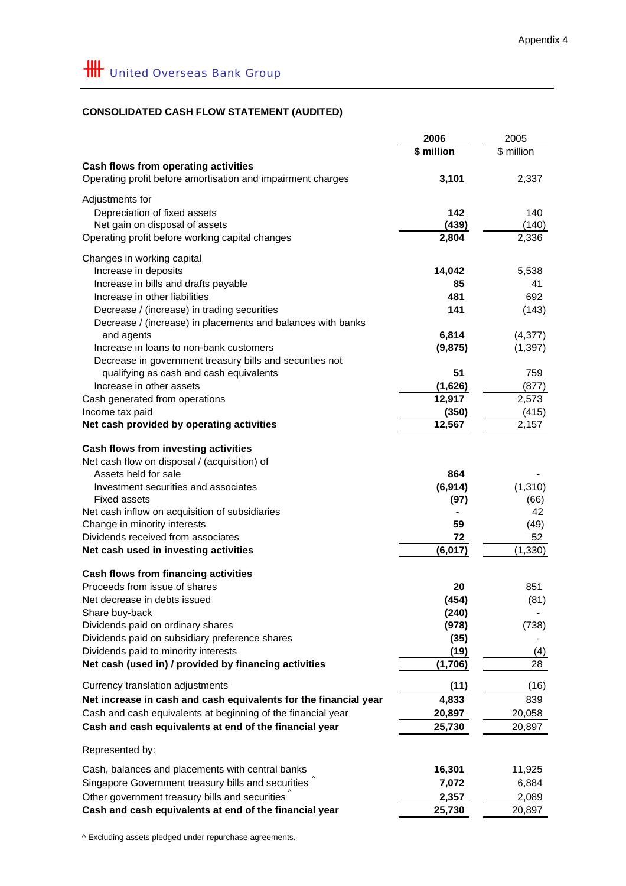Appendix 4

United Overseas Bank Group

**CONSOLIDATED CASH FLOW STATEMENT (AUDITED)**

| | **2006** | 2005 |
|---|---|---|
| | **$ million** | $ million |
| **Cash flows from operating activities** | | |
| Operating profit before amortisation and impairment charges | **3,101** | 2,337 |
| Adjustments for | | |
| Depreciation of fixed assets | **142** | 140 |
| Net gain on disposal of assets | **(439)** | (140) |
| Operating profit before working capital changes | **2,804** | 2,336 |
| Changes in working capital | | |
| Increase in deposits | **14,042** | 5,538 |
| Increase in bills and drafts payable | **85** | 41 |
| Increase in other liabilities | **481** | 692 |
| Decrease / (increase) in trading securities | **141** | (143) |
| Decrease / (increase) in placements and balances with banks and agents | **6,814** | (4,377) |
| Increase in loans to non-bank customers | **(9,875)** | (1,397) |
| Decrease in government treasury bills and securities not qualifying as cash and cash equivalents | **51** | 759 |
| Increase in other assets | **(1,626)** | (877) |
| Cash generated from operations | **12,917** | 2,573 |
| Income tax paid | **(350)** | (415) |
| **Net cash provided by operating activities** | **12,567** | 2,157 |
| **Cash flows from investing activities** | | |
| Net cash flow on disposal / (acquisition) of | | |
| Assets held for sale | **864** | - |
| Investment securities and associates | **(6,914)** | (1,310) |
| Fixed assets | **(97)** | (66) |
| Net cash inflow on acquisition of subsidiaries | **-** | 42 |
| Change in minority interests | **59** | (49) |
| Dividends received from associates | **72** | 52 |
| **Net cash used in investing activities** | **(6,017)** | (1,330) |
| **Cash flows from financing activities** | | |
| Proceeds from issue of shares | **20** | 851 |
| Net decrease in debts issued | **(454)** | (81) |
| Share buy-back | **(240)** | - |
| Dividends paid on ordinary shares | **(978)** | (738) |
| Dividends paid on subsidiary preference shares | **(35)** | - |
| Dividends paid to minority interests | **(19)** | (4) |
| **Net cash (used in) / provided by financing activities** | **(1,706)** | 28 |
| Currency translation adjustments | **(11)** | (16) |
| **Net increase in cash and cash equivalents for the financial year** | **4,833** | 839 |
| Cash and cash equivalents at beginning of the financial year | **20,897** | 20,058 |
| **Cash and cash equivalents at end of the financial year** | **25,730** | 20,897 |
| Represented by: | | |
| Cash, balances and placements with central banks | **16,301** | 11,925 |
| Singapore Government treasury bills and securities ^ | **7,072** | 6,884 |
| Other government treasury bills and securities ^ | **2,357** | 2,089 |
| **Cash and cash equivalents at end of the financial year** | **25,730** | 20,897 |

^ Excluding assets pledged under repurchase agreements.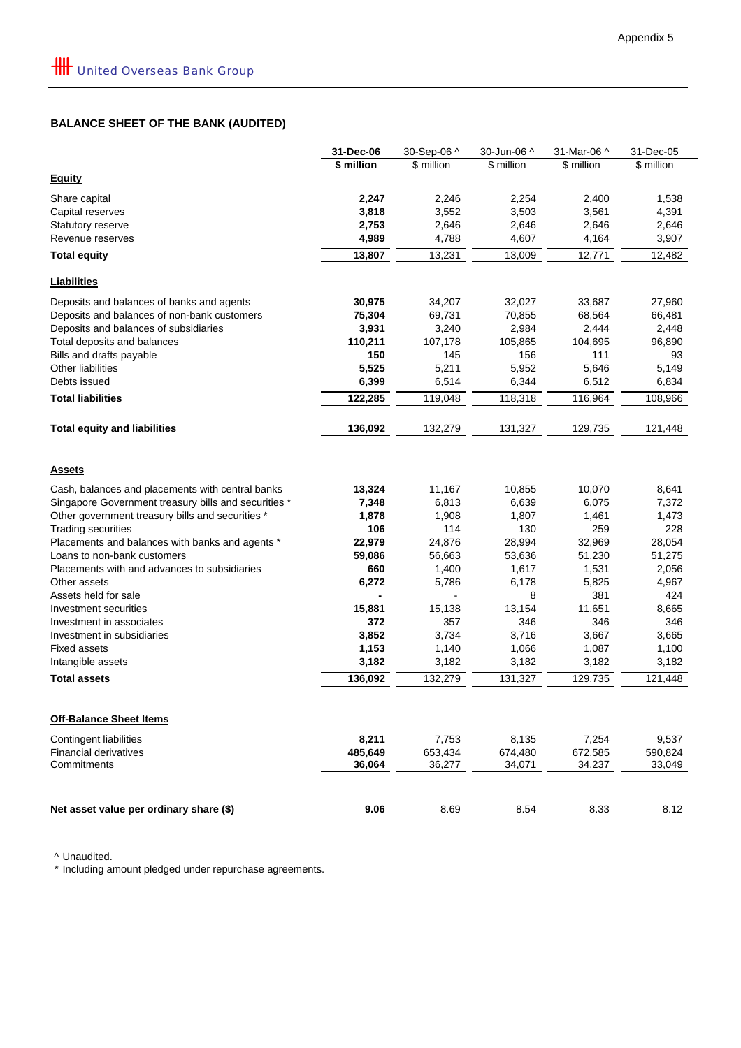Appendix 5

United Overseas Bank Group

## BALANCE SHEET OF THE BANK (AUDITED)

| | 31-Dec-06 | 30-Sep-06 ^ | 30-Jun-06 ^ | 31-Mar-06 ^ | 31-Dec-05 |
|---|---|---|---|---|---|
| | **$ million** | $ million | $ million | $ million | $ million |
| **Equity** | | | | | |
| Share capital | **2,247** | 2,246 | 2,254 | 2,400 | 1,538 |
| Capital reserves | **3,818** | 3,552 | 3,503 | 3,561 | 4,391 |
| Statutory reserve | **2,753** | 2,646 | 2,646 | 2,646 | 2,646 |
| Revenue reserves | **4,989** | 4,788 | 4,607 | 4,164 | 3,907 |
| **Total equity** | **13,807** | 13,231 | 13,009 | 12,771 | 12,482 |
| **Liabilities** | | | | | |
| Deposits and balances of banks and agents | **30,975** | 34,207 | 32,027 | 33,687 | 27,960 |
| Deposits and balances of non-bank customers | **75,304** | 69,731 | 70,855 | 68,564 | 66,481 |
| Deposits and balances of subsidiaries | **3,931** | 3,240 | 2,984 | 2,444 | 2,448 |
| Total deposits and balances | **110,211** | 107,178 | 105,865 | 104,695 | 96,890 |
| Bills and drafts payable | **150** | 145 | 156 | 111 | 93 |
| Other liabilities | **5,525** | 5,211 | 5,952 | 5,646 | 5,149 |
| Debts issued | **6,399** | 6,514 | 6,344 | 6,512 | 6,834 |
| **Total liabilities** | **122,285** | 119,048 | 118,318 | 116,964 | 108,966 |
| **Total equity and liabilities** | **136,092** | 132,279 | 131,327 | 129,735 | 121,448 |
| **Assets** | | | | | |
| Cash, balances and placements with central banks | **13,324** | 11,167 | 10,855 | 10,070 | 8,641 |
| Singapore Government treasury bills and securities * | **7,348** | 6,813 | 6,639 | 6,075 | 7,372 |
| Other government treasury bills and securities * | **1,878** | 1,908 | 1,807 | 1,461 | 1,473 |
| Trading securities | **106** | 114 | 130 | 259 | 228 |
| Placements and balances with banks and agents * | **22,979** | 24,876 | 28,994 | 32,969 | 28,054 |
| Loans to non-bank customers | **59,086** | 56,663 | 53,636 | 51,230 | 51,275 |
| Placements with and advances to subsidiaries | **660** | 1,400 | 1,617 | 1,531 | 2,056 |
| Other assets | **6,272** | 5,786 | 6,178 | 5,825 | 4,967 |
| Assets held for sale | **-** | - | 8 | 381 | 424 |
| Investment securities | **15,881** | 15,138 | 13,154 | 11,651 | 8,665 |
| Investment in associates | **372** | 357 | 346 | 346 | 346 |
| Investment in subsidiaries | **3,852** | 3,734 | 3,716 | 3,667 | 3,665 |
| Fixed assets | **1,153** | 1,140 | 1,066 | 1,087 | 1,100 |
| Intangible assets | **3,182** | 3,182 | 3,182 | 3,182 | 3,182 |
| **Total assets** | **136,092** | 132,279 | 131,327 | 129,735 | 121,448 |
| **Off-Balance Sheet Items** | | | | | |
| Contingent liabilities | **8,211** | 7,753 | 8,135 | 7,254 | 9,537 |
| Financial derivatives | **485,649** | 653,434 | 674,480 | 672,585 | 590,824 |
| Commitments | **36,064** | 36,277 | 34,071 | 34,237 | 33,049 |
| **Net asset value per ordinary share ($)** | **9.06** | 8.69 | 8.54 | 8.33 | 8.12 |

^ Unaudited.
* Including amount pledged under repurchase agreements.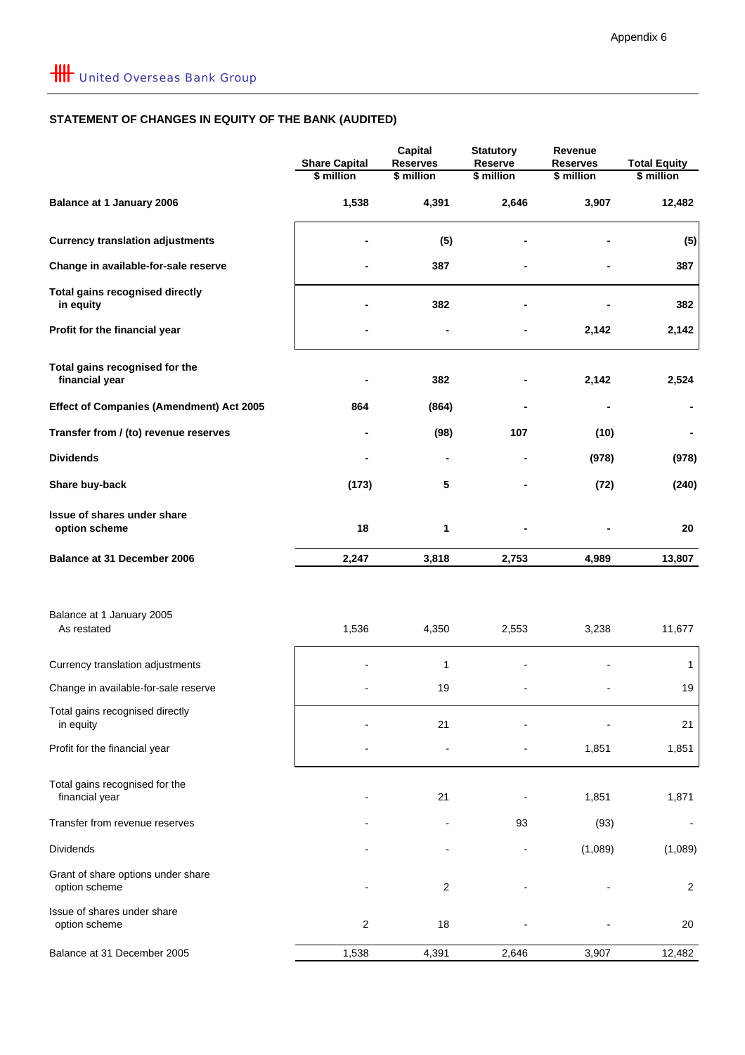Appendix 6

United Overseas Bank Group

## STATEMENT OF CHANGES IN EQUITY OF THE BANK (AUDITED)

| | Share Capital $ million | Capital Reserves $ million | Statutory Reserve $ million | Revenue Reserves $ million | Total Equity $ million |
|---|---|---|---|---|---|
| **Balance at 1 January 2006** | **1,538** | **4,391** | **2,646** | **3,907** | **12,482** |
| **Currency translation adjustments** | **-** | **(5)** | **-** | **-** | **(5)** |
| **Change in available-for-sale reserve** | **-** | **387** | **-** | **-** | **387** |
| **Total gains recognised directly in equity** | **-** | **382** | **-** | **-** | **382** |
| **Profit for the financial year** | **-** | **-** | **-** | **2,142** | **2,142** |
| **Total gains recognised for the financial year** | **-** | **382** | **-** | **2,142** | **2,524** |
| **Effect of Companies (Amendment) Act 2005** | **864** | **(864)** | **-** | **-** | **-** |
| **Transfer from / (to) revenue reserves** | **-** | **(98)** | **107** | **(10)** | **-** |
| **Dividends** | **-** | **-** | **-** | **(978)** | **(978)** |
| **Share buy-back** | **(173)** | **5** | **-** | **(72)** | **(240)** |
| **Issue of shares under share option scheme** | **18** | **1** | **-** | **-** | **20** |
| **Balance at 31 December 2006** | **2,247** | **3,818** | **2,753** | **4,989** | **13,807** |
| | | | | | |
| Balance at 1 January 2005 As restated | 1,536 | 4,350 | 2,553 | 3,238 | 11,677 |
| Currency translation adjustments | - | 1 | - | - | 1 |
| Change in available-for-sale reserve | - | 19 | - | - | 19 |
| Total gains recognised directly in equity | - | 21 | - | - | 21 |
| Profit for the financial year | - | - | - | 1,851 | 1,851 |
| Total gains recognised for the financial year | - | 21 | - | 1,851 | 1,871 |
| Transfer from revenue reserves | - | - | 93 | (93) | - |
| Dividends | - | - | - | (1,089) | (1,089) |
| Grant of share options under share option scheme | - | 2 | - | - | 2 |
| Issue of shares under share option scheme | 2 | 18 | - | - | 20 |
| Balance at 31 December 2005 | 1,538 | 4,391 | 2,646 | 3,907 | 12,482 |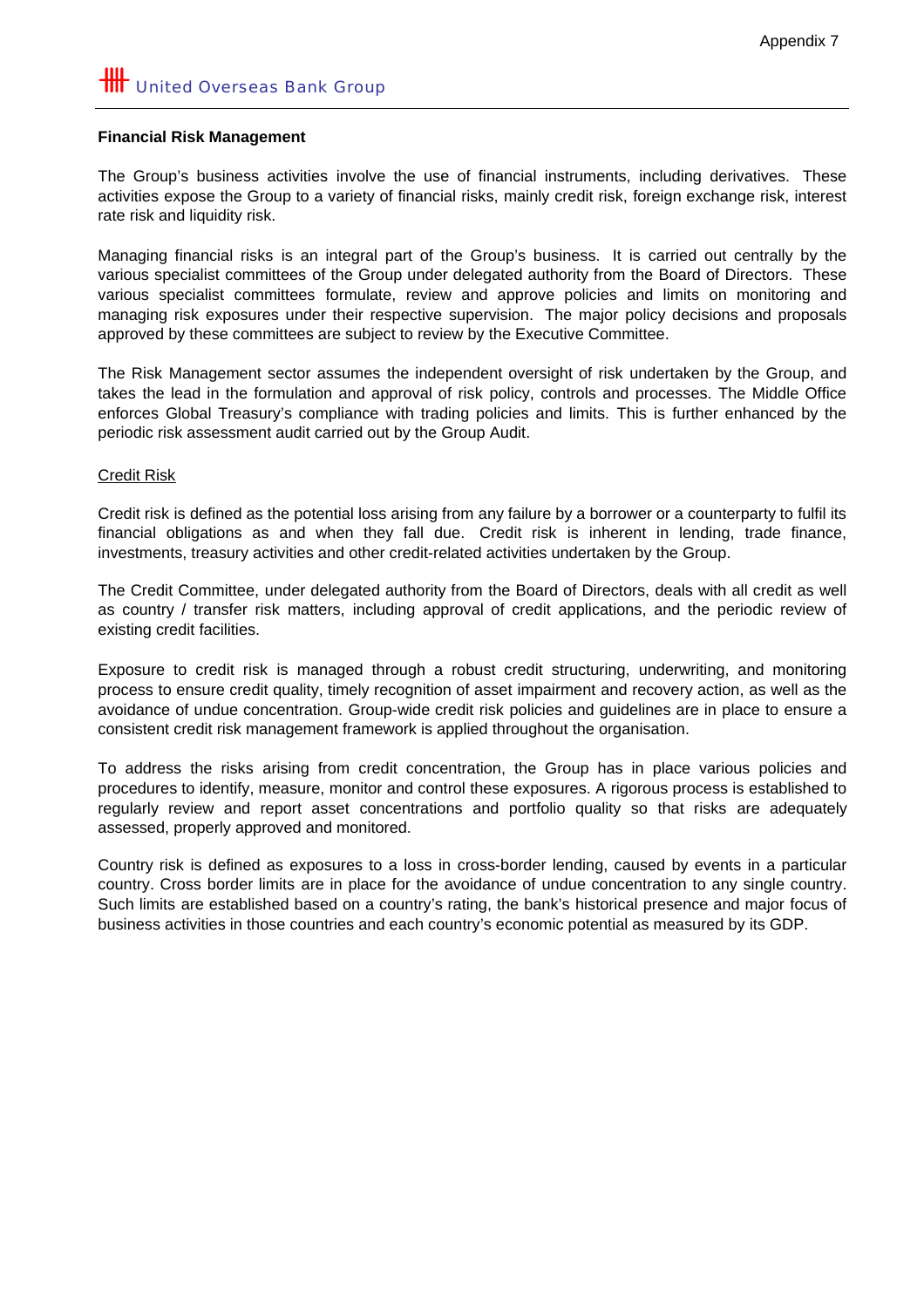**Financial Risk Management**

The Group's business activities involve the use of financial instruments, including derivatives. These activities expose the Group to a variety of financial risks, mainly credit risk, foreign exchange risk, interest rate risk and liquidity risk.

Managing financial risks is an integral part of the Group's business. It is carried out centrally by the various specialist committees of the Group under delegated authority from the Board of Directors. These various specialist committees formulate, review and approve policies and limits on monitoring and managing risk exposures under their respective supervision. The major policy decisions and proposals approved by these committees are subject to review by the Executive Committee.

The Risk Management sector assumes the independent oversight of risk undertaken by the Group, and takes the lead in the formulation and approval of risk policy, controls and processes. The Middle Office enforces Global Treasury's compliance with trading policies and limits. This is further enhanced by the periodic risk assessment audit carried out by the Group Audit.

Credit Risk

Credit risk is defined as the potential loss arising from any failure by a borrower or a counterparty to fulfil its financial obligations as and when they fall due. Credit risk is inherent in lending, trade finance, investments, treasury activities and other credit-related activities undertaken by the Group.

The Credit Committee, under delegated authority from the Board of Directors, deals with all credit as well as country / transfer risk matters, including approval of credit applications, and the periodic review of existing credit facilities.

Exposure to credit risk is managed through a robust credit structuring, underwriting, and monitoring process to ensure credit quality, timely recognition of asset impairment and recovery action, as well as the avoidance of undue concentration. Group-wide credit risk policies and guidelines are in place to ensure a consistent credit risk management framework is applied throughout the organisation.

To address the risks arising from credit concentration, the Group has in place various policies and procedures to identify, measure, monitor and control these exposures. A rigorous process is established to regularly review and report asset concentrations and portfolio quality so that risks are adequately assessed, properly approved and monitored.

Country risk is defined as exposures to a loss in cross-border lending, caused by events in a particular country. Cross border limits are in place for the avoidance of undue concentration to any single country. Such limits are established based on a country's rating, the bank's historical presence and major focus of business activities in those countries and each country's economic potential as measured by its GDP.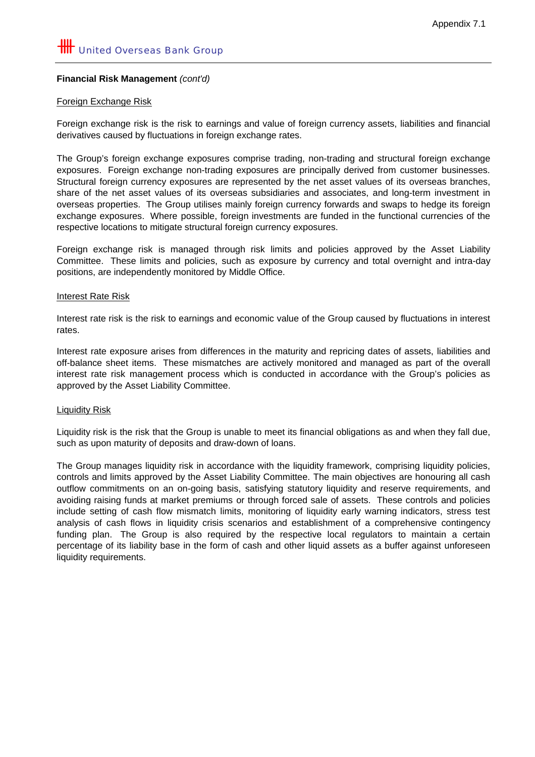**Financial Risk Management** *(cont'd)*

Foreign Exchange Risk

Foreign exchange risk is the risk to earnings and value of foreign currency assets, liabilities and financial derivatives caused by fluctuations in foreign exchange rates.

The Group's foreign exchange exposures comprise trading, non-trading and structural foreign exchange exposures. Foreign exchange non-trading exposures are principally derived from customer businesses. Structural foreign currency exposures are represented by the net asset values of its overseas branches, share of the net asset values of its overseas subsidiaries and associates, and long-term investment in overseas properties. The Group utilises mainly foreign currency forwards and swaps to hedge its foreign exchange exposures. Where possible, foreign investments are funded in the functional currencies of the respective locations to mitigate structural foreign currency exposures.

Foreign exchange risk is managed through risk limits and policies approved by the Asset Liability Committee. These limits and policies, such as exposure by currency and total overnight and intra-day positions, are independently monitored by Middle Office.

Interest Rate Risk

Interest rate risk is the risk to earnings and economic value of the Group caused by fluctuations in interest rates.

Interest rate exposure arises from differences in the maturity and repricing dates of assets, liabilities and off-balance sheet items. These mismatches are actively monitored and managed as part of the overall interest rate risk management process which is conducted in accordance with the Group's policies as approved by the Asset Liability Committee.

Liquidity Risk

Liquidity risk is the risk that the Group is unable to meet its financial obligations as and when they fall due, such as upon maturity of deposits and draw-down of loans.

The Group manages liquidity risk in accordance with the liquidity framework, comprising liquidity policies, controls and limits approved by the Asset Liability Committee. The main objectives are honouring all cash outflow commitments on an on-going basis, satisfying statutory liquidity and reserve requirements, and avoiding raising funds at market premiums or through forced sale of assets. These controls and policies include setting of cash flow mismatch limits, monitoring of liquidity early warning indicators, stress test analysis of cash flows in liquidity crisis scenarios and establishment of a comprehensive contingency funding plan. The Group is also required by the respective local regulators to maintain a certain percentage of its liability base in the form of cash and other liquid assets as a buffer against unforeseen liquidity requirements.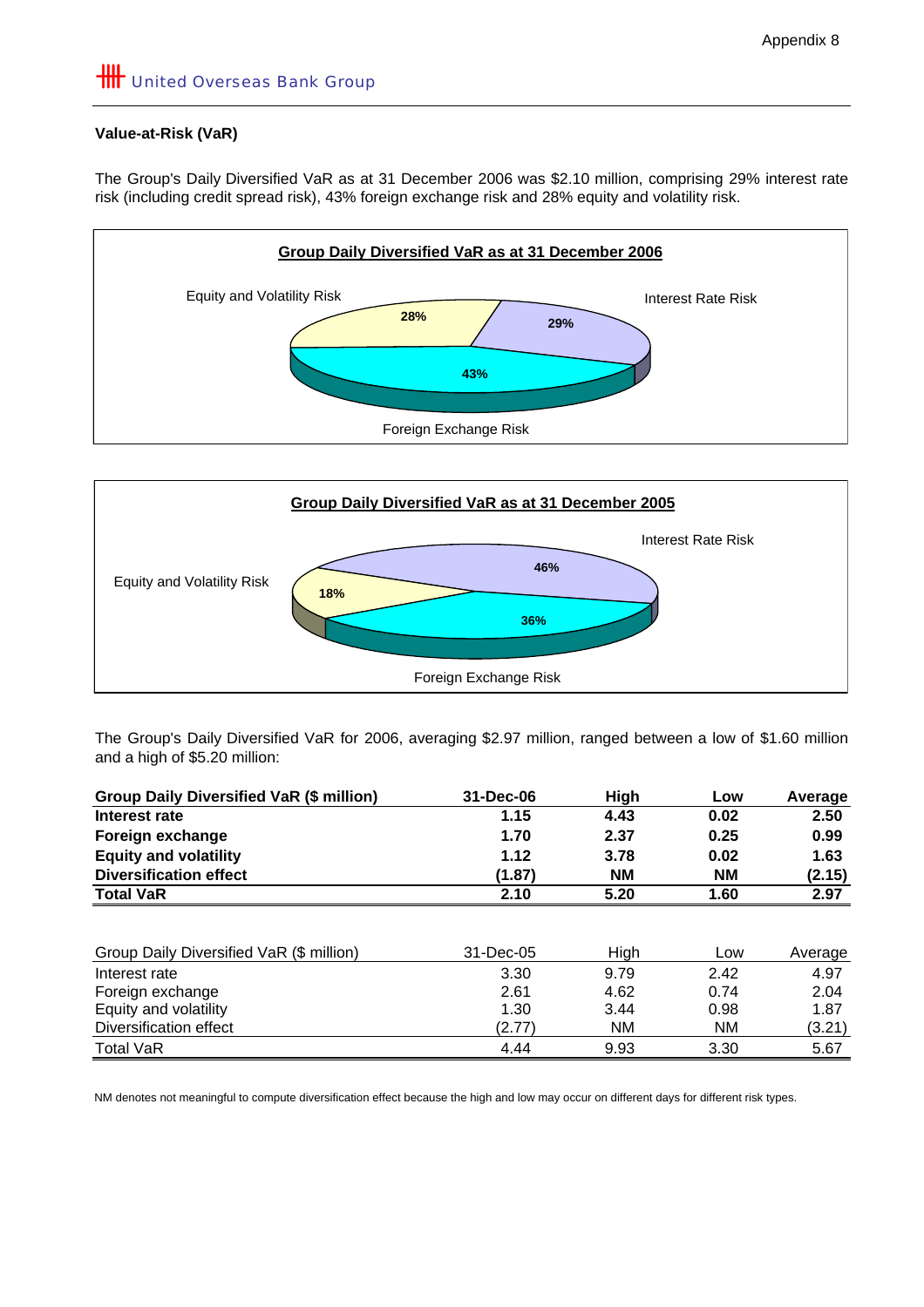Appendix 8

United Overseas Bank Group

**Value-at-Risk (VaR)**

The Group's Daily Diversified VaR as at 31 December 2006 was $2.10 million, comprising 29% interest rate risk (including credit spread risk), 43% foreign exchange risk and 28% equity and volatility risk.

**Group Daily Diversified VaR as at 31 December 2006**

Equity and Volatility Risk 28%
Interest Rate Risk 29%
Foreign Exchange Risk 43%

**Group Daily Diversified VaR as at 31 December 2005**

Interest Rate Risk 46%
Equity and Volatility Risk 18%
Foreign Exchange Risk 36%

The Group's Daily Diversified VaR for 2006, averaging $2.97 million, ranged between a low of $1.60 million and a high of $5.20 million:

| **Group Daily Diversified VaR ($ million)** | **31-Dec-06** | **High** | **Low** | **Average** |
|---|---|---|---|---|
| **Interest rate** | **1.15** | **4.43** | **0.02** | **2.50** |
| **Foreign exchange** | **1.70** | **2.37** | **0.25** | **0.99** |
| **Equity and volatility** | **1.12** | **3.78** | **0.02** | **1.63** |
| **Diversification effect** | **(1.87)** | **NM** | **NM** | **(2.15)** |
| **Total VaR** | **2.10** | **5.20** | **1.60** | **2.97** |

| Group Daily Diversified VaR ($ million) | 31-Dec-05 | High | Low | Average |
|---|---|---|---|---|
| Interest rate | 3.30 | 9.79 | 2.42 | 4.97 |
| Foreign exchange | 2.61 | 4.62 | 0.74 | 2.04 |
| Equity and volatility | 1.30 | 3.44 | 0.98 | 1.87 |
| Diversification effect | (2.77) | NM | NM | (3.21) |
| Total VaR | 4.44 | 9.93 | 3.30 | 5.67 |

NM denotes not meaningful to compute diversification effect because the high and low may occur on different days for different risk types.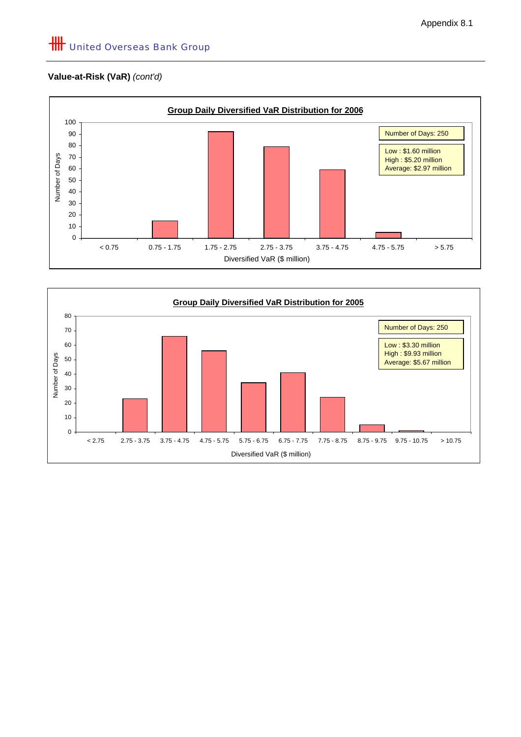Appendix 8.1

United Overseas Bank Group

**Value-at-Risk (VaR)** *(cont'd)*

**Group Daily Diversified VaR Distribution for 2006**

Number of Days: 250

Low : $1.60 million
High : $5.20 million
Average: $2.97 million

| Diversified VaR ($ million) | Number of Days |
|---|---|
| < 0.75 | 0 |
| 0.75 - 1.75 | 15 |
| 1.75 - 2.75 | 92 |
| 2.75 - 3.75 | 79 |
| 3.75 - 4.75 | 59 |
| 4.75 - 5.75 | 5 |
| > 5.75 | 0 |

**Group Daily Diversified VaR Distribution for 2005**

Number of Days: 250

Low : $3.30 million
High : $9.93 million
Average: $5.67 million

| Diversified VaR ($ million) | Number of Days |
|---|---|
| < 2.75 | 0 |
| 2.75 - 3.75 | 23 |
| 3.75 - 4.75 | 66 |
| 4.75 - 5.75 | 56 |
| 5.75 - 6.75 | 34 |
| 6.75 - 7.75 | 41 |
| 7.75 - 8.75 | 24 |
| 8.75 - 9.75 | 5 |
| 9.75 - 10.75 | 1 |
| > 10.75 | 0 |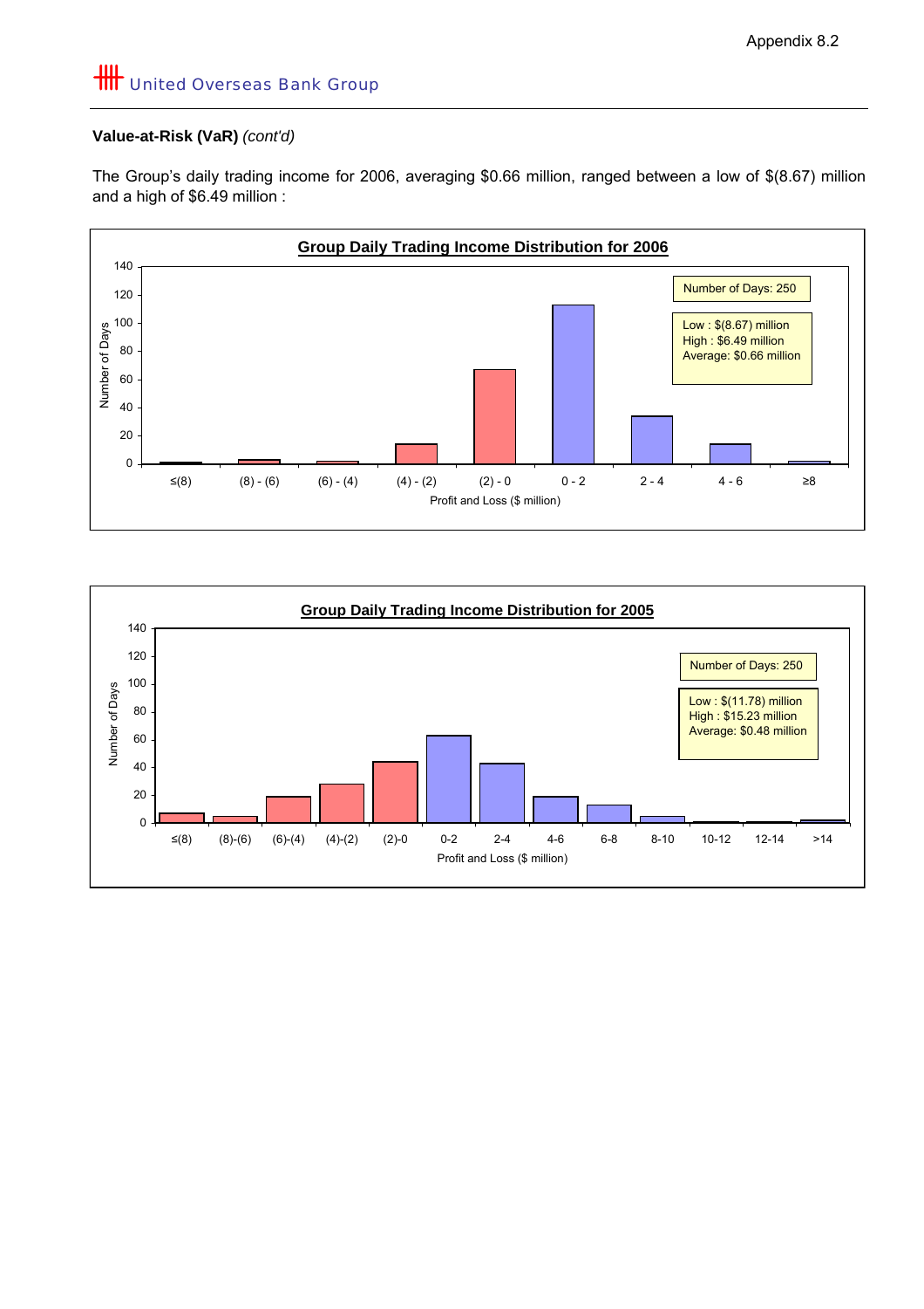Appendix 8.2

**Value-at-Risk (VaR)** *(cont'd)*

The Group's daily trading income for 2006, averaging $0.66 million, ranged between a low of $(8.67) million and a high of $6.49 million :

**Group Daily Trading Income Distribution for 2006**

Number of Days: 250

Low : $(8.67) million
High : $6.49 million
Average: $0.66 million

**Group Daily Trading Income Distribution for 2005**

Number of Days: 250

Low : $(11.78) million
High : $15.23 million
Average: $0.48 million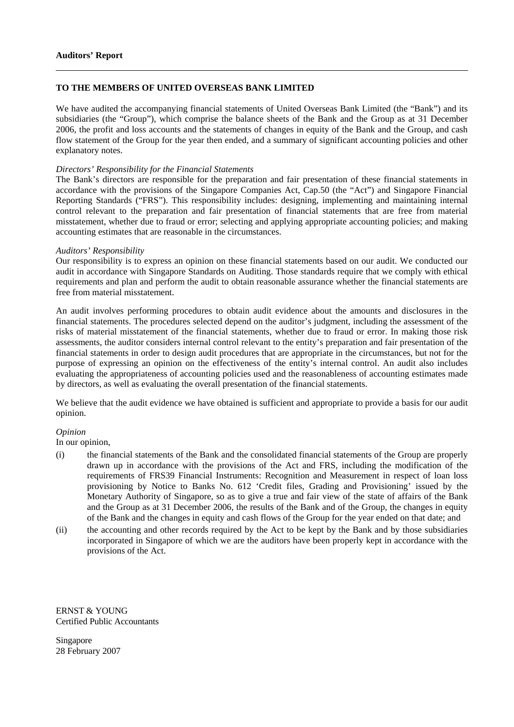**Auditors' Report**

---

**TO THE MEMBERS OF UNITED OVERSEAS BANK LIMITED**

We have audited the accompanying financial statements of United Overseas Bank Limited (the "Bank") and its subsidiaries (the "Group"), which comprise the balance sheets of the Bank and the Group as at 31 December 2006, the profit and loss accounts and the statements of changes in equity of the Bank and the Group, and cash flow statement of the Group for the year then ended, and a summary of significant accounting policies and other explanatory notes.

*Directors' Responsibility for the Financial Statements*

The Bank's directors are responsible for the preparation and fair presentation of these financial statements in accordance with the provisions of the Singapore Companies Act, Cap.50 (the "Act") and Singapore Financial Reporting Standards ("FRS"). This responsibility includes: designing, implementing and maintaining internal control relevant to the preparation and fair presentation of financial statements that are free from material misstatement, whether due to fraud or error; selecting and applying appropriate accounting policies; and making accounting estimates that are reasonable in the circumstances.

*Auditors' Responsibility*

Our responsibility is to express an opinion on these financial statements based on our audit. We conducted our audit in accordance with Singapore Standards on Auditing. Those standards require that we comply with ethical requirements and plan and perform the audit to obtain reasonable assurance whether the financial statements are free from material misstatement.

An audit involves performing procedures to obtain audit evidence about the amounts and disclosures in the financial statements. The procedures selected depend on the auditor's judgment, including the assessment of the risks of material misstatement of the financial statements, whether due to fraud or error. In making those risk assessments, the auditor considers internal control relevant to the entity's preparation and fair presentation of the financial statements in order to design audit procedures that are appropriate in the circumstances, but not for the purpose of expressing an opinion on the effectiveness of the entity's internal control. An audit also includes evaluating the appropriateness of accounting policies used and the reasonableness of accounting estimates made by directors, as well as evaluating the overall presentation of the financial statements.

We believe that the audit evidence we have obtained is sufficient and appropriate to provide a basis for our audit opinion.

*Opinion*

In our opinion,

(i) the financial statements of the Bank and the consolidated financial statements of the Group are properly drawn up in accordance with the provisions of the Act and FRS, including the modification of the requirements of FRS39 Financial Instruments: Recognition and Measurement in respect of loan loss provisioning by Notice to Banks No. 612 'Credit files, Grading and Provisioning' issued by the Monetary Authority of Singapore, so as to give a true and fair view of the state of affairs of the Bank and the Group as at 31 December 2006, the results of the Bank and of the Group, the changes in equity of the Bank and the changes in equity and cash flows of the Group for the year ended on that date; and

(ii) the accounting and other records required by the Act to be kept by the Bank and by those subsidiaries incorporated in Singapore of which we are the auditors have been properly kept in accordance with the provisions of the Act.

ERNST & YOUNG
Certified Public Accountants

Singapore
28 February 2007